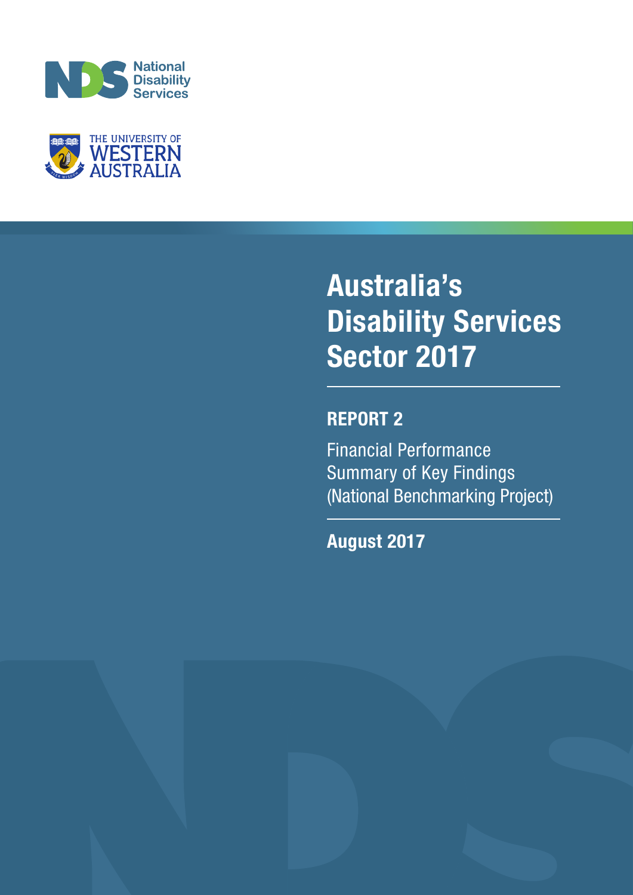National Disability Services

THE UNIVERSITY OF WESTERN AUSTRALIA

# Australia's Disability Services Sector 2017

## REPORT 2

Financial Performance
Summary of Key Findings
(National Benchmarking Project)

**August 2017**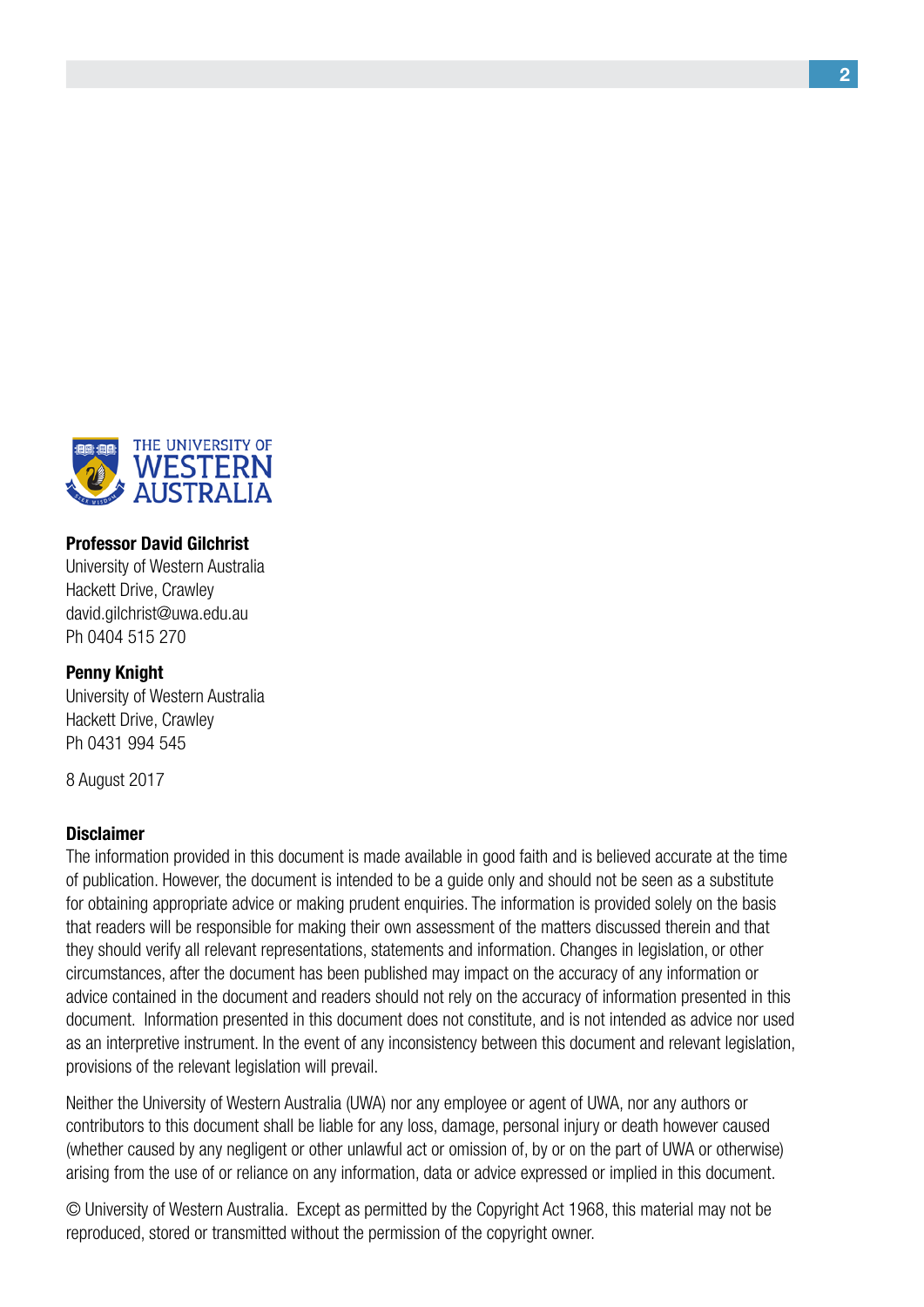**Professor David Gilchrist**
University of Western Australia
Hackett Drive, Crawley
david.gilchrist@uwa.edu.au
Ph 0404 515 270

**Penny Knight**
University of Western Australia
Hackett Drive, Crawley
Ph 0431 994 545

8 August 2017

**Disclaimer**

The information provided in this document is made available in good faith and is believed accurate at the time of publication. However, the document is intended to be a guide only and should not be seen as a substitute for obtaining appropriate advice or making prudent enquiries. The information is provided solely on the basis that readers will be responsible for making their own assessment of the matters discussed therein and that they should verify all relevant representations, statements and information. Changes in legislation, or other circumstances, after the document has been published may impact on the accuracy of any information or advice contained in the document and readers should not rely on the accuracy of information presented in this document. Information presented in this document does not constitute, and is not intended as advice nor used as an interpretive instrument. In the event of any inconsistency between this document and relevant legislation, provisions of the relevant legislation will prevail.

Neither the University of Western Australia (UWA) nor any employee or agent of UWA, nor any authors or contributors to this document shall be liable for any loss, damage, personal injury or death however caused (whether caused by any negligent or other unlawful act or omission of, by or on the part of UWA or otherwise) arising from the use of or reliance on any information, data or advice expressed or implied in this document.

© University of Western Australia. Except as permitted by the Copyright Act 1968, this material may not be reproduced, stored or transmitted without the permission of the copyright owner.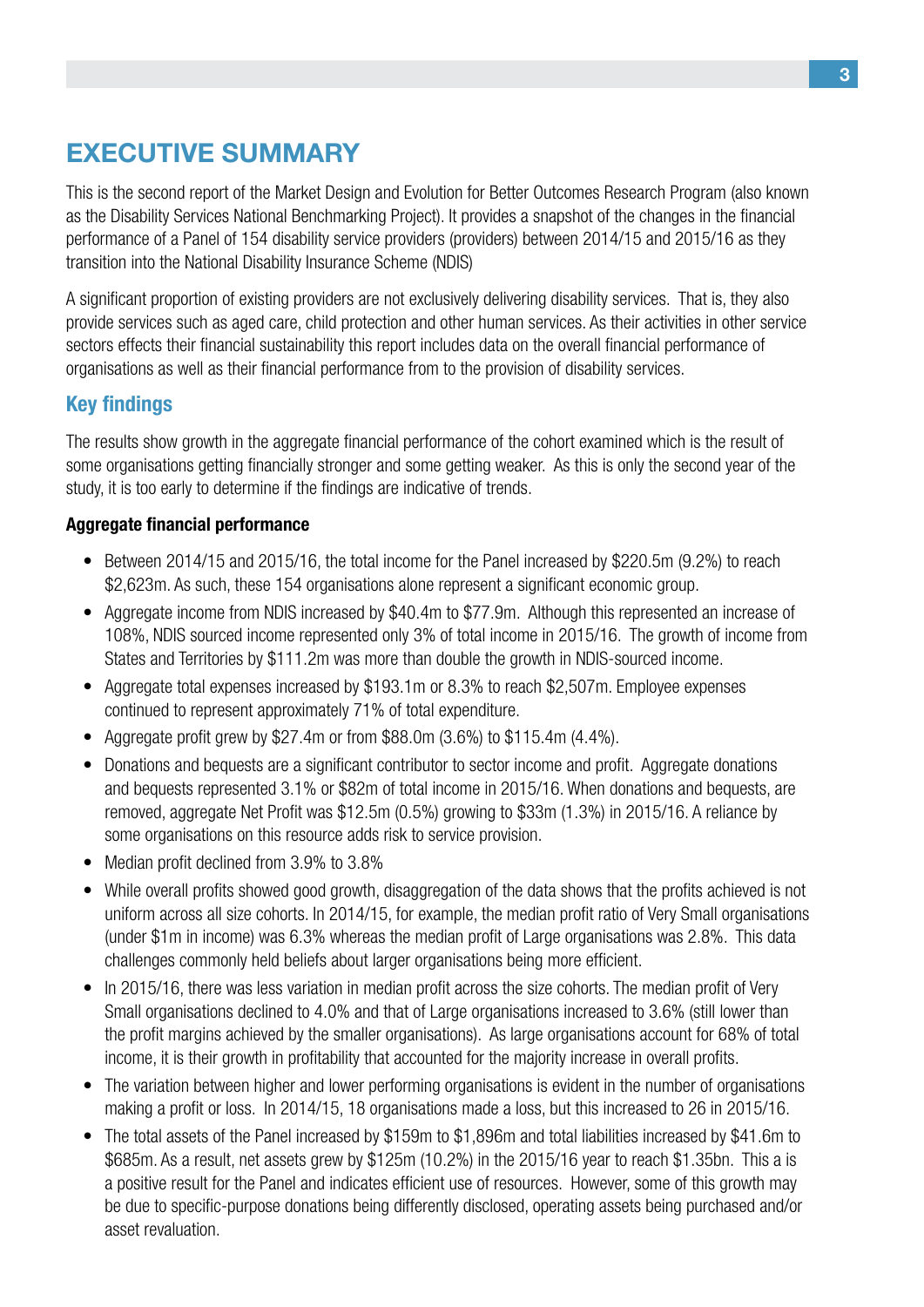# EXECUTIVE SUMMARY

This is the second report of the Market Design and Evolution for Better Outcomes Research Program (also known as the Disability Services National Benchmarking Project). It provides a snapshot of the changes in the financial performance of a Panel of 154 disability service providers (providers) between 2014/15 and 2015/16 as they transition into the National Disability Insurance Scheme (NDIS)

A significant proportion of existing providers are not exclusively delivering disability services. That is, they also provide services such as aged care, child protection and other human services. As their activities in other service sectors effects their financial sustainability this report includes data on the overall financial performance of organisations as well as their financial performance from to the provision of disability services.

## Key findings

The results show growth in the aggregate financial performance of the cohort examined which is the result of some organisations getting financially stronger and some getting weaker. As this is only the second year of the study, it is too early to determine if the findings are indicative of trends.

**Aggregate financial performance**

- Between 2014/15 and 2015/16, the total income for the Panel increased by $220.5m (9.2%) to reach $2,623m. As such, these 154 organisations alone represent a significant economic group.
- Aggregate income from NDIS increased by $40.4m to $77.9m. Although this represented an increase of 108%, NDIS sourced income represented only 3% of total income in 2015/16. The growth of income from States and Territories by $111.2m was more than double the growth in NDIS-sourced income.
- Aggregate total expenses increased by $193.1m or 8.3% to reach $2,507m. Employee expenses continued to represent approximately 71% of total expenditure.
- Aggregate profit grew by $27.4m or from $88.0m (3.6%) to $115.4m (4.4%).
- Donations and bequests are a significant contributor to sector income and profit. Aggregate donations and bequests represented 3.1% or $82m of total income in 2015/16. When donations and bequests, are removed, aggregate Net Profit was $12.5m (0.5%) growing to $33m (1.3%) in 2015/16. A reliance by some organisations on this resource adds risk to service provision.
- Median profit declined from 3.9% to 3.8%
- While overall profits showed good growth, disaggregation of the data shows that the profits achieved is not uniform across all size cohorts. In 2014/15, for example, the median profit ratio of Very Small organisations (under $1m in income) was 6.3% whereas the median profit of Large organisations was 2.8%. This data challenges commonly held beliefs about larger organisations being more efficient.
- In 2015/16, there was less variation in median profit across the size cohorts. The median profit of Very Small organisations declined to 4.0% and that of Large organisations increased to 3.6% (still lower than the profit margins achieved by the smaller organisations). As large organisations account for 68% of total income, it is their growth in profitability that accounted for the majority increase in overall profits.
- The variation between higher and lower performing organisations is evident in the number of organisations making a profit or loss. In 2014/15, 18 organisations made a loss, but this increased to 26 in 2015/16.
- The total assets of the Panel increased by $159m to $1,896m and total liabilities increased by $41.6m to $685m. As a result, net assets grew by $125m (10.2%) in the 2015/16 year to reach $1.35bn. This a is a positive result for the Panel and indicates efficient use of resources. However, some of this growth may be due to specific-purpose donations being differently disclosed, operating assets being purchased and/or asset revaluation.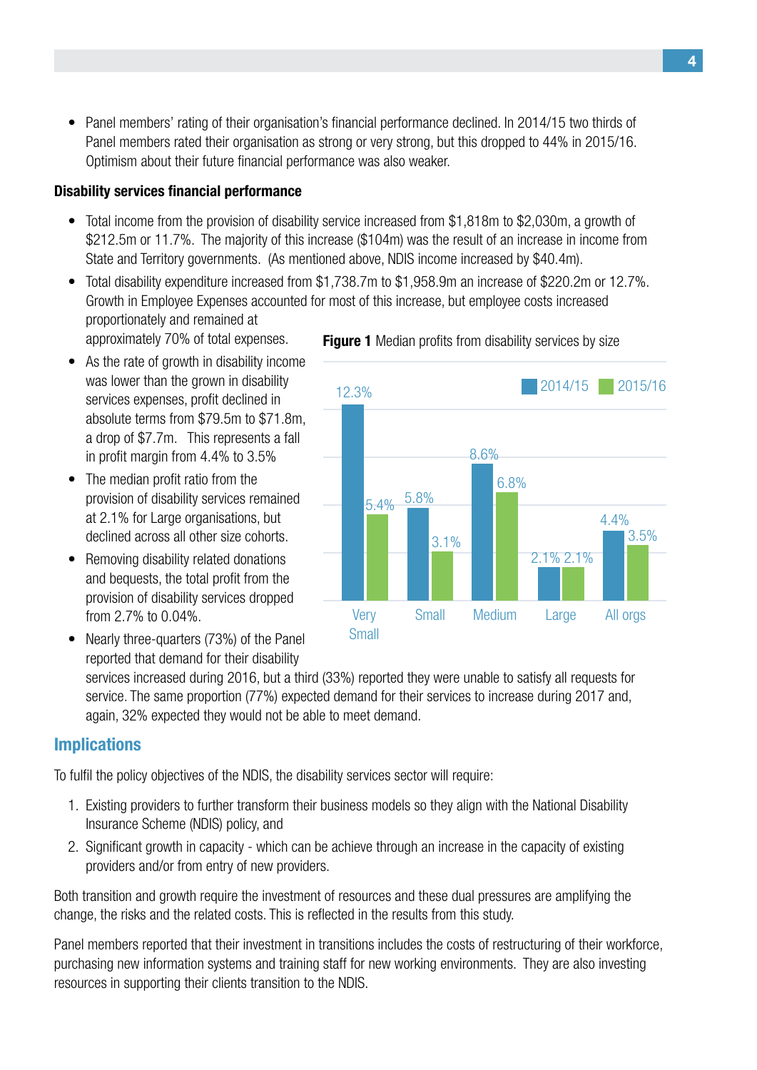- Panel members' rating of their organisation's financial performance declined. In 2014/15 two thirds of Panel members rated their organisation as strong or very strong, but this dropped to 44% in 2015/16. Optimism about their future financial performance was also weaker.

**Disability services financial performance**

- Total income from the provision of disability service increased from $1,818m to $2,030m, a growth of $212.5m or 11.7%. The majority of this increase ($104m) was the result of an increase in income from State and Territory governments. (As mentioned above, NDIS income increased by $40.4m).
- Total disability expenditure increased from $1,738.7m to $1,958.9m an increase of $220.2m or 12.7%. Growth in Employee Expenses accounted for most of this increase, but employee costs increased proportionately and remained at approximately 70% of total expenses.
- As the rate of growth in disability income was lower than the grown in disability services expenses, profit declined in absolute terms from $79.5m to $71.8m, a drop of $7.7m. This represents a fall in profit margin from 4.4% to 3.5%
- The median profit ratio from the provision of disability services remained at 2.1% for Large organisations, but declined across all other size cohorts.
- Removing disability related donations and bequests, the total profit from the provision of disability services dropped from 2.7% to 0.04%.
- Nearly three-quarters (73%) of the Panel reported that demand for their disability services increased during 2016, but a third (33%) reported they were unable to satisfy all requests for service. The same proportion (77%) expected demand for their services to increase during 2017 and, again, 32% expected they would not be able to meet demand.

**Figure 1** Median profits from disability services by size

| | 2014/15 | 2015/16 |
|---|---|---|
| Very Small | 12.3% | 5.4% |
| Small | 5.8% | 3.1% |
| Medium | 8.6% | 6.8% |
| Large | 2.1% | 2.1% |
| All orgs | 4.4% | 3.5% |

## Implications

To fulfil the policy objectives of the NDIS, the disability services sector will require:

1. Existing providers to further transform their business models so they align with the National Disability Insurance Scheme (NDIS) policy, and
2. Significant growth in capacity - which can be achieve through an increase in the capacity of existing providers and/or from entry of new providers.

Both transition and growth require the investment of resources and these dual pressures are amplifying the change, the risks and the related costs. This is reflected in the results from this study.

Panel members reported that their investment in transitions includes the costs of restructuring of their workforce, purchasing new information systems and training staff for new working environments. They are also investing resources in supporting their clients transition to the NDIS.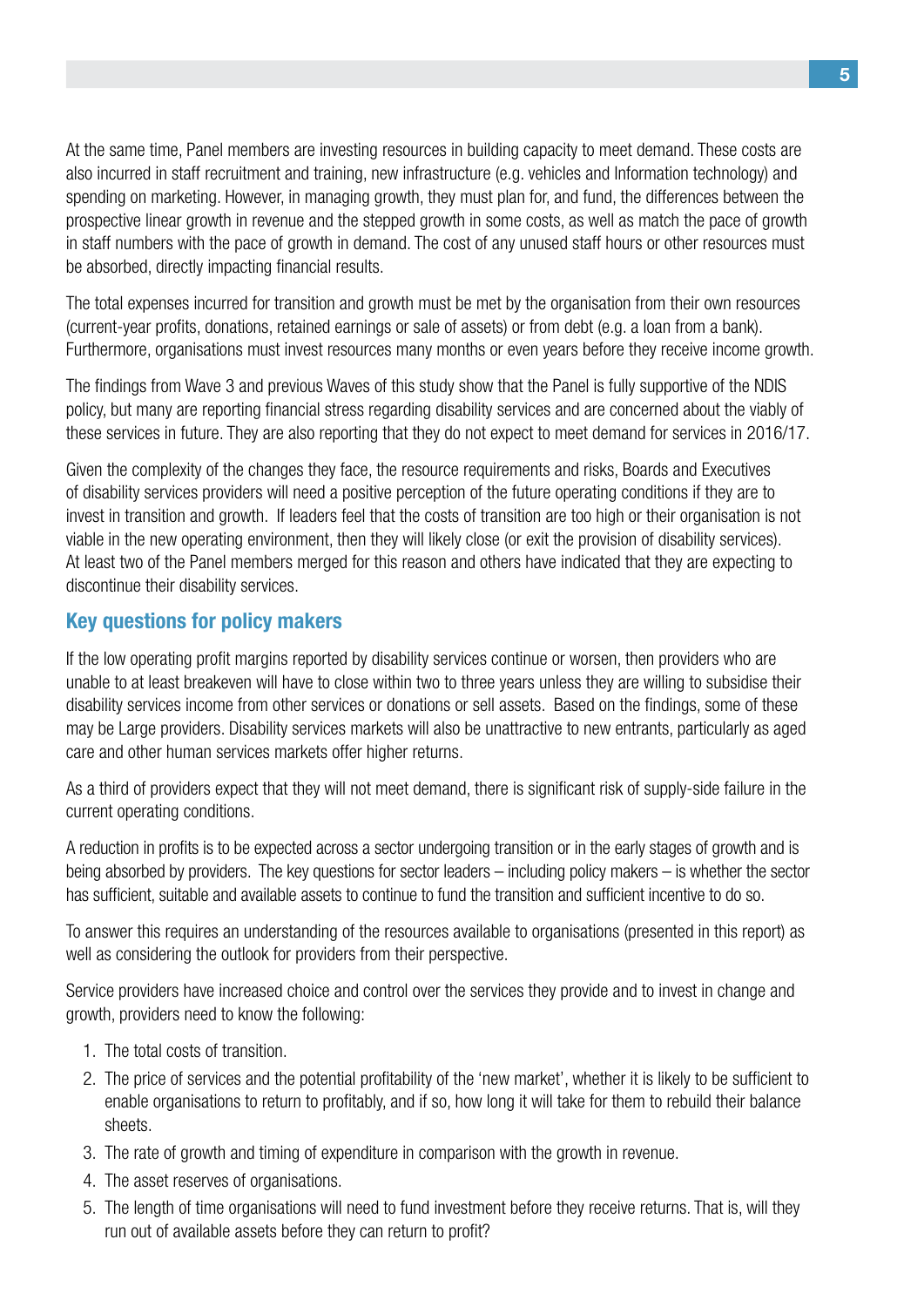At the same time, Panel members are investing resources in building capacity to meet demand. These costs are also incurred in staff recruitment and training, new infrastructure (e.g. vehicles and Information technology) and spending on marketing. However, in managing growth, they must plan for, and fund, the differences between the prospective linear growth in revenue and the stepped growth in some costs, as well as match the pace of growth in staff numbers with the pace of growth in demand. The cost of any unused staff hours or other resources must be absorbed, directly impacting financial results.

The total expenses incurred for transition and growth must be met by the organisation from their own resources (current-year profits, donations, retained earnings or sale of assets) or from debt (e.g. a loan from a bank). Furthermore, organisations must invest resources many months or even years before they receive income growth.

The findings from Wave 3 and previous Waves of this study show that the Panel is fully supportive of the NDIS policy, but many are reporting financial stress regarding disability services and are concerned about the viably of these services in future. They are also reporting that they do not expect to meet demand for services in 2016/17.

Given the complexity of the changes they face, the resource requirements and risks, Boards and Executives of disability services providers will need a positive perception of the future operating conditions if they are to invest in transition and growth. If leaders feel that the costs of transition are too high or their organisation is not viable in the new operating environment, then they will likely close (or exit the provision of disability services). At least two of the Panel members merged for this reason and others have indicated that they are expecting to discontinue their disability services.

## Key questions for policy makers

If the low operating profit margins reported by disability services continue or worsen, then providers who are unable to at least breakeven will have to close within two to three years unless they are willing to subsidise their disability services income from other services or donations or sell assets. Based on the findings, some of these may be Large providers. Disability services markets will also be unattractive to new entrants, particularly as aged care and other human services markets offer higher returns.

As a third of providers expect that they will not meet demand, there is significant risk of supply-side failure in the current operating conditions.

A reduction in profits is to be expected across a sector undergoing transition or in the early stages of growth and is being absorbed by providers. The key questions for sector leaders – including policy makers – is whether the sector has sufficient, suitable and available assets to continue to fund the transition and sufficient incentive to do so.

To answer this requires an understanding of the resources available to organisations (presented in this report) as well as considering the outlook for providers from their perspective.

Service providers have increased choice and control over the services they provide and to invest in change and growth, providers need to know the following:

1. The total costs of transition.
2. The price of services and the potential profitability of the 'new market', whether it is likely to be sufficient to enable organisations to return to profitably, and if so, how long it will take for them to rebuild their balance sheets.
3. The rate of growth and timing of expenditure in comparison with the growth in revenue.
4. The asset reserves of organisations.
5. The length of time organisations will need to fund investment before they receive returns. That is, will they run out of available assets before they can return to profit?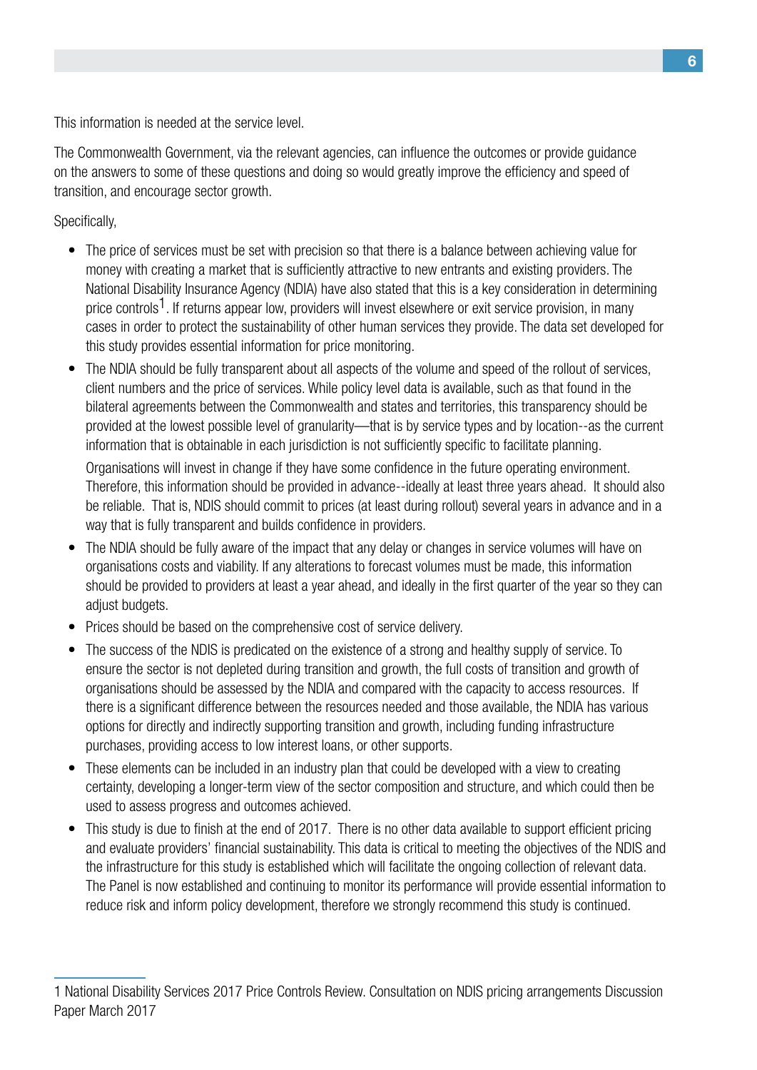This information is needed at the service level.

The Commonwealth Government, via the relevant agencies, can influence the outcomes or provide guidance on the answers to some of these questions and doing so would greatly improve the efficiency and speed of transition, and encourage sector growth.

Specifically,

- The price of services must be set with precision so that there is a balance between achieving value for money with creating a market that is sufficiently attractive to new entrants and existing providers. The National Disability Insurance Agency (NDIA) have also stated that this is a key consideration in determining price controls[1]. If returns appear low, providers will invest elsewhere or exit service provision, in many cases in order to protect the sustainability of other human services they provide. The data set developed for this study provides essential information for price monitoring.
- The NDIA should be fully transparent about all aspects of the volume and speed of the rollout of services, client numbers and the price of services. While policy level data is available, such as that found in the bilateral agreements between the Commonwealth and states and territories, this transparency should be provided at the lowest possible level of granularity—that is by service types and by location--as the current information that is obtainable in each jurisdiction is not sufficiently specific to facilitate planning.

  Organisations will invest in change if they have some confidence in the future operating environment. Therefore, this information should be provided in advance--ideally at least three years ahead. It should also be reliable. That is, NDIS should commit to prices (at least during rollout) several years in advance and in a way that is fully transparent and builds confidence in providers.
- The NDIA should be fully aware of the impact that any delay or changes in service volumes will have on organisations costs and viability. If any alterations to forecast volumes must be made, this information should be provided to providers at least a year ahead, and ideally in the first quarter of the year so they can adjust budgets.
- Prices should be based on the comprehensive cost of service delivery.
- The success of the NDIS is predicated on the existence of a strong and healthy supply of service. To ensure the sector is not depleted during transition and growth, the full costs of transition and growth of organisations should be assessed by the NDIA and compared with the capacity to access resources. If there is a significant difference between the resources needed and those available, the NDIA has various options for directly and indirectly supporting transition and growth, including funding infrastructure purchases, providing access to low interest loans, or other supports.
- These elements can be included in an industry plan that could be developed with a view to creating certainty, developing a longer-term view of the sector composition and structure, and which could then be used to assess progress and outcomes achieved.
- This study is due to finish at the end of 2017. There is no other data available to support efficient pricing and evaluate providers' financial sustainability. This data is critical to meeting the objectives of the NDIS and the infrastructure for this study is established which will facilitate the ongoing collection of relevant data. The Panel is now established and continuing to monitor its performance will provide essential information to reduce risk and inform policy development, therefore we strongly recommend this study is continued.

---

1 National Disability Services 2017 Price Controls Review. Consultation on NDIS pricing arrangements Discussion Paper March 2017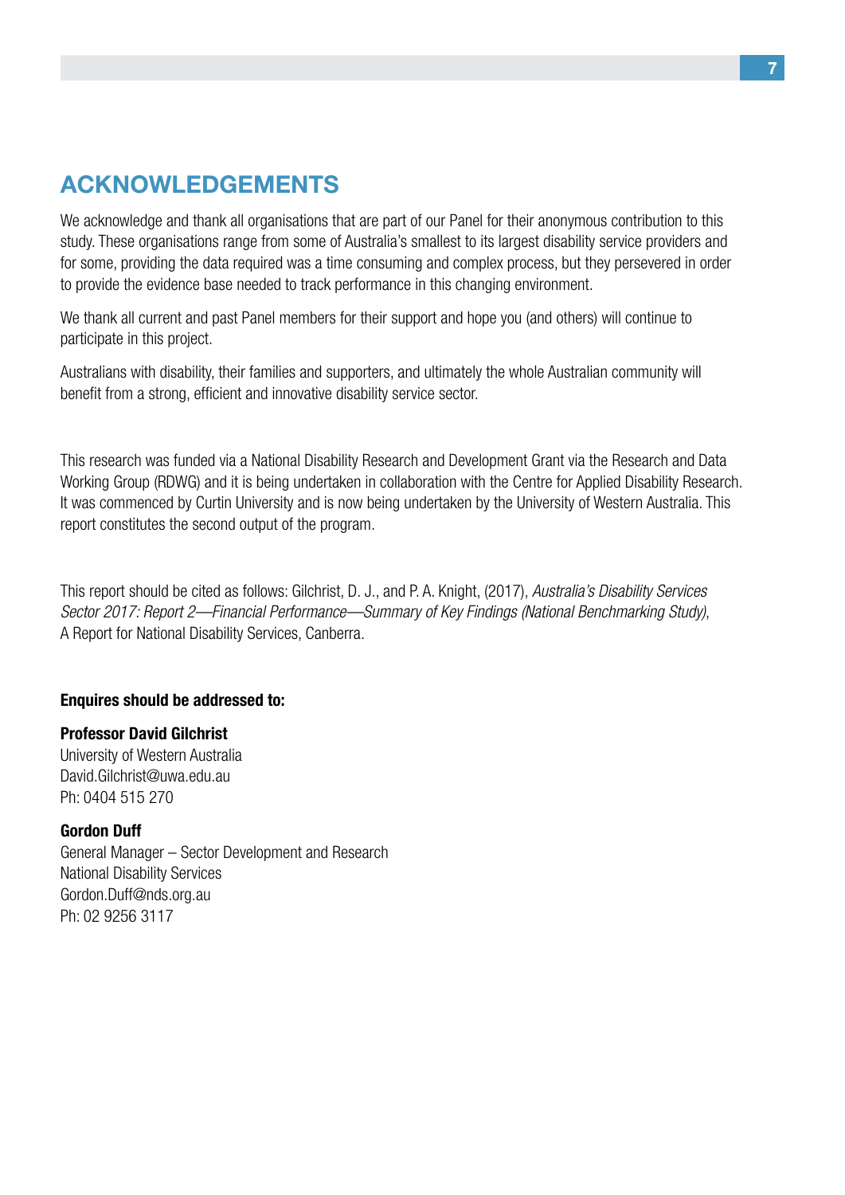# ACKNOWLEDGEMENTS

We acknowledge and thank all organisations that are part of our Panel for their anonymous contribution to this study. These organisations range from some of Australia's smallest to its largest disability service providers and for some, providing the data required was a time consuming and complex process, but they persevered in order to provide the evidence base needed to track performance in this changing environment.

We thank all current and past Panel members for their support and hope you (and others) will continue to participate in this project.

Australians with disability, their families and supporters, and ultimately the whole Australian community will benefit from a strong, efficient and innovative disability service sector.

This research was funded via a National Disability Research and Development Grant via the Research and Data Working Group (RDWG) and it is being undertaken in collaboration with the Centre for Applied Disability Research. It was commenced by Curtin University and is now being undertaken by the University of Western Australia. This report constitutes the second output of the program.

This report should be cited as follows: Gilchrist, D. J., and P. A. Knight, (2017), *Australia's Disability Services Sector 2017: Report 2—Financial Performance—Summary of Key Findings (National Benchmarking Study)*, A Report for National Disability Services, Canberra.

**Enquires should be addressed to:**

**Professor David Gilchrist**
University of Western Australia
David.Gilchrist@uwa.edu.au
Ph: 0404 515 270

**Gordon Duff**
General Manager – Sector Development and Research
National Disability Services
Gordon.Duff@nds.org.au
Ph: 02 9256 3117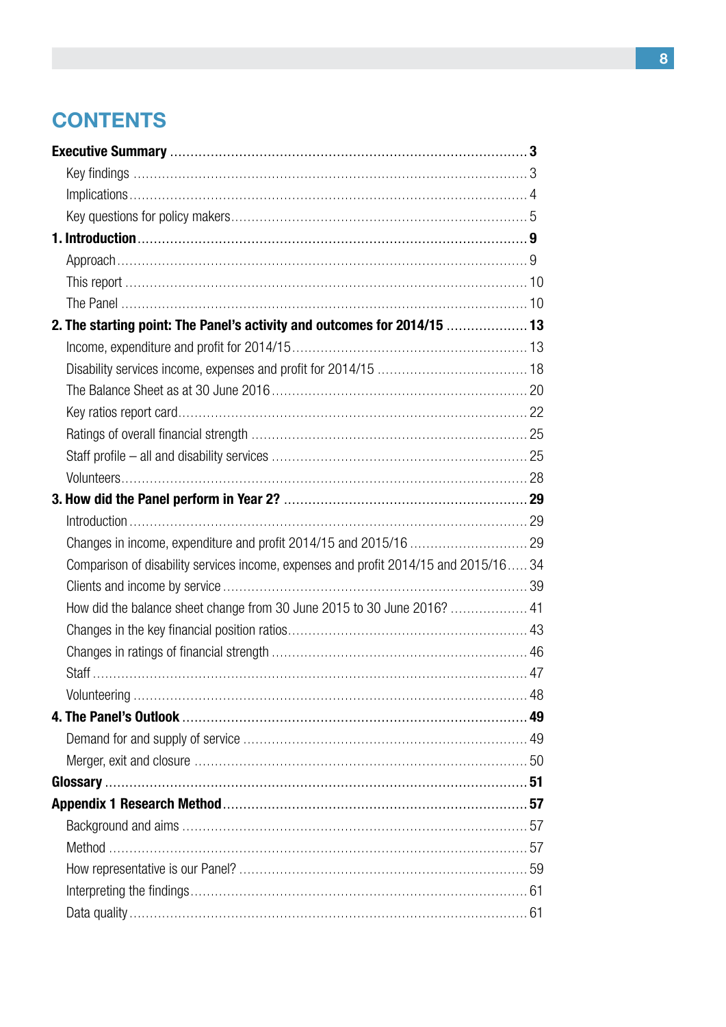# CONTENTS

**Executive Summary** ........................................ **3**

- Key findings ........................................ 3
- Implications ........................................ 4
- Key questions for policy makers ........................................ 5

**1. Introduction** ........................................ **9**

- Approach ........................................ 9
- This report ........................................ 10
- The Panel ........................................ 10

**2. The starting point: The Panel's activity and outcomes for 2014/15** ........................................ **13**

- Income, expenditure and profit for 2014/15 ........................................ 13
- Disability services income, expenses and profit for 2014/15 ........................................ 18
- The Balance Sheet as at 30 June 2016 ........................................ 20
- Key ratios report card ........................................ 22
- Ratings of overall financial strength ........................................ 25
- Staff profile – all and disability services ........................................ 25
- Volunteers ........................................ 28

**3. How did the Panel perform in Year 2?** ........................................ **29**

- Introduction ........................................ 29
- Changes in income, expenditure and profit 2014/15 and 2015/16 ........................................ 29
- Comparison of disability services income, expenses and profit 2014/15 and 2015/16 ........................................ 34
- Clients and income by service ........................................ 39
- How did the balance sheet change from 30 June 2015 to 30 June 2016? ........................................ 41
- Changes in the key financial position ratios ........................................ 43
- Changes in ratings of financial strength ........................................ 46
- Staff ........................................ 47
- Volunteering ........................................ 48

**4. The Panel's Outlook** ........................................ **49**

- Demand for and supply of service ........................................ 49
- Merger, exit and closure ........................................ 50

**Glossary** ........................................ **51**

**Appendix 1 Research Method** ........................................ **57**

- Background and aims ........................................ 57
- Method ........................................ 57
- How representative is our Panel? ........................................ 59
- Interpreting the findings ........................................ 61
- Data quality ........................................ 61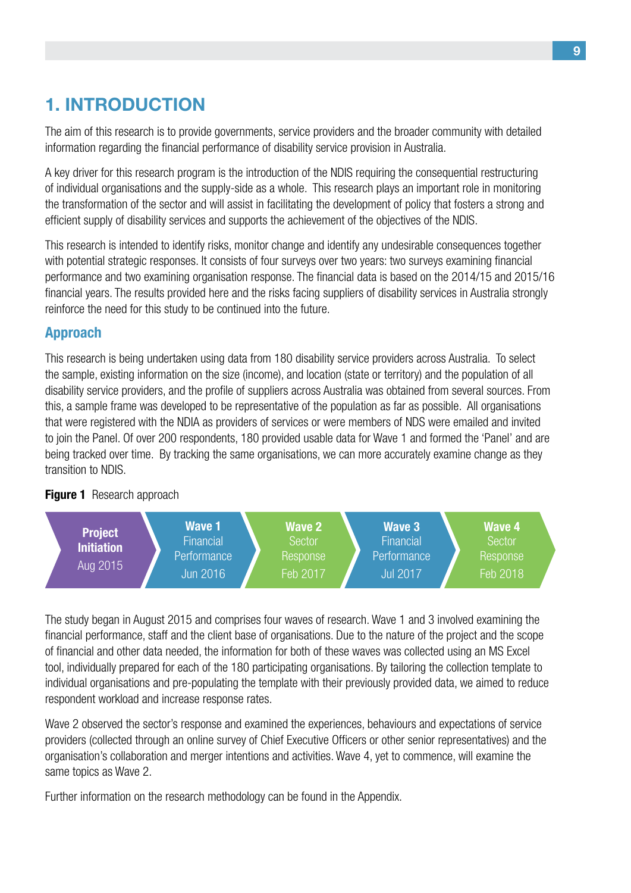# 1. INTRODUCTION

The aim of this research is to provide governments, service providers and the broader community with detailed information regarding the financial performance of disability service provision in Australia.

A key driver for this research program is the introduction of the NDIS requiring the consequential restructuring of individual organisations and the supply-side as a whole. This research plays an important role in monitoring the transformation of the sector and will assist in facilitating the development of policy that fosters a strong and efficient supply of disability services and supports the achievement of the objectives of the NDIS.

This research is intended to identify risks, monitor change and identify any undesirable consequences together with potential strategic responses. It consists of four surveys over two years: two surveys examining financial performance and two examining organisation response. The financial data is based on the 2014/15 and 2015/16 financial years. The results provided here and the risks facing suppliers of disability services in Australia strongly reinforce the need for this study to be continued into the future.

## Approach

This research is being undertaken using data from 180 disability service providers across Australia. To select the sample, existing information on the size (income), and location (state or territory) and the population of all disability service providers, and the profile of suppliers across Australia was obtained from several sources. From this, a sample frame was developed to be representative of the population as far as possible. All organisations that were registered with the NDIA as providers of services or were members of NDS were emailed and invited to join the Panel. Of over 200 respondents, 180 provided usable data for Wave 1 and formed the 'Panel' and are being tracked over time. By tracking the same organisations, we can more accurately examine change as they transition to NDIS.

**Figure 1** Research approach

| Project Initiation | Wave 1 | Wave 2 | Wave 3 | Wave 4 |
|---|---|---|---|---|
| | Financial Performance | Sector Response | Financial Performance | Sector Response |
| Aug 2015 | Jun 2016 | Feb 2017 | Jul 2017 | Feb 2018 |

The study began in August 2015 and comprises four waves of research. Wave 1 and 3 involved examining the financial performance, staff and the client base of organisations. Due to the nature of the project and the scope of financial and other data needed, the information for both of these waves was collected using an MS Excel tool, individually prepared for each of the 180 participating organisations. By tailoring the collection template to individual organisations and pre-populating the template with their previously provided data, we aimed to reduce respondent workload and increase response rates.

Wave 2 observed the sector's response and examined the experiences, behaviours and expectations of service providers (collected through an online survey of Chief Executive Officers or other senior representatives) and the organisation's collaboration and merger intentions and activities. Wave 4, yet to commence, will examine the same topics as Wave 2.

Further information on the research methodology can be found in the Appendix.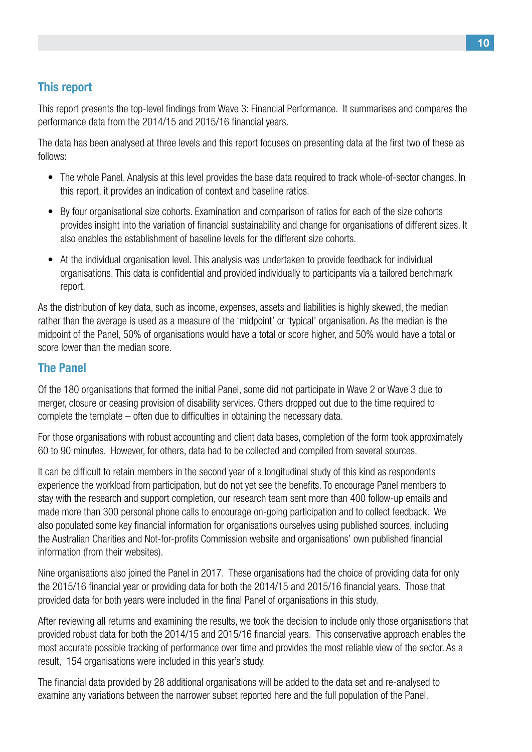## This report

This report presents the top-level findings from Wave 3: Financial Performance. It summarises and compares the performance data from the 2014/15 and 2015/16 financial years.

The data has been analysed at three levels and this report focuses on presenting data at the first two of these as follows:

- The whole Panel. Analysis at this level provides the base data required to track whole-of-sector changes. In this report, it provides an indication of context and baseline ratios.
- By four organisational size cohorts. Examination and comparison of ratios for each of the size cohorts provides insight into the variation of financial sustainability and change for organisations of different sizes. It also enables the establishment of baseline levels for the different size cohorts.
- At the individual organisation level. This analysis was undertaken to provide feedback for individual organisations. This data is confidential and provided individually to participants via a tailored benchmark report.

As the distribution of key data, such as income, expenses, assets and liabilities is highly skewed, the median rather than the average is used as a measure of the 'midpoint' or 'typical' organisation. As the median is the midpoint of the Panel, 50% of organisations would have a total or score higher, and 50% would have a total or score lower than the median score.

## The Panel

Of the 180 organisations that formed the initial Panel, some did not participate in Wave 2 or Wave 3 due to merger, closure or ceasing provision of disability services. Others dropped out due to the time required to complete the template – often due to difficulties in obtaining the necessary data.

For those organisations with robust accounting and client data bases, completion of the form took approximately 60 to 90 minutes. However, for others, data had to be collected and compiled from several sources.

It can be difficult to retain members in the second year of a longitudinal study of this kind as respondents experience the workload from participation, but do not yet see the benefits. To encourage Panel members to stay with the research and support completion, our research team sent more than 400 follow-up emails and made more than 300 personal phone calls to encourage on-going participation and to collect feedback. We also populated some key financial information for organisations ourselves using published sources, including the Australian Charities and Not-for-profits Commission website and organisations' own published financial information (from their websites).

Nine organisations also joined the Panel in 2017. These organisations had the choice of providing data for only the 2015/16 financial year or providing data for both the 2014/15 and 2015/16 financial years. Those that provided data for both years were included in the final Panel of organisations in this study.

After reviewing all returns and examining the results, we took the decision to include only those organisations that provided robust data for both the 2014/15 and 2015/16 financial years. This conservative approach enables the most accurate possible tracking of performance over time and provides the most reliable view of the sector. As a result, 154 organisations were included in this year's study.

The financial data provided by 28 additional organisations will be added to the data set and re-analysed to examine any variations between the narrower subset reported here and the full population of the Panel.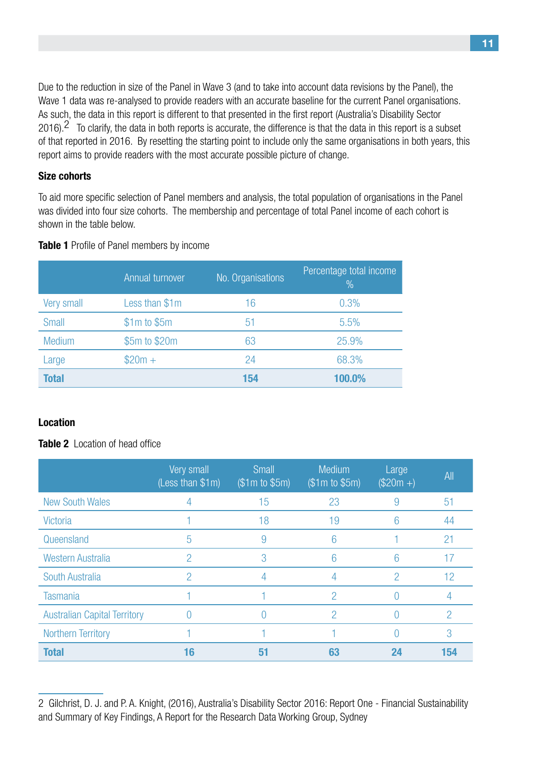Due to the reduction in size of the Panel in Wave 3 (and to take into account data revisions by the Panel), the Wave 1 data was re-analysed to provide readers with an accurate baseline for the current Panel organisations. As such, the data in this report is different to that presented in the first report (Australia's Disability Sector 2016).[2] To clarify, the data in both reports is accurate, the difference is that the data in this report is a subset of that reported in 2016. By resetting the starting point to include only the same organisations in both years, this report aims to provide readers with the most accurate possible picture of change.

**Size cohorts**

To aid more specific selection of Panel members and analysis, the total population of organisations in the Panel was divided into four size cohorts. The membership and percentage of total Panel income of each cohort is shown in the table below.

**Table 1** Profile of Panel members by income

| | Annual turnover | No. Organisations | Percentage total income % |
|---|---|---|---|
| Very small | Less than $1m | 16 | 0.3% |
| Small | $1m to $5m | 51 | 5.5% |
| Medium | $5m to $20m | 63 | 25.9% |
| Large | $20m + | 24 | 68.3% |
| **Total** | | **154** | **100.0%** |

**Location**

**Table 2** Location of head office

| | Very small (Less than $1m) | Small ($1m to $5m) | Medium ($1m to $5m) | Large ($20m +) | All |
|---|---|---|---|---|---|
| New South Wales | 4 | 15 | 23 | 9 | 51 |
| Victoria | 1 | 18 | 19 | 6 | 44 |
| Queensland | 5 | 9 | 6 | 1 | 21 |
| Western Australia | 2 | 3 | 6 | 6 | 17 |
| South Australia | 2 | 4 | 4 | 2 | 12 |
| Tasmania | 1 | 1 | 2 | 0 | 4 |
| Australian Capital Territory | 0 | 0 | 2 | 0 | 2 |
| Northern Territory | 1 | 1 | 1 | 0 | 3 |
| **Total** | **16** | **51** | **63** | **24** | **154** |

2 Gilchrist, D. J. and P. A. Knight, (2016), Australia's Disability Sector 2016: Report One - Financial Sustainability and Summary of Key Findings, A Report for the Research Data Working Group, Sydney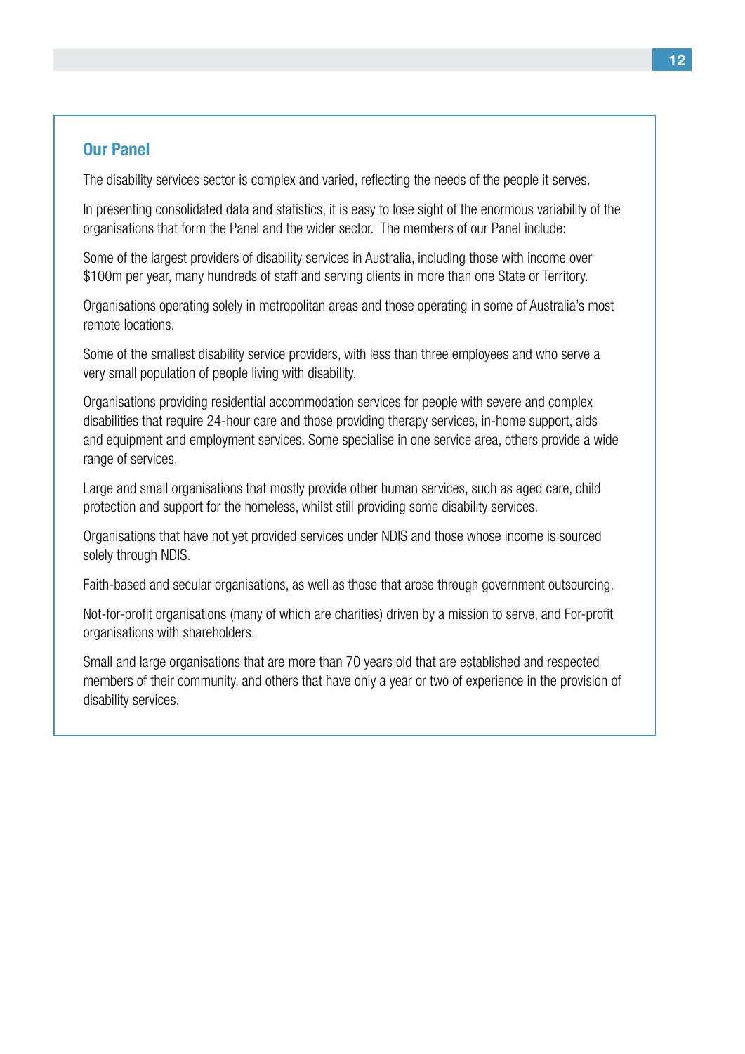## Our Panel

The disability services sector is complex and varied, reflecting the needs of the people it serves.

In presenting consolidated data and statistics, it is easy to lose sight of the enormous variability of the organisations that form the Panel and the wider sector. The members of our Panel include:

Some of the largest providers of disability services in Australia, including those with income over $100m per year, many hundreds of staff and serving clients in more than one State or Territory.

Organisations operating solely in metropolitan areas and those operating in some of Australia's most remote locations.

Some of the smallest disability service providers, with less than three employees and who serve a very small population of people living with disability.

Organisations providing residential accommodation services for people with severe and complex disabilities that require 24-hour care and those providing therapy services, in-home support, aids and equipment and employment services. Some specialise in one service area, others provide a wide range of services.

Large and small organisations that mostly provide other human services, such as aged care, child protection and support for the homeless, whilst still providing some disability services.

Organisations that have not yet provided services under NDIS and those whose income is sourced solely through NDIS.

Faith-based and secular organisations, as well as those that arose through government outsourcing.

Not-for-profit organisations (many of which are charities) driven by a mission to serve, and For-profit organisations with shareholders.

Small and large organisations that are more than 70 years old that are established and respected members of their community, and others that have only a year or two of experience in the provision of disability services.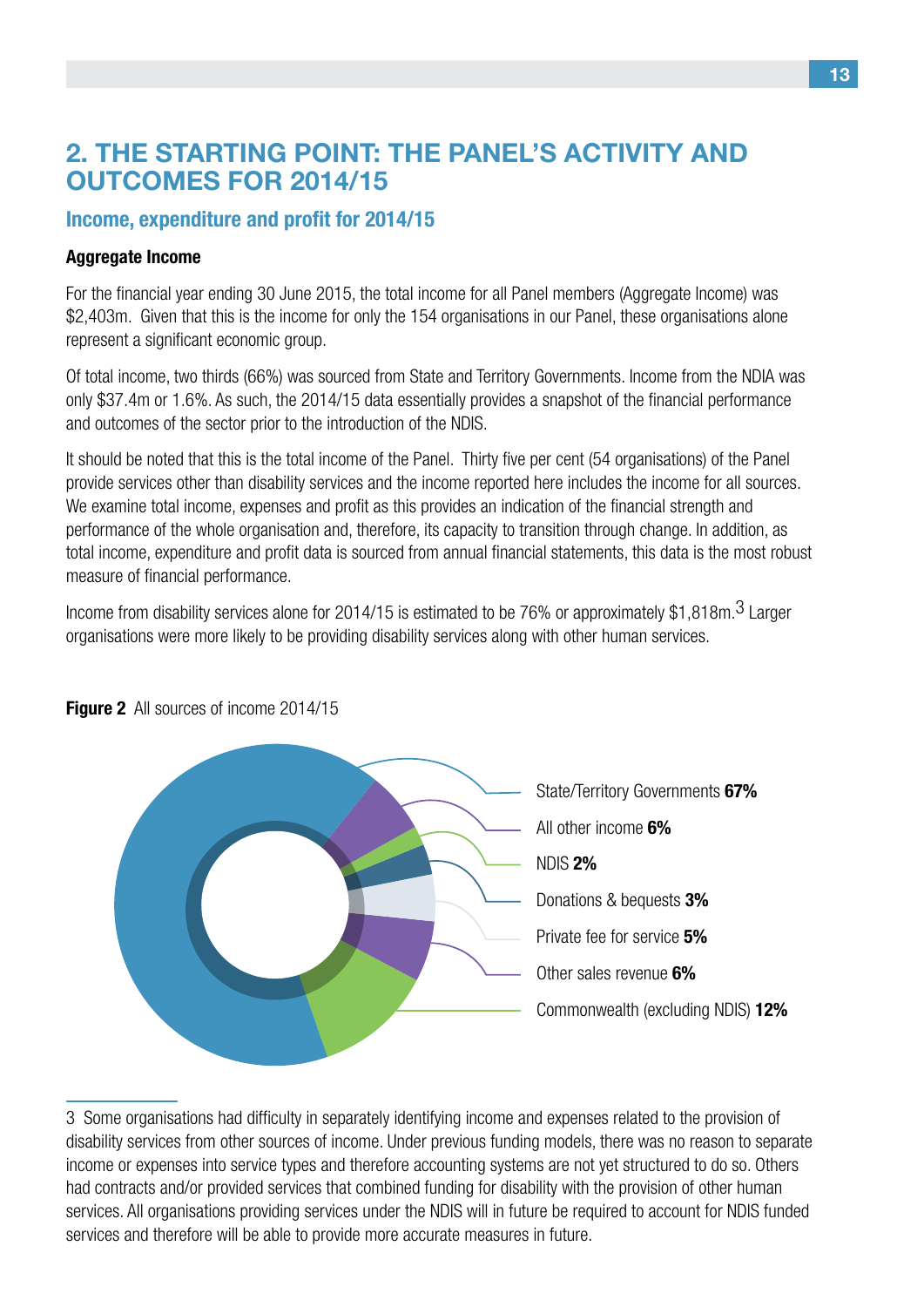## 2. THE STARTING POINT: THE PANEL'S ACTIVITY AND OUTCOMES FOR 2014/15

### Income, expenditure and profit for 2014/15

#### Aggregate Income

For the financial year ending 30 June 2015, the total income for all Panel members (Aggregate Income) was $2,403m. Given that this is the income for only the 154 organisations in our Panel, these organisations alone represent a significant economic group.

Of total income, two thirds (66%) was sourced from State and Territory Governments. Income from the NDIA was only $37.4m or 1.6%. As such, the 2014/15 data essentially provides a snapshot of the financial performance and outcomes of the sector prior to the introduction of the NDIS.

It should be noted that this is the total income of the Panel. Thirty five per cent (54 organisations) of the Panel provide services other than disability services and the income reported here includes the income for all sources. We examine total income, expenses and profit as this provides an indication of the financial strength and performance of the whole organisation and, therefore, its capacity to transition through change. In addition, as total income, expenditure and profit data is sourced from annual financial statements, this data is the most robust measure of financial performance.

Income from disability services alone for 2014/15 is estimated to be 76% or approximately $1,818m.[3] Larger organisations were more likely to be providing disability services along with other human services.

**Figure 2** All sources of income 2014/15

- State/Territory Governments **67%**
- All other income **6%**
- NDIS **2%**
- Donations & bequests **3%**
- Private fee for service **5%**
- Other sales revenue **6%**
- Commonwealth (excluding NDIS) **12%**

---

3 Some organisations had difficulty in separately identifying income and expenses related to the provision of disability services from other sources of income. Under previous funding models, there was no reason to separate income or expenses into service types and therefore accounting systems are not yet structured to do so. Others had contracts and/or provided services that combined funding for disability with the provision of other human services. All organisations providing services under the NDIS will in future be required to account for NDIS funded services and therefore will be able to provide more accurate measures in future.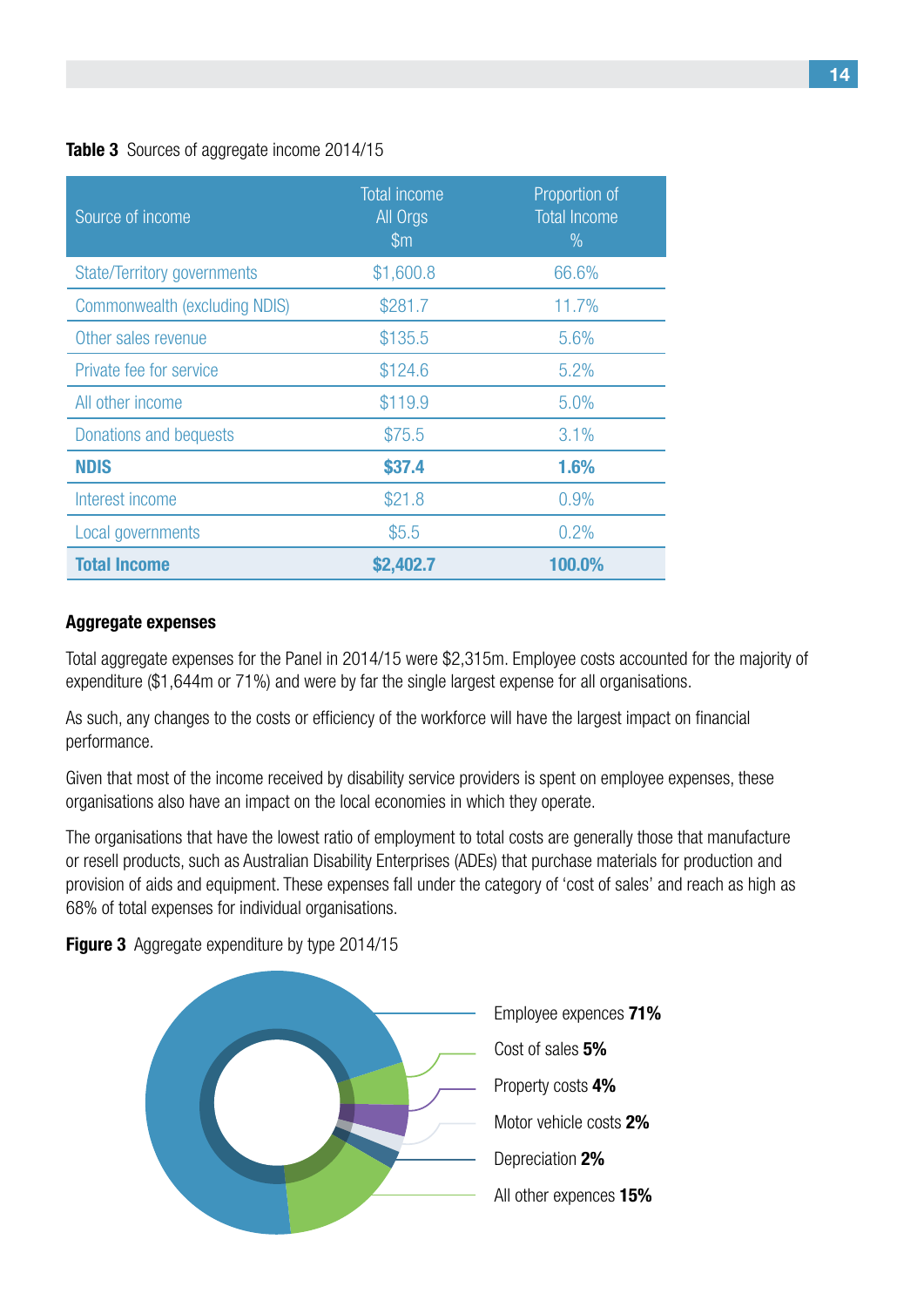**Table 3** Sources of aggregate income 2014/15

| Source of income | Total income All Orgs $m | Proportion of Total Income % |
|---|---|---|
| State/Territory governments | $1,600.8 | 66.6% |
| Commonwealth (excluding NDIS) | $281.7 | 11.7% |
| Other sales revenue | $135.5 | 5.6% |
| Private fee for service | $124.6 | 5.2% |
| All other income | $119.9 | 5.0% |
| Donations and bequests | $75.5 | 3.1% |
| **NDIS** | **$37.4** | **1.6%** |
| Interest income | $21.8 | 0.9% |
| Local governments | $5.5 | 0.2% |
| **Total Income** | **$2,402.7** | **100.0%** |

### Aggregate expenses

Total aggregate expenses for the Panel in 2014/15 were $2,315m. Employee costs accounted for the majority of expenditure ($1,644m or 71%) and were by far the single largest expense for all organisations.

As such, any changes to the costs or efficiency of the workforce will have the largest impact on financial performance.

Given that most of the income received by disability service providers is spent on employee expenses, these organisations also have an impact on the local economies in which they operate.

The organisations that have the lowest ratio of employment to total costs are generally those that manufacture or resell products, such as Australian Disability Enterprises (ADEs) that purchase materials for production and provision of aids and equipment. These expenses fall under the category of 'cost of sales' and reach as high as 68% of total expenses for individual organisations.

**Figure 3** Aggregate expenditure by type 2014/15

Employee expences **71%**
Cost of sales **5%**
Property costs **4%**
Motor vehicle costs **2%**
Depreciation **2%**
All other expences **15%**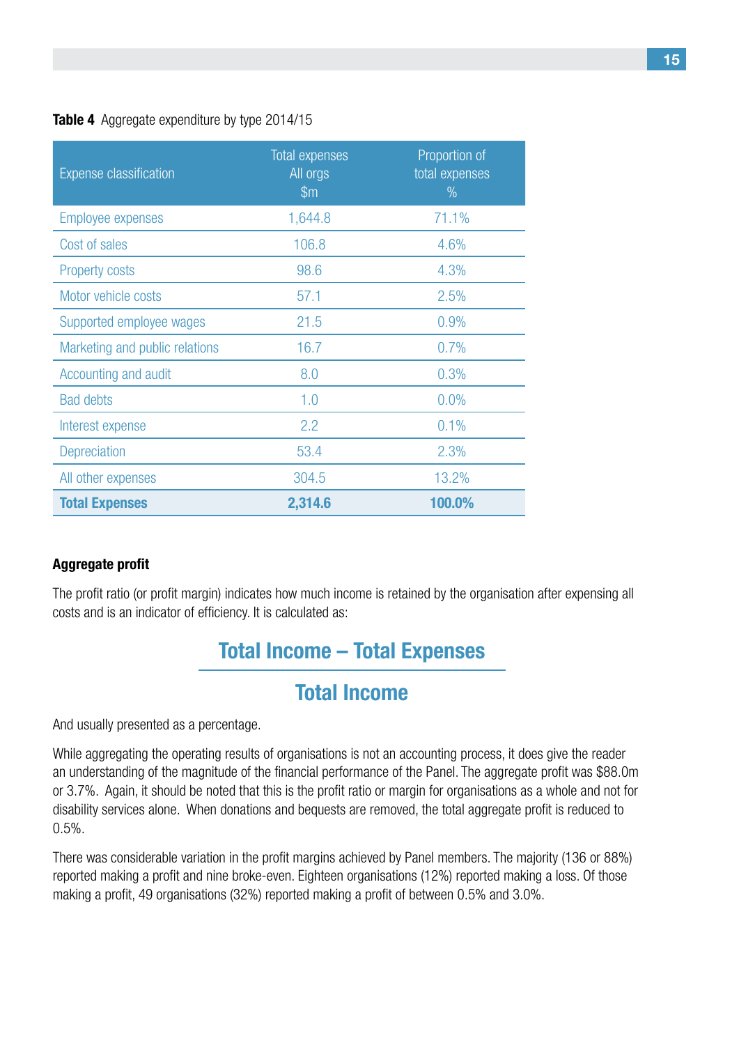**Table 4** Aggregate expenditure by type 2014/15

| Expense classification | Total expenses All orgs $m | Proportion of total expenses % |
|---|---|---|
| Employee expenses | 1,644.8 | 71.1% |
| Cost of sales | 106.8 | 4.6% |
| Property costs | 98.6 | 4.3% |
| Motor vehicle costs | 57.1 | 2.5% |
| Supported employee wages | 21.5 | 0.9% |
| Marketing and public relations | 16.7 | 0.7% |
| Accounting and audit | 8.0 | 0.3% |
| Bad debts | 1.0 | 0.0% |
| Interest expense | 2.2 | 0.1% |
| Depreciation | 53.4 | 2.3% |
| All other expenses | 304.5 | 13.2% |
| **Total Expenses** | **2,314.6** | **100.0%** |

### Aggregate profit

The profit ratio (or profit margin) indicates how much income is retained by the organisation after expensing all costs and is an indicator of efficiency. It is calculated as:

$$\frac{\text{Total Income} - \text{Total Expenses}}{\text{Total Income}}$$

And usually presented as a percentage.

While aggregating the operating results of organisations is not an accounting process, it does give the reader an understanding of the magnitude of the financial performance of the Panel. The aggregate profit was $88.0m or 3.7%. Again, it should be noted that this is the profit ratio or margin for organisations as a whole and not for disability services alone. When donations and bequests are removed, the total aggregate profit is reduced to 0.5%.

There was considerable variation in the profit margins achieved by Panel members. The majority (136 or 88%) reported making a profit and nine broke-even. Eighteen organisations (12%) reported making a loss. Of those making a profit, 49 organisations (32%) reported making a profit of between 0.5% and 3.0%.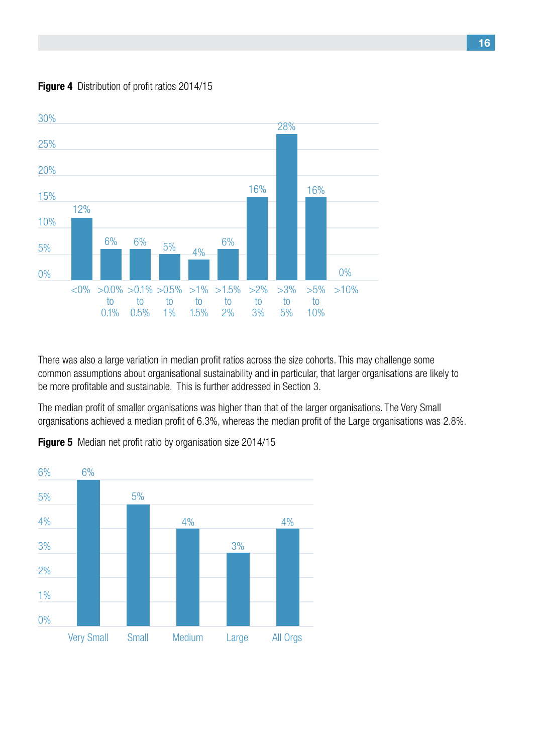**Figure 4** Distribution of profit ratios 2014/15

| Profit ratio | Share |
|---|---|
| <0% | 12% |
| >0.0% to 0.1% | 6% |
| >0.1% to 0.5% | 6% |
| >0.5% to 1% | 5% |
| >1% to 1.5% | 4% |
| >1.5% to 2% | 6% |
| >2% to 3% | 16% |
| >3% to 5% | 28% |
| >5% to 10% | 16% |
| >10% | 0% |

There was also a large variation in median profit ratios across the size cohorts. This may challenge some common assumptions about organisational sustainability and in particular, that larger organisations are likely to be more profitable and sustainable. This is further addressed in Section 3.

The median profit of smaller organisations was higher than that of the larger organisations. The Very Small organisations achieved a median profit of 6.3%, whereas the median profit of the Large organisations was 2.8%.

**Figure 5** Median net profit ratio by organisation size 2014/15

| Organisation size | Median net profit ratio |
|---|---|
| Very Small | 6% |
| Small | 5% |
| Medium | 4% |
| Large | 3% |
| All Orgs | 4% |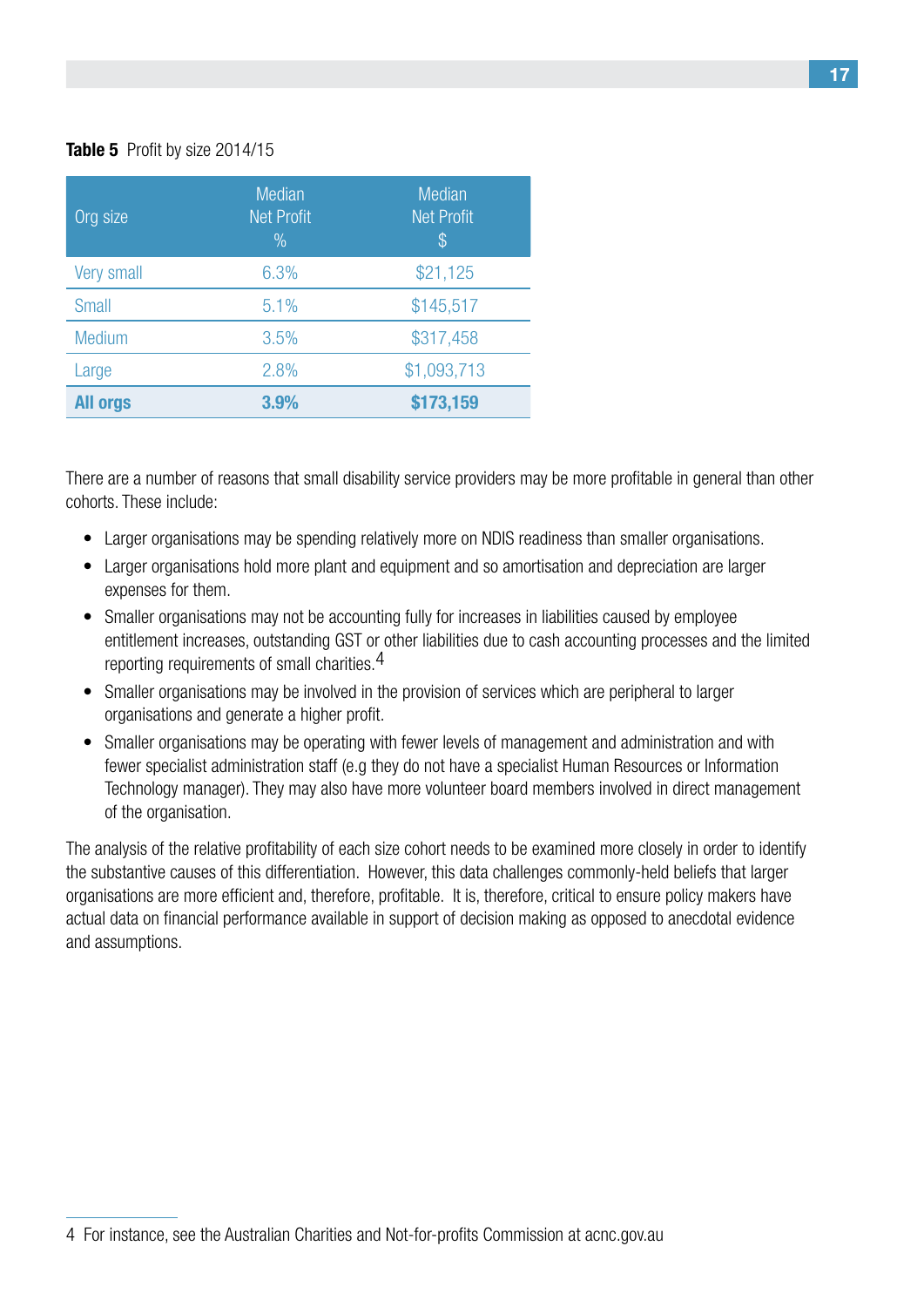**Table 5** Profit by size 2014/15

| Org size | Median Net Profit % | Median Net Profit $ |
|---|---|---|
| Very small | 6.3% | $21,125 |
| Small | 5.1% | $145,517 |
| Medium | 3.5% | $317,458 |
| Large | 2.8% | $1,093,713 |
| **All orgs** | **3.9%** | **$173,159** |

There are a number of reasons that small disability service providers may be more profitable in general than other cohorts. These include:

- Larger organisations may be spending relatively more on NDIS readiness than smaller organisations.
- Larger organisations hold more plant and equipment and so amortisation and depreciation are larger expenses for them.
- Smaller organisations may not be accounting fully for increases in liabilities caused by employee entitlement increases, outstanding GST or other liabilities due to cash accounting processes and the limited reporting requirements of small charities.[4]
- Smaller organisations may be involved in the provision of services which are peripheral to larger organisations and generate a higher profit.
- Smaller organisations may be operating with fewer levels of management and administration and with fewer specialist administration staff (e.g they do not have a specialist Human Resources or Information Technology manager). They may also have more volunteer board members involved in direct management of the organisation.

The analysis of the relative profitability of each size cohort needs to be examined more closely in order to identify the substantive causes of this differentiation. However, this data challenges commonly-held beliefs that larger organisations are more efficient and, therefore, profitable. It is, therefore, critical to ensure policy makers have actual data on financial performance available in support of decision making as opposed to anecdotal evidence and assumptions.

4 For instance, see the Australian Charities and Not-for-profits Commission at acnc.gov.au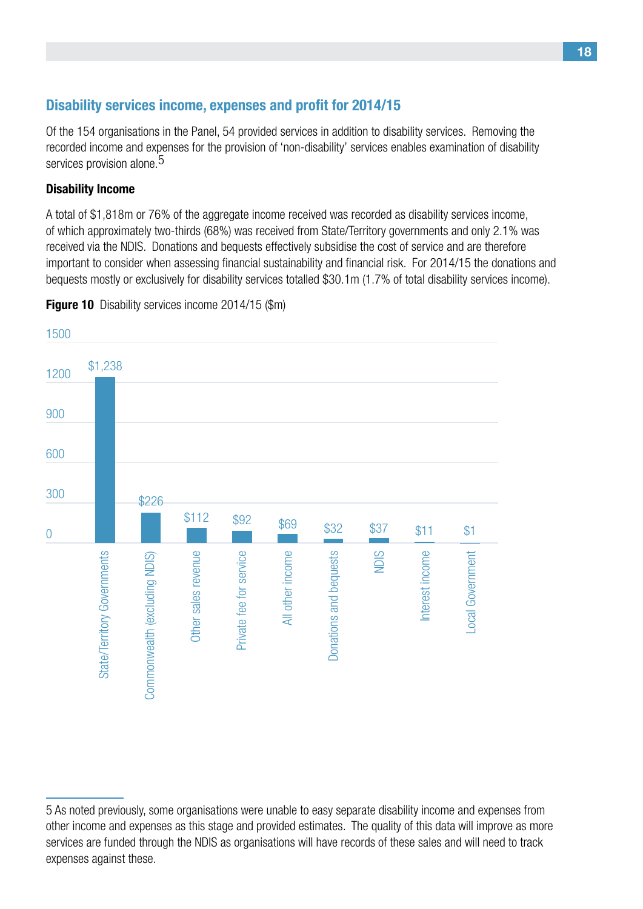## Disability services income, expenses and profit for 2014/15

Of the 154 organisations in the Panel, 54 provided services in addition to disability services. Removing the recorded income and expenses for the provision of 'non-disability' services enables examination of disability services provision alone.[5]

### Disability Income

A total of $1,818m or 76% of the aggregate income received was recorded as disability services income, of which approximately two-thirds (68%) was received from State/Territory governments and only 2.1% was received via the NDIS. Donations and bequests effectively subsidise the cost of service and are therefore important to consider when assessing financial sustainability and financial risk. For 2014/15 the donations and bequests mostly or exclusively for disability services totalled $30.1m (1.7% of total disability services income).

**Figure 10** Disability services income 2014/15 ($m)

| Income source | $m |
| --- | --- |
| State/Territory Governments | $1,238 |
| Commonwealth (excluding NDIS) | $226 |
| Other sales revenue | $112 |
| Private fee for service | $92 |
| All other income | $69 |
| Donations and bequests | $32 |
| NDIS | $37 |
| Interest income | $11 |
| Local Government | $1 |

5 As noted previously, some organisations were unable to easy separate disability income and expenses from other income and expenses as this stage and provided estimates. The quality of this data will improve as more services are funded through the NDIS as organisations will have records of these sales and will need to track expenses against these.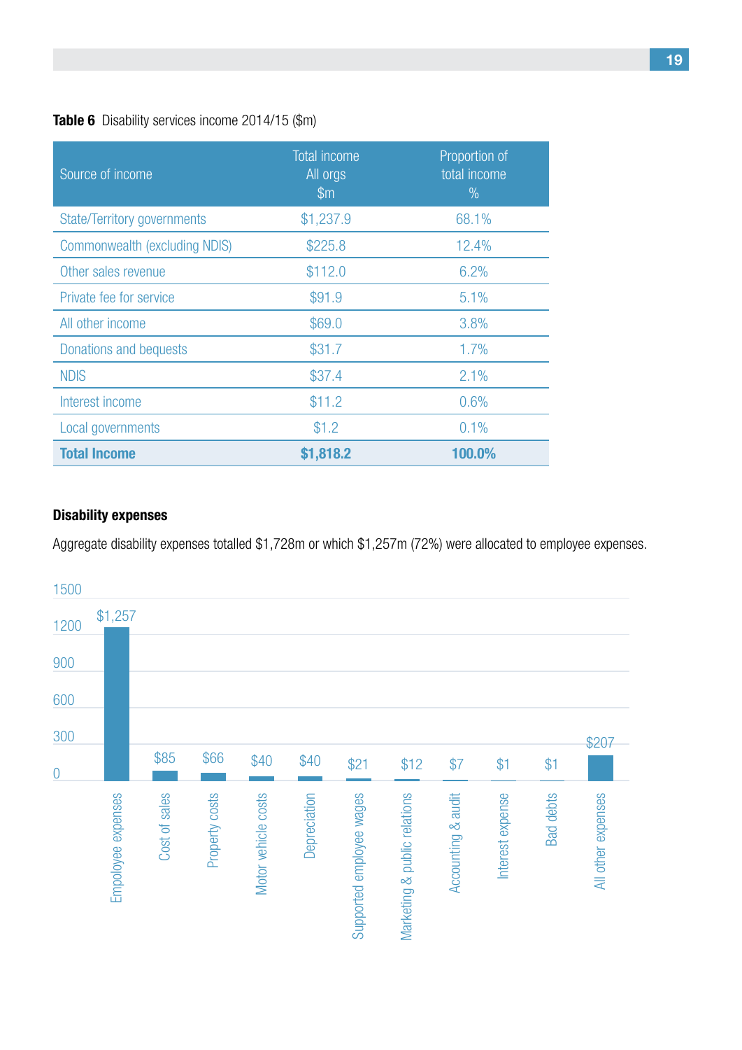**Table 6** Disability services income 2014/15 ($m)

| Source of income | Total income All orgs $m | Proportion of total income % |
|---|---|---|
| State/Territory governments | $1,237.9 | 68.1% |
| Commonwealth (excluding NDIS) | $225.8 | 12.4% |
| Other sales revenue | $112.0 | 6.2% |
| Private fee for service | $91.9 | 5.1% |
| All other income | $69.0 | 3.8% |
| Donations and bequests | $31.7 | 1.7% |
| NDIS | $37.4 | 2.1% |
| Interest income | $11.2 | 0.6% |
| Local governments | $1.2 | 0.1% |
| **Total Income** | **$1,818.2** | **100.0%** |

### Disability expenses

Aggregate disability expenses totalled $1,728m or which $1,257m (72%) were allocated to employee expenses.

| Expense | $m |
|---|---|
| Empoloyee expenses | $1,257 |
| Cost of sales | $85 |
| Property costs | $66 |
| Motor vehicle costs | $40 |
| Depreciation | $40 |
| Supported employee wages | $21 |
| Marketing & public relations | $12 |
| Accounting & audit | $7 |
| Interest expense | $1 |
| Bad debts | $1 |
| All other expenses | $207 |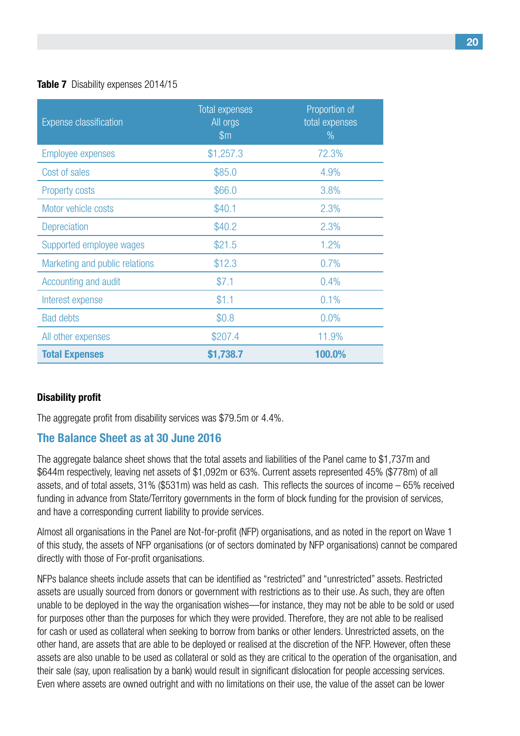**Table 7** Disability expenses 2014/15

| Expense classification | Total expenses All orgs $m | Proportion of total expenses % |
|---|---|---|
| Employee expenses | $1,257.3 | 72.3% |
| Cost of sales | $85.0 | 4.9% |
| Property costs | $66.0 | 3.8% |
| Motor vehicle costs | $40.1 | 2.3% |
| Depreciation | $40.2 | 2.3% |
| Supported employee wages | $21.5 | 1.2% |
| Marketing and public relations | $12.3 | 0.7% |
| Accounting and audit | $7.1 | 0.4% |
| Interest expense | $1.1 | 0.1% |
| Bad debts | $0.8 | 0.0% |
| All other expenses | $207.4 | 11.9% |
| **Total Expenses** | **$1,738.7** | **100.0%** |

#### Disability profit

The aggregate profit from disability services was $79.5m or 4.4%.

## The Balance Sheet as at 30 June 2016

The aggregate balance sheet shows that the total assets and liabilities of the Panel came to $1,737m and $644m respectively, leaving net assets of $1,092m or 63%. Current assets represented 45% ($778m) of all assets, and of total assets, 31% ($531m) was held as cash. This reflects the sources of income – 65% received funding in advance from State/Territory governments in the form of block funding for the provision of services, and have a corresponding current liability to provide services.

Almost all organisations in the Panel are Not-for-profit (NFP) organisations, and as noted in the report on Wave 1 of this study, the assets of NFP organisations (or of sectors dominated by NFP organisations) cannot be compared directly with those of For-profit organisations.

NFPs balance sheets include assets that can be identified as "restricted" and "unrestricted" assets. Restricted assets are usually sourced from donors or government with restrictions as to their use. As such, they are often unable to be deployed in the way the organisation wishes—for instance, they may not be able to be sold or used for purposes other than the purposes for which they were provided. Therefore, they are not able to be realised for cash or used as collateral when seeking to borrow from banks or other lenders. Unrestricted assets, on the other hand, are assets that are able to be deployed or realised at the discretion of the NFP. However, often these assets are also unable to be used as collateral or sold as they are critical to the operation of the organisation, and their sale (say, upon realisation by a bank) would result in significant dislocation for people accessing services. Even where assets are owned outright and with no limitations on their use, the value of the asset can be lower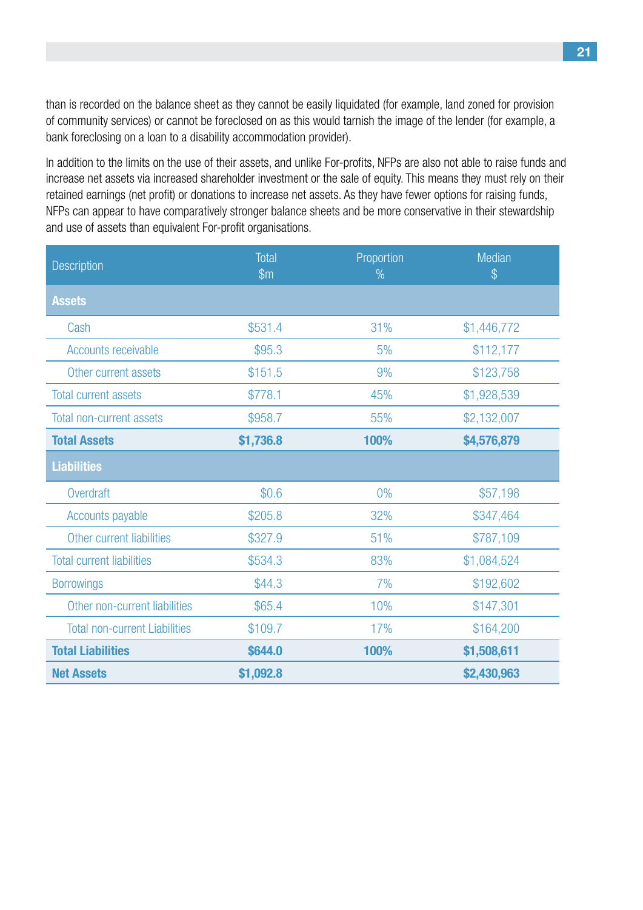than is recorded on the balance sheet as they cannot be easily liquidated (for example, land zoned for provision of community services) or cannot be foreclosed on as this would tarnish the image of the lender (for example, a bank foreclosing on a loan to a disability accommodation provider).

In addition to the limits on the use of their assets, and unlike For-profits, NFPs are also not able to raise funds and increase net assets via increased shareholder investment or the sale of equity. This means they must rely on their retained earnings (net profit) or donations to increase net assets. As they have fewer options for raising funds, NFPs can appear to have comparatively stronger balance sheets and be more conservative in their stewardship and use of assets than equivalent For-profit organisations.

| Description | Total $m | Proportion % | Median $ |
|---|---|---|---|
| **Assets** | | | |
| Cash | $531.4 | 31% | $1,446,772 |
| Accounts receivable | $95.3 | 5% | $112,177 |
| Other current assets | $151.5 | 9% | $123,758 |
| Total current assets | $778.1 | 45% | $1,928,539 |
| Total non-current assets | $958.7 | 55% | $2,132,007 |
| **Total Assets** | **$1,736.8** | **100%** | **$4,576,879** |
| **Liabilities** | | | |
| Overdraft | $0.6 | 0% | $57,198 |
| Accounts payable | $205.8 | 32% | $347,464 |
| Other current liabilities | $327.9 | 51% | $787,109 |
| Total current liabilities | $534.3 | 83% | $1,084,524 |
| Borrowings | $44.3 | 7% | $192,602 |
| Other non-current liabilities | $65.4 | 10% | $147,301 |
| Total non-current Liabilities | $109.7 | 17% | $164,200 |
| **Total Liabilities** | **$644.0** | **100%** | **$1,508,611** |
| **Net Assets** | **$1,092.8** | | **$2,430,963** |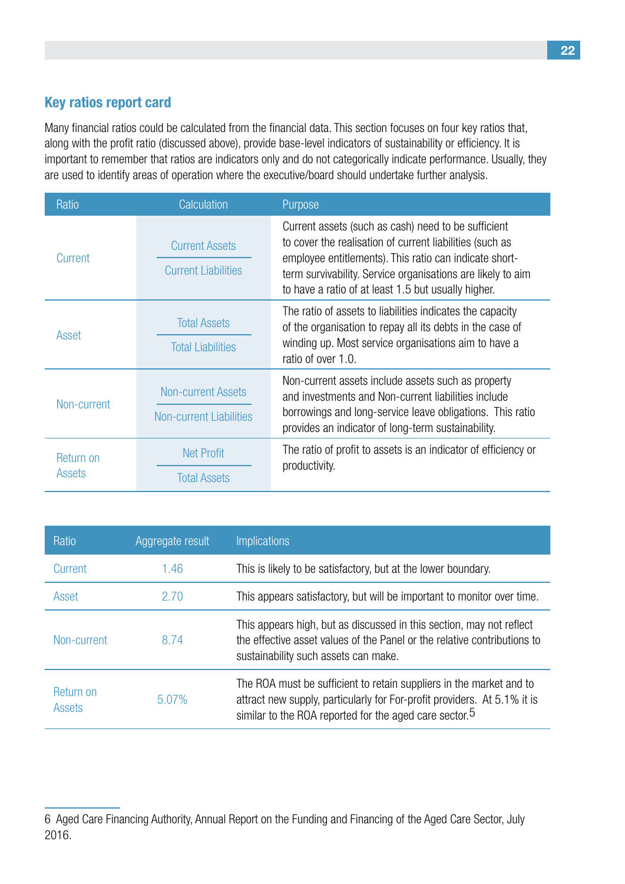## Key ratios report card

Many financial ratios could be calculated from the financial data. This section focuses on four key ratios that, along with the profit ratio (discussed above), provide base-level indicators of sustainability or efficiency. It is important to remember that ratios are indicators only and do not categorically indicate performance. Usually, they are used to identify areas of operation where the executive/board should undertake further analysis.

| Ratio | Calculation | Purpose |
|---|---|---|
| Current | Current Assets / Current Liabilities | Current assets (such as cash) need to be sufficient to cover the realisation of current liabilities (such as employee entitlements). This ratio can indicate short-term survivability. Service organisations are likely to aim to have a ratio of at least 1.5 but usually higher. |
| Asset | Total Assets / Total Liabilities | The ratio of assets to liabilities indicates the capacity of the organisation to repay all its debts in the case of winding up. Most service organisations aim to have a ratio of over 1.0. |
| Non-current | Non-current Assets / Non-current Liabilities | Non-current assets include assets such as property and investments and Non-current liabilities include borrowings and long-service leave obligations. This ratio provides an indicator of long-term sustainability. |
| Return on Assets | Net Profit / Total Assets | The ratio of profit to assets is an indicator of efficiency or productivity. |

| Ratio | Aggregate result | Implications |
|---|---|---|
| Current | 1.46 | This is likely to be satisfactory, but at the lower boundary. |
| Asset | 2.70 | This appears satisfactory, but will be important to monitor over time. |
| Non-current | 8.74 | This appears high, but as discussed in this section, may not reflect the effective asset values of the Panel or the relative contributions to sustainability such assets can make. |
| Return on Assets | 5.07% | The ROA must be sufficient to retain suppliers in the market and to attract new supply, particularly for For-profit providers. At 5.1% it is similar to the ROA reported for the aged care sector.[5] |

6 Aged Care Financing Authority, Annual Report on the Funding and Financing of the Aged Care Sector, July 2016.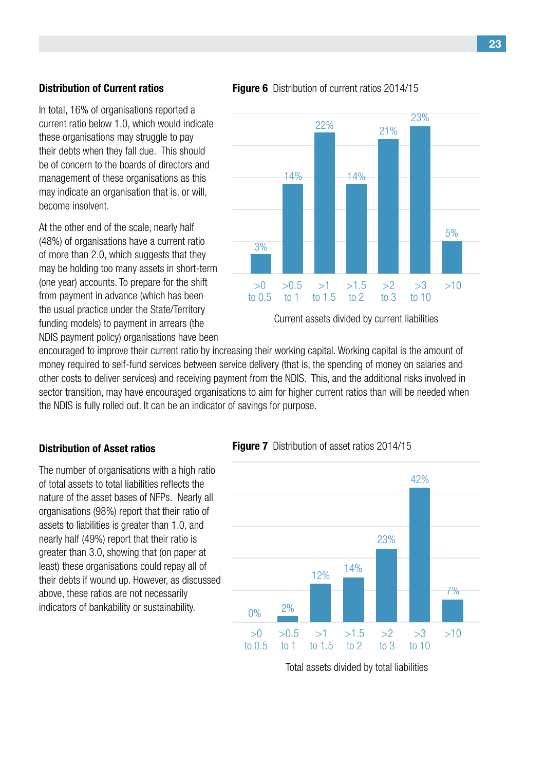### Distribution of Current ratios

In total, 16% of organisations reported a current ratio below 1.0, which would indicate these organisations may struggle to pay their debts when they fall due. This should be of concern to the boards of directors and management of these organisations as this may indicate an organisation that is, or will, become insolvent.

At the other end of the scale, nearly half (48%) of organisations have a current ratio of more than 2.0, which suggests that they may be holding too many assets in short-term (one year) accounts. To prepare for the shift from payment in advance (which has been the usual practice under the State/Territory funding models) to payment in arrears (the NDIS payment policy) organisations have been encouraged to improve their current ratio by increasing their working capital. Working capital is the amount of money required to self-fund services between service delivery (that is, the spending of money on salaries and other costs to deliver services) and receiving payment from the NDIS. This, and the additional risks involved in sector transition, may have encouraged organisations to aim for higher current ratios than will be needed when the NDIS is fully rolled out. It can be an indicator of savings for purpose.

**Figure 6** Distribution of current ratios 2014/15

| Current assets divided by current liabilities | >0 to 0.5 | >0.5 to 1 | >1 to 1.5 | >1.5 to 2 | >2 to 3 | >3 to 10 | >10 |
|---|---|---|---|---|---|---|---|
| % of organisations | 3% | 14% | 22% | 14% | 21% | 23% | 5% |

### Distribution of Asset ratios

The number of organisations with a high ratio of total assets to total liabilities reflects the nature of the asset bases of NFPs. Nearly all organisations (98%) report that their ratio of assets to liabilities is greater than 1.0, and nearly half (49%) report that their ratio is greater than 3.0, showing that (on paper at least) these organisations could repay all of their debts if wound up. However, as discussed above, these ratios are not necessarily indicators of bankability or sustainability.

**Figure 7** Distribution of asset ratios 2014/15

| Total assets divided by total liabilities | >0 to 0.5 | >0.5 to 1 | >1 to 1.5 | >1.5 to 2 | >2 to 3 | >3 to 10 | >10 |
|---|---|---|---|---|---|---|---|
| % of organisations | 0% | 2% | 12% | 14% | 23% | 42% | 7% |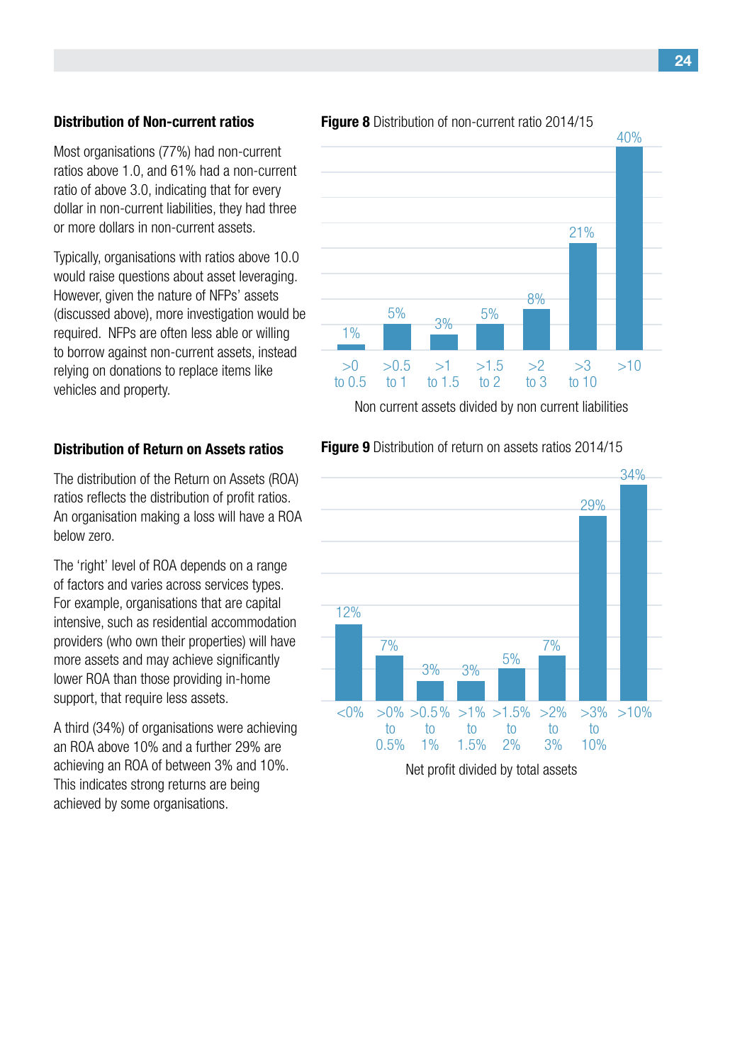### Distribution of Non-current ratios

Most organisations (77%) had non-current ratios above 1.0, and 61% had a non-current ratio of above 3.0, indicating that for every dollar in non-current liabilities, they had three or more dollars in non-current assets.

Typically, organisations with ratios above 10.0 would raise questions about asset leveraging. However, given the nature of NFPs' assets (discussed above), more investigation would be required. NFPs are often less able or willing to borrow against non-current assets, instead relying on donations to replace items like vehicles and property.

**Figure 8** Distribution of non-current ratio 2014/15

| Non current assets divided by non current liabilities | Share |
|---|---|
| >0 to 0.5 | 1% |
| >0.5 to 1 | 5% |
| >1 to 1.5 | 3% |
| >1.5 to 2 | 5% |
| >2 to 3 | 8% |
| >3 to 10 | 21% |
| >10 | 40% |

### Distribution of Return on Assets ratios

The distribution of the Return on Assets (ROA) ratios reflects the distribution of profit ratios. An organisation making a loss will have a ROA below zero.

The 'right' level of ROA depends on a range of factors and varies across services types. For example, organisations that are capital intensive, such as residential accommodation providers (who own their properties) will have more assets and may achieve significantly lower ROA than those providing in-home support, that require less assets.

A third (34%) of organisations were achieving an ROA above 10% and a further 29% are achieving an ROA of between 3% and 10%. This indicates strong returns are being achieved by some organisations.

**Figure 9** Distribution of return on assets ratios 2014/15

| Net profit divided by total assets | Share |
|---|---|
| <0% | 12% |
| >0% to 0.5% | 7% |
| >0.5% to 1% | 3% |
| >1% to 1.5% | 3% |
| >1.5% to 2% | 5% |
| >2% to 3% | 7% |
| >3% to 10% | 29% |
| >10% | 34% |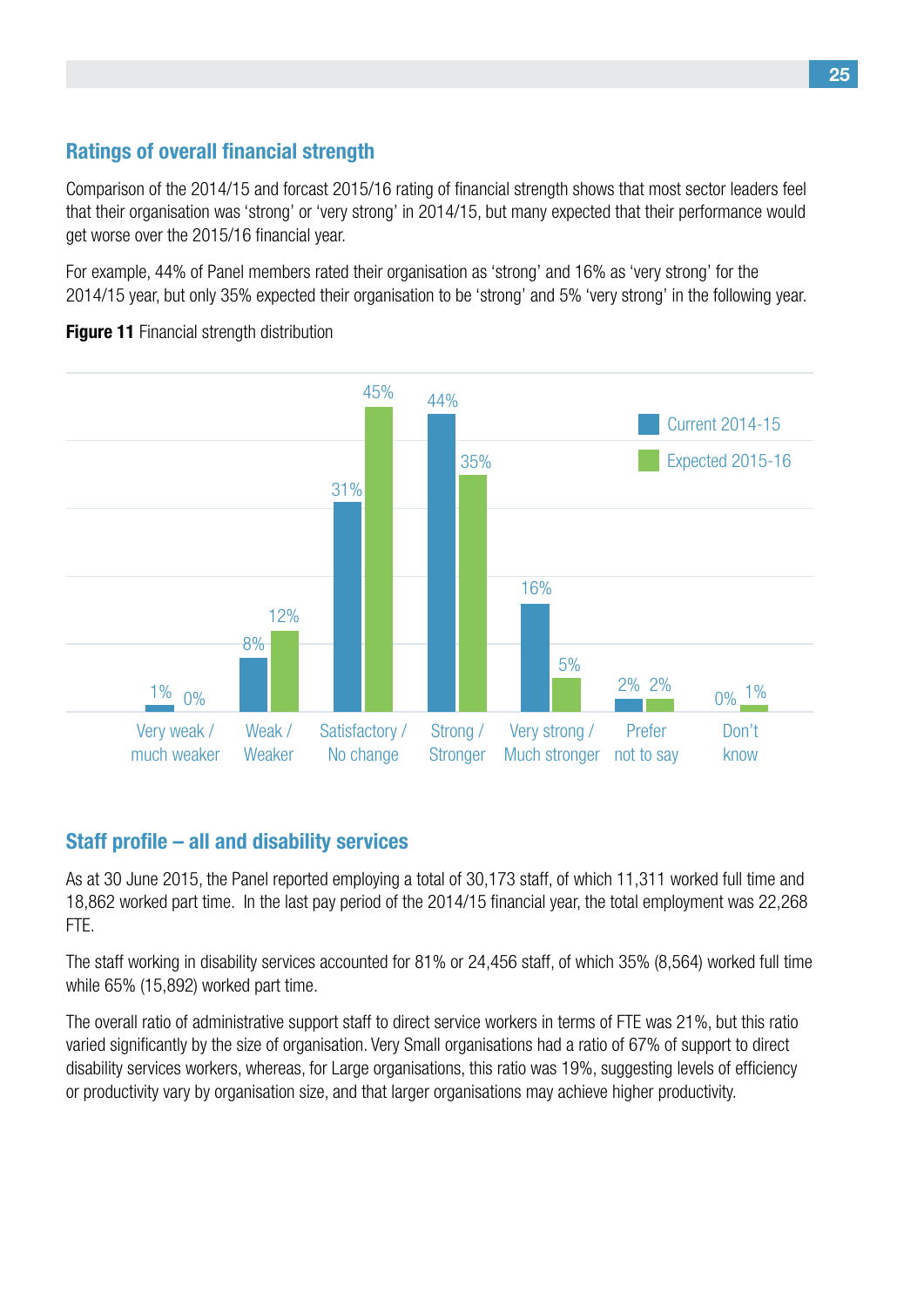## Ratings of overall financial strength

Comparison of the 2014/15 and forcast 2015/16 rating of financial strength shows that most sector leaders feel that their organisation was 'strong' or 'very strong' in 2014/15, but many expected that their performance would get worse over the 2015/16 financial year.

For example, 44% of Panel members rated their organisation as 'strong' and 16% as 'very strong' for the 2014/15 year, but only 35% expected their organisation to be 'strong' and 5% 'very strong' in the following year.

**Figure 11** Financial strength distribution

| | Current 2014-15 | Expected 2015-16 |
|---|---|---|
| Very weak / much weaker | 1% | 0% |
| Weak / Weaker | 8% | 12% |
| Satisfactory / No change | 31% | 45% |
| Strong / Stronger | 44% | 35% |
| Very strong / Much stronger | 16% | 5% |
| Prefer not to say | 2% | 2% |
| Don't know | 0% | 1% |

## Staff profile – all and disability services

As at 30 June 2015, the Panel reported employing a total of 30,173 staff, of which 11,311 worked full time and 18,862 worked part time. In the last pay period of the 2014/15 financial year, the total employment was 22,268 FTE.

The staff working in disability services accounted for 81% or 24,456 staff, of which 35% (8,564) worked full time while 65% (15,892) worked part time.

The overall ratio of administrative support staff to direct service workers in terms of FTE was 21%, but this ratio varied significantly by the size of organisation. Very Small organisations had a ratio of 67% of support to direct disability services workers, whereas, for Large organisations, this ratio was 19%, suggesting levels of efficiency or productivity vary by organisation size, and that larger organisations may achieve higher productivity.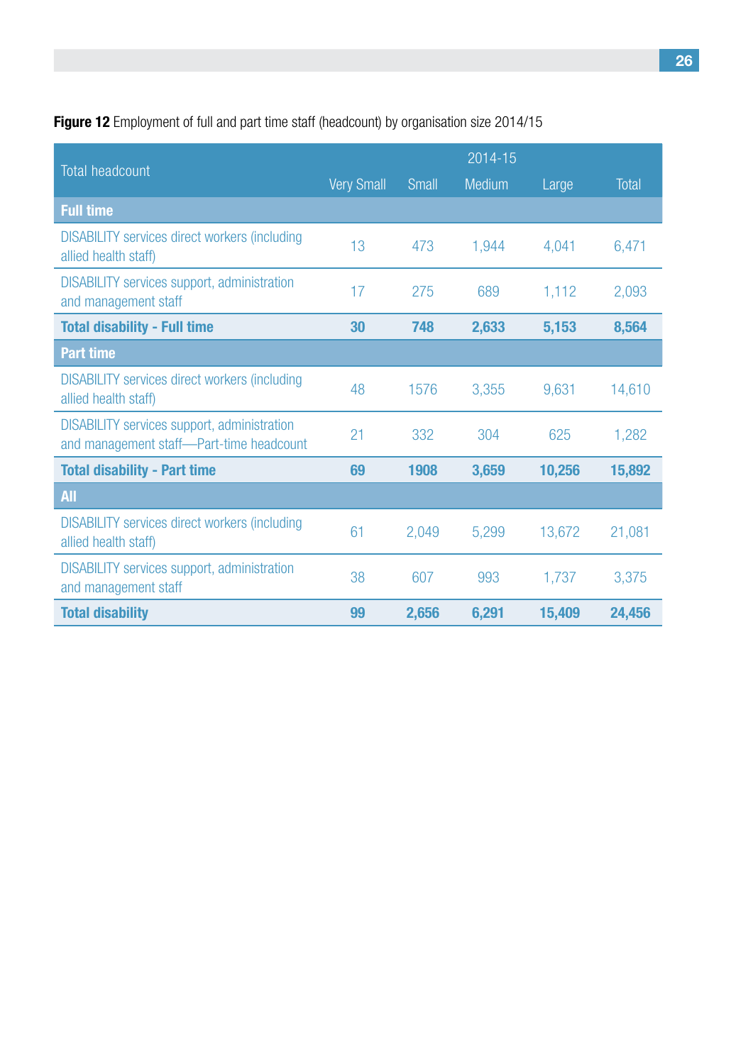**Figure 12** Employment of full and part time staff (headcount) by organisation size 2014/15

| Total headcount | 2014-15 | | | | |
|---|---|---|---|---|---|
| | Very Small | Small | Medium | Large | Total |
| **Full time** | | | | | |
| DISABILITY services direct workers (including allied health staff) | 13 | 473 | 1,944 | 4,041 | 6,471 |
| DISABILITY services support, administration and management staff | 17 | 275 | 689 | 1,112 | 2,093 |
| **Total disability - Full time** | **30** | **748** | **2,633** | **5,153** | **8,564** |
| **Part time** | | | | | |
| DISABILITY services direct workers (including allied health staff) | 48 | 1576 | 3,355 | 9,631 | 14,610 |
| DISABILITY services support, administration and management staff—Part-time headcount | 21 | 332 | 304 | 625 | 1,282 |
| **Total disability - Part time** | **69** | **1908** | **3,659** | **10,256** | **15,892** |
| **All** | | | | | |
| DISABILITY services direct workers (including allied health staff) | 61 | 2,049 | 5,299 | 13,672 | 21,081 |
| DISABILITY services support, administration and management staff | 38 | 607 | 993 | 1,737 | 3,375 |
| **Total disability** | **99** | **2,656** | **6,291** | **15,409** | **24,456** |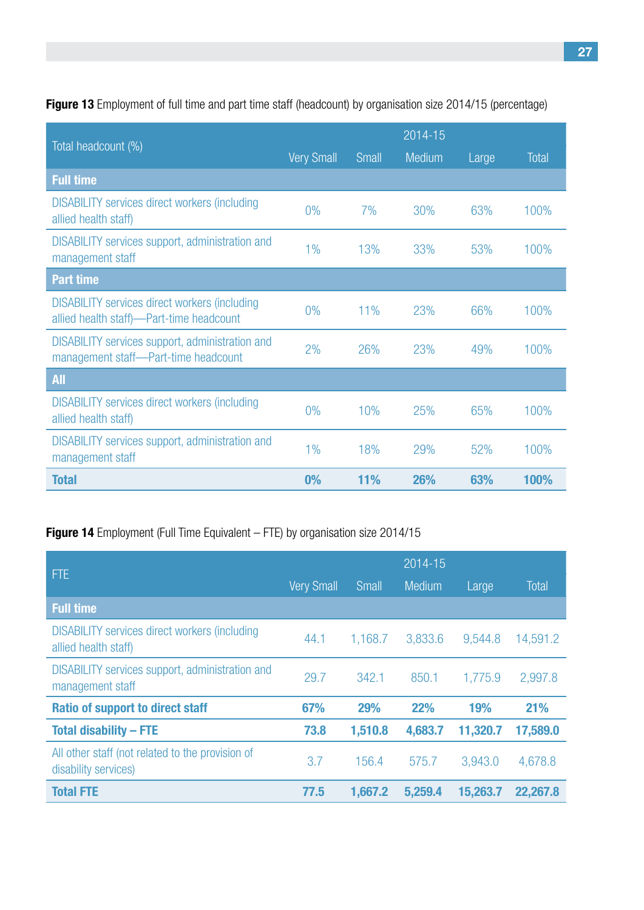**Figure 13** Employment of full time and part time staff (headcount) by organisation size 2014/15 (percentage)

| Total headcount (%) | 2014-15 | | | | |
|---|---|---|---|---|---|
| | Very Small | Small | Medium | Large | Total |
| **Full time** | | | | | |
| DISABILITY services direct workers (including allied health staff) | 0% | 7% | 30% | 63% | 100% |
| DISABILITY services support, administration and management staff | 1% | 13% | 33% | 53% | 100% |
| **Part time** | | | | | |
| DISABILITY services direct workers (including allied health staff)—Part-time headcount | 0% | 11% | 23% | 66% | 100% |
| DISABILITY services support, administration and management staff—Part-time headcount | 2% | 26% | 23% | 49% | 100% |
| **All** | | | | | |
| DISABILITY services direct workers (including allied health staff) | 0% | 10% | 25% | 65% | 100% |
| DISABILITY services support, administration and management staff | 1% | 18% | 29% | 52% | 100% |
| **Total** | **0%** | **11%** | **26%** | **63%** | **100%** |

**Figure 14** Employment (Full Time Equivalent – FTE) by organisation size 2014/15

| FTE | 2014-15 | | | | |
|---|---|---|---|---|---|
| | Very Small | Small | Medium | Large | Total |
| **Full time** | | | | | |
| DISABILITY services direct workers (including allied health staff) | 44.1 | 1,168.7 | 3,833.6 | 9,544.8 | 14,591.2 |
| DISABILITY services support, administration and management staff | 29.7 | 342.1 | 850.1 | 1,775.9 | 2,997.8 |
| **Ratio of support to direct staff** | **67%** | **29%** | **22%** | **19%** | **21%** |
| **Total disability – FTE** | **73.8** | **1,510.8** | **4,683.7** | **11,320.7** | **17,589.0** |
| All other staff (not related to the provision of disability services) | 3.7 | 156.4 | 575.7 | 3,943.0 | 4,678.8 |
| **Total FTE** | **77.5** | **1,667.2** | **5,259.4** | **15,263.7** | **22,267.8** |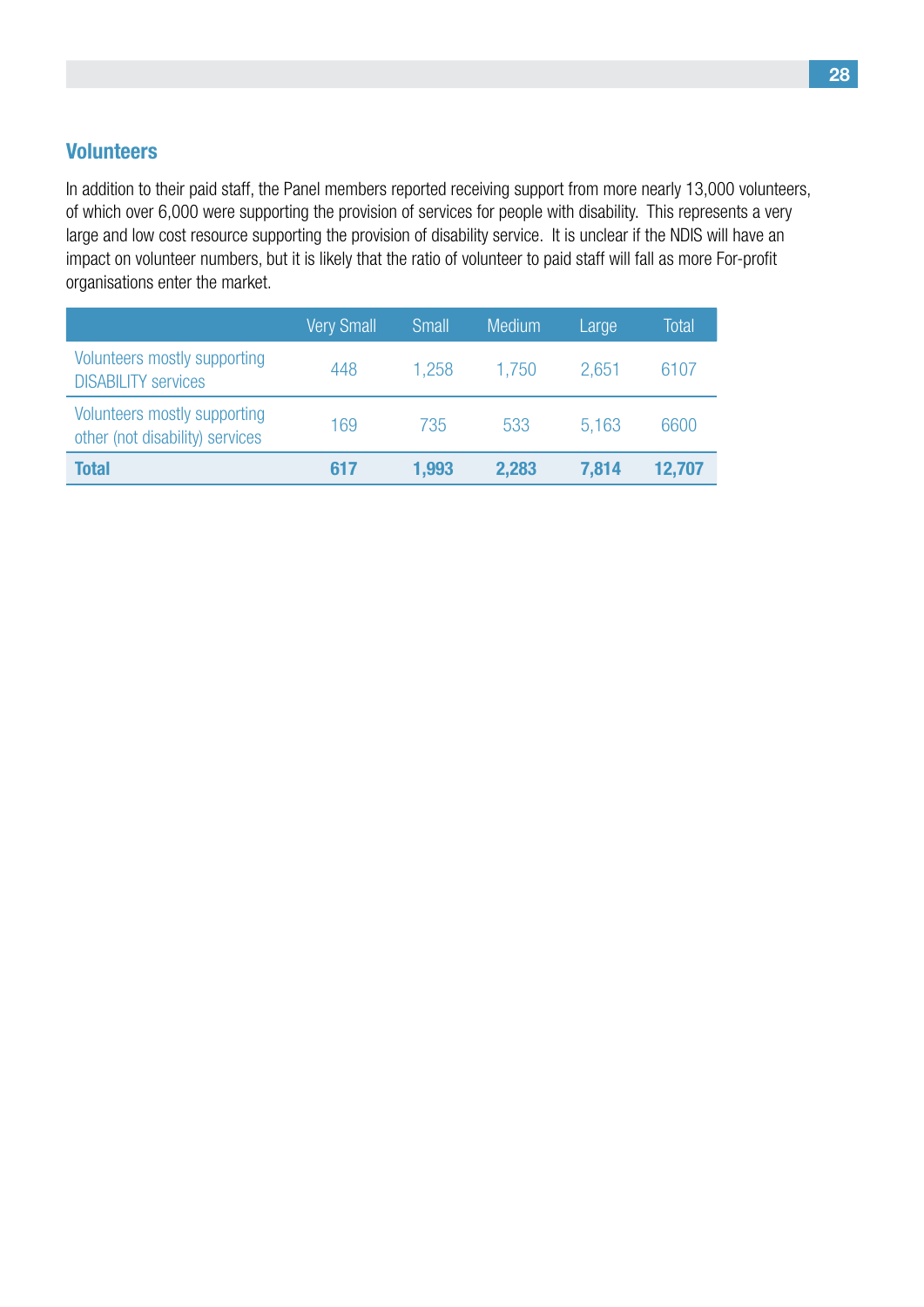## Volunteers

In addition to their paid staff, the Panel members reported receiving support from more nearly 13,000 volunteers, of which over 6,000 were supporting the provision of services for people with disability. This represents a very large and low cost resource supporting the provision of disability service. It is unclear if the NDIS will have an impact on volunteer numbers, but it is likely that the ratio of volunteer to paid staff will fall as more For-profit organisations enter the market.

| | Very Small | Small | Medium | Large | Total |
|---|---|---|---|---|---|
| Volunteers mostly supporting DISABILITY services | 448 | 1,258 | 1,750 | 2,651 | 6107 |
| Volunteers mostly supporting other (not disability) services | 169 | 735 | 533 | 5,163 | 6600 |
| **Total** | **617** | **1,993** | **2,283** | **7,814** | **12,707** |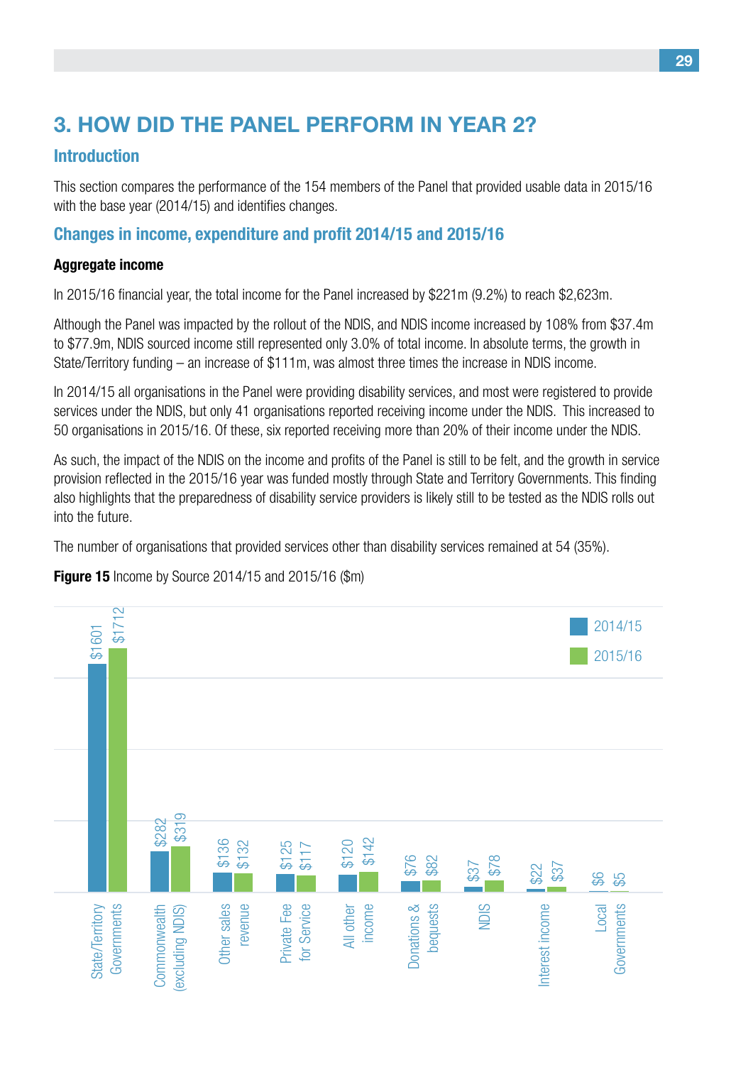# 3. HOW DID THE PANEL PERFORM IN YEAR 2?

## Introduction

This section compares the performance of the 154 members of the Panel that provided usable data in 2015/16 with the base year (2014/15) and identifies changes.

## Changes in income, expenditure and profit 2014/15 and 2015/16

**Aggregate income**

In 2015/16 financial year, the total income for the Panel increased by $221m (9.2%) to reach $2,623m.

Although the Panel was impacted by the rollout of the NDIS, and NDIS income increased by 108% from $37.4m to $77.9m, NDIS sourced income still represented only 3.0% of total income. In absolute terms, the growth in State/Territory funding – an increase of $111m, was almost three times the increase in NDIS income.

In 2014/15 all organisations in the Panel were providing disability services, and most were registered to provide services under the NDIS, but only 41 organisations reported receiving income under the NDIS. This increased to 50 organisations in 2015/16. Of these, six reported receiving more than 20% of their income under the NDIS.

As such, the impact of the NDIS on the income and profits of the Panel is still to be felt, and the growth in service provision reflected in the 2015/16 year was funded mostly through State and Territory Governments. This finding also highlights that the preparedness of disability service providers is likely still to be tested as the NDIS rolls out into the future.

The number of organisations that provided services other than disability services remained at 54 (35%).

**Figure 15** Income by Source 2014/15 and 2015/16 ($m)

| Source | 2014/15 | 2015/16 |
|---|---|---|
| State/Territory Governments | $1601 | $1712 |
| Commonwealth (excluding NDIS) | $282 | $319 |
| Other sales revenue | $136 | $132 |
| Private Fee for Service | $125 | $117 |
| All other income | $120 | $142 |
| Donations & bequests | $76 | $82 |
| NDIS | $37 | $78 |
| Interest income | $22 | $37 |
| Local Governments | $6 | $5 |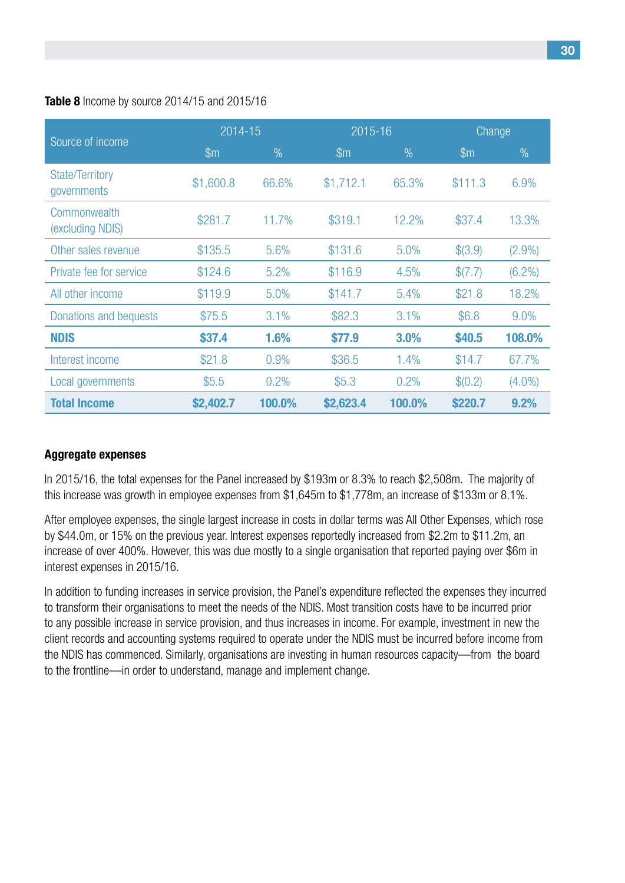**Table 8** Income by source 2014/15 and 2015/16

| Source of income | 2014-15 | | 2015-16 | | Change | |
|---|---|---|---|---|---|---|
| | $m | % | $m | % | $m | % |
| State/Territory governments | $1,600.8 | 66.6% | $1,712.1 | 65.3% | $111.3 | 6.9% |
| Commonwealth (excluding NDIS) | $281.7 | 11.7% | $319.1 | 12.2% | $37.4 | 13.3% |
| Other sales revenue | $135.5 | 5.6% | $131.6 | 5.0% | $(3.9) | (2.9%) |
| Private fee for service | $124.6 | 5.2% | $116.9 | 4.5% | $(7.7) | (6.2%) |
| All other income | $119.9 | 5.0% | $141.7 | 5.4% | $21.8 | 18.2% |
| Donations and bequests | $75.5 | 3.1% | $82.3 | 3.1% | $6.8 | 9.0% |
| **NDIS** | **$37.4** | **1.6%** | **$77.9** | **3.0%** | **$40.5** | **108.0%** |
| Interest income | $21.8 | 0.9% | $36.5 | 1.4% | $14.7 | 67.7% |
| Local governments | $5.5 | 0.2% | $5.3 | 0.2% | $(0.2) | (4.0%) |
| **Total Income** | **$2,402.7** | **100.0%** | **$2,623.4** | **100.0%** | **$220.7** | **9.2%** |

### Aggregate expenses

In 2015/16, the total expenses for the Panel increased by $193m or 8.3% to reach $2,508m. The majority of this increase was growth in employee expenses from $1,645m to $1,778m, an increase of $133m or 8.1%.

After employee expenses, the single largest increase in costs in dollar terms was All Other Expenses, which rose by $44.0m, or 15% on the previous year. Interest expenses reportedly increased from $2.2m to $11.2m, an increase of over 400%. However, this was due mostly to a single organisation that reported paying over $6m in interest expenses in 2015/16.

In addition to funding increases in service provision, the Panel's expenditure reflected the expenses they incurred to transform their organisations to meet the needs of the NDIS. Most transition costs have to be incurred prior to any possible increase in service provision, and thus increases in income. For example, investment in new the client records and accounting systems required to operate under the NDIS must be incurred before income from the NDIS has commenced. Similarly, organisations are investing in human resources capacity—from the board to the frontline—in order to understand, manage and implement change.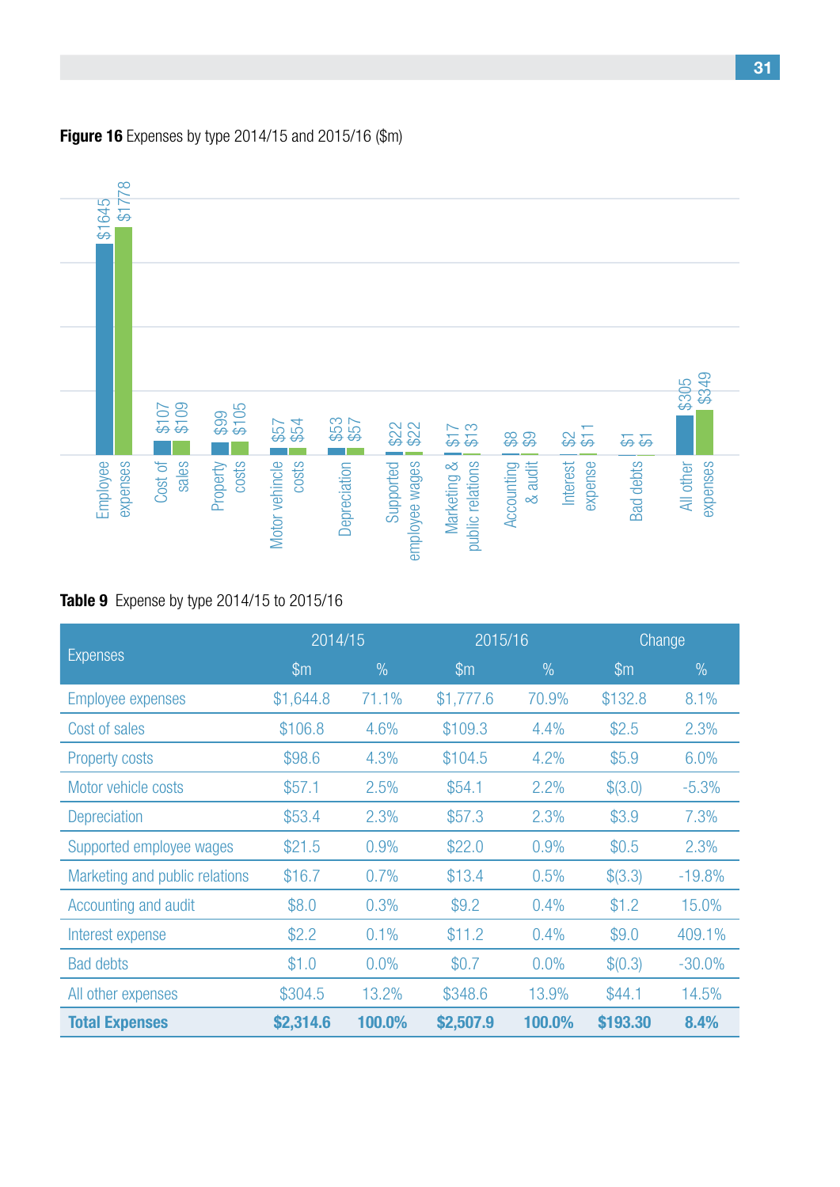**Figure 16** Expenses by type 2014/15 and 2015/16 ($m)

| Expense type | 2014/15 | 2015/16 |
|---|---|---|
| Employee expenses | $1645 | $1778 |
| Cost of sales | $107 | $109 |
| Property costs | $99 | $105 |
| Motor vehicle costs | $57 | $54 |
| Depreciation | $53 | $57 |
| Supported employee wages | $22 | $22 |
| Marketing & public relations | $17 | $13 |
| Accounting & audit | $8 | $9 |
| Interest expense | $2 | $11 |
| Bad debts | $1 | $1 |
| All other expenses | $305 | $349 |

**Table 9** Expense by type 2014/15 to 2015/16

| Expenses | 2014/15 | | 2015/16 | | Change | |
|---|---|---|---|---|---|---|
| | $m | % | $m | % | $m | % |
| Employee expenses | $1,644.8 | 71.1% | $1,777.6 | 70.9% | $132.8 | 8.1% |
| Cost of sales | $106.8 | 4.6% | $109.3 | 4.4% | $2.5 | 2.3% |
| Property costs | $98.6 | 4.3% | $104.5 | 4.2% | $5.9 | 6.0% |
| Motor vehicle costs | $57.1 | 2.5% | $54.1 | 2.2% | $(3.0) | -5.3% |
| Depreciation | $53.4 | 2.3% | $57.3 | 2.3% | $3.9 | 7.3% |
| Supported employee wages | $21.5 | 0.9% | $22.0 | 0.9% | $0.5 | 2.3% |
| Marketing and public relations | $16.7 | 0.7% | $13.4 | 0.5% | $(3.3) | -19.8% |
| Accounting and audit | $8.0 | 0.3% | $9.2 | 0.4% | $1.2 | 15.0% |
| Interest expense | $2.2 | 0.1% | $11.2 | 0.4% | $9.0 | 409.1% |
| Bad debts | $1.0 | 0.0% | $0.7 | 0.0% | $(0.3) | -30.0% |
| All other expenses | $304.5 | 13.2% | $348.6 | 13.9% | $44.1 | 14.5% |
| **Total Expenses** | **$2,314.6** | **100.0%** | **$2,507.9** | **100.0%** | **$193.30** | **8.4%** |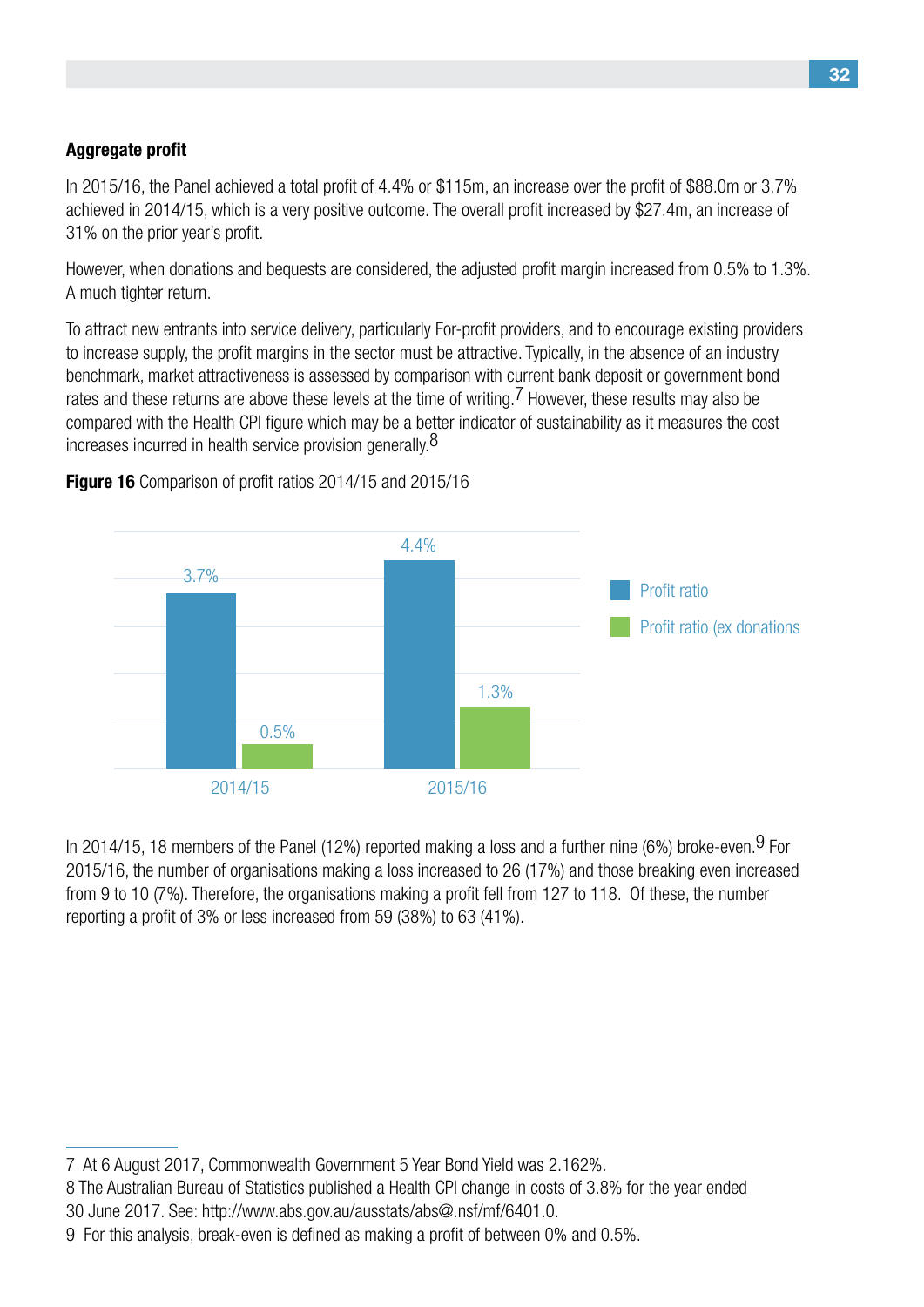### Aggregate profit

In 2015/16, the Panel achieved a total profit of 4.4% or $115m, an increase over the profit of $88.0m or 3.7% achieved in 2014/15, which is a very positive outcome. The overall profit increased by $27.4m, an increase of 31% on the prior year's profit.

However, when donations and bequests are considered, the adjusted profit margin increased from 0.5% to 1.3%. A much tighter return.

To attract new entrants into service delivery, particularly For-profit providers, and to encourage existing providers to increase supply, the profit margins in the sector must be attractive. Typically, in the absence of an industry benchmark, market attractiveness is assessed by comparison with current bank deposit or government bond rates and these returns are above these levels at the time of writing.[7] However, these results may also be compared with the Health CPI figure which may be a better indicator of sustainability as it measures the cost increases incurred in health service provision generally.[8]

**Figure 16** Comparison of profit ratios 2014/15 and 2015/16

| | Profit ratio | Profit ratio (ex donations |
|---|---|---|
| 2014/15 | 3.7% | 0.5% |
| 2015/16 | 4.4% | 1.3% |

In 2014/15, 18 members of the Panel (12%) reported making a loss and a further nine (6%) broke-even.[9] For 2015/16, the number of organisations making a loss increased to 26 (17%) and those breaking even increased from 9 to 10 (7%). Therefore, the organisations making a profit fell from 127 to 118. Of these, the number reporting a profit of 3% or less increased from 59 (38%) to 63 (41%).

---

7 At 6 August 2017, Commonwealth Government 5 Year Bond Yield was 2.162%.

8 The Australian Bureau of Statistics published a Health CPI change in costs of 3.8% for the year ended 30 June 2017. See: http://www.abs.gov.au/ausstats/abs@.nsf/mf/6401.0.

9 For this analysis, break-even is defined as making a profit of between 0% and 0.5%.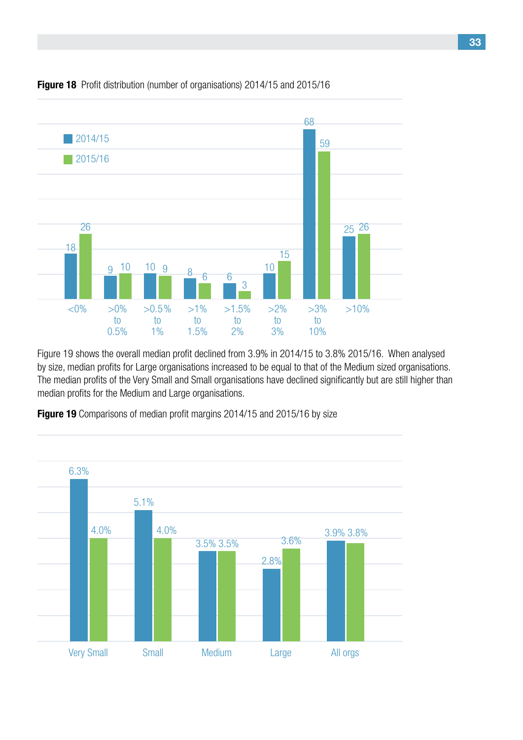**Figure 18** Profit distribution (number of organisations) 2014/15 and 2015/16

| | <0% | >0% to 0.5% | >0.5% to 1% | >1% to 1.5% | >1.5% to 2% | >2% to 3% | >3% to 10% | >10% |
|---|---|---|---|---|---|---|---|---|
| 2014/15 | 18 | 9 | 10 | 8 | 6 | 10 | 68 | 25 |
| 2015/16 | 26 | 10 | 9 | 6 | 3 | 15 | 59 | 26 |

Figure 19 shows the overall median profit declined from 3.9% in 2014/15 to 3.8% 2015/16. When analysed by size, median profits for Large organisations increased to be equal to that of the Medium sized organisations. The median profits of the Very Small and Small organisations have declined significantly but are still higher than median profits for the Medium and Large organisations.

**Figure 19** Comparisons of median profit margins 2014/15 and 2015/16 by size

| | Very Small | Small | Medium | Large | All orgs |
|---|---|---|---|---|---|
| 2014/15 | 6.3% | 5.1% | 3.5% | 2.8% | 3.9% |
| 2015/16 | 4.0% | 4.0% | 3.5% | 3.6% | 3.8% |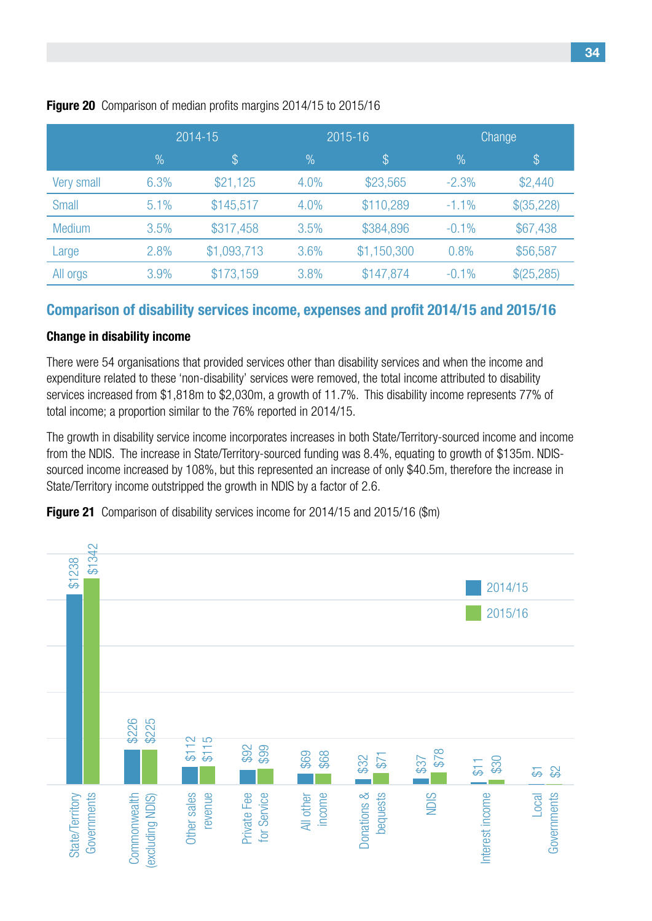**Figure 20** Comparison of median profits margins 2014/15 to 2015/16

| | 2014-15 | | 2015-16 | | Change | |
|---|---|---|---|---|---|---|
| | % | $ | % | $ | % | $ |
| Very small | 6.3% | $21,125 | 4.0% | $23,565 | -2.3% | $2,440 |
| Small | 5.1% | $145,517 | 4.0% | $110,289 | -1.1% | $(35,228) |
| Medium | 3.5% | $317,458 | 3.5% | $384,896 | -0.1% | $67,438 |
| Large | 2.8% | $1,093,713 | 3.6% | $1,150,300 | 0.8% | $56,587 |
| All orgs | 3.9% | $173,159 | 3.8% | $147,874 | -0.1% | $(25,285) |

## Comparison of disability services income, expenses and profit 2014/15 and 2015/16

### Change in disability income

There were 54 organisations that provided services other than disability services and when the income and expenditure related to these 'non-disability' services were removed, the total income attributed to disability services increased from $1,818m to $2,030m, a growth of 11.7%. This disability income represents 77% of total income; a proportion similar to the 76% reported in 2014/15.

The growth in disability service income incorporates increases in both State/Territory-sourced income and income from the NDIS. The increase in State/Territory-sourced funding was 8.4%, equating to growth of $135m. NDIS-sourced income increased by 108%, but this represented an increase of only $40.5m, therefore the increase in State/Territory income outstripped the growth in NDIS by a factor of 2.6.

**Figure 21** Comparison of disability services income for 2014/15 and 2015/16 ($m)

| | 2014/15 | 2015/16 |
|---|---|---|
| State/Territory Governments | $1238 | $1342 |
| Commonwealth (excluding NDIS) | $226 | $225 |
| Other sales revenue | $112 | $115 |
| Private Fee for Service | $92 | $99 |
| All other income | $69 | $68 |
| Donations & bequests | $32 | $71 |
| NDIS | $37 | $78 |
| Interest income | $11 | $30 |
| Local Governments | $1 | $2 |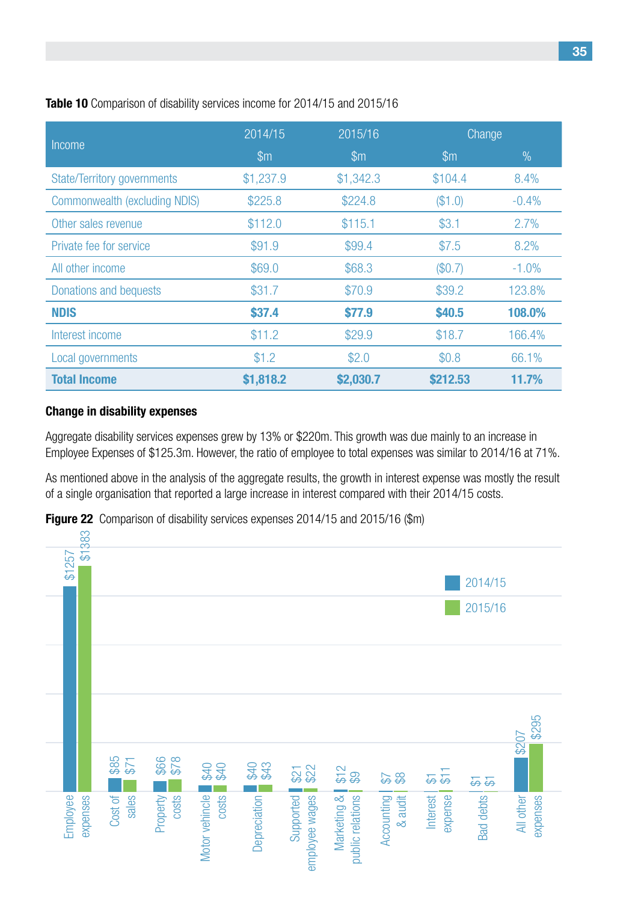**Table 10** Comparison of disability services income for 2014/15 and 2015/16

| Income | 2014/15 | 2015/16 | Change | |
|---|---|---|---|---|
| | $m | $m | $m | % |
| State/Territory governments | $1,237.9 | $1,342.3 | $104.4 | 8.4% |
| Commonwealth (excluding NDIS) | $225.8 | $224.8 | ($1.0) | -0.4% |
| Other sales revenue | $112.0 | $115.1 | $3.1 | 2.7% |
| Private fee for service | $91.9 | $99.4 | $7.5 | 8.2% |
| All other income | $69.0 | $68.3 | ($0.7) | -1.0% |
| Donations and bequests | $31.7 | $70.9 | $39.2 | 123.8% |
| **NDIS** | **$37.4** | **$77.9** | **$40.5** | **108.0%** |
| Interest income | $11.2 | $29.9 | $18.7 | 166.4% |
| Local governments | $1.2 | $2.0 | $0.8 | 66.1% |
| **Total Income** | **$1,818.2** | **$2,030.7** | **$212.53** | **11.7%** |

**Change in disability expenses**

Aggregate disability services expenses grew by 13% or $220m. This growth was due mainly to an increase in Employee Expenses of $125.3m. However, the ratio of employee to total expenses was similar to 2014/16 at 71%.

As mentioned above in the analysis of the aggregate results, the growth in interest expense was mostly the result of a single organisation that reported a large increase in interest compared with their 2014/15 costs.

**Figure 22** Comparison of disability services expenses 2014/15 and 2015/16 ($m)

| Expense | 2014/15 | 2015/16 |
|---|---|---|
| Employee expenses | $1257 | $1383 |
| Cost of sales | $85 | $71 |
| Property costs | $66 | $78 |
| Motor vehincle costs | $40 | $40 |
| Depreciation | $40 | $43 |
| Supported employee wages | $21 | $22 |
| Marketing & public relations | $12 | $9 |
| Accounting & audit | $7 | $8 |
| Interest expense | $1 | $11 |
| Bad debts | $1 | $1 |
| All other expenses | $207 | $295 |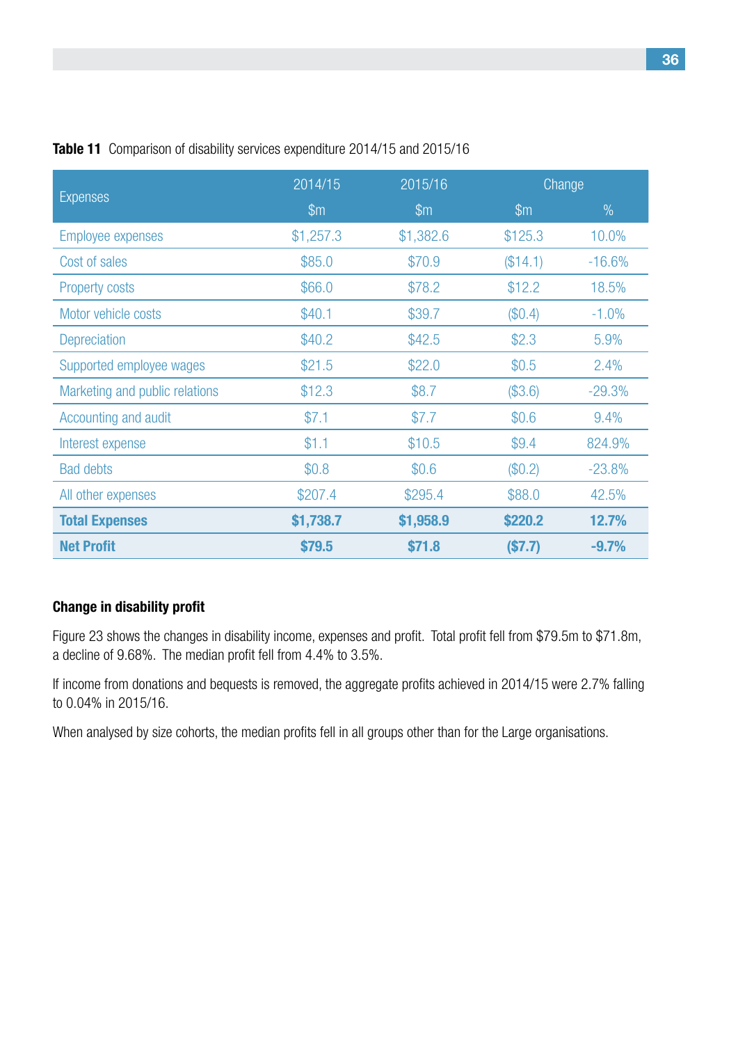**Table 11** Comparison of disability services expenditure 2014/15 and 2015/16

| Expenses | 2014/15 | 2015/16 | Change | |
|---|---|---|---|---|
| | $m | $m | $m | % |
| Employee expenses | $1,257.3 | $1,382.6 | $125.3 | 10.0% |
| Cost of sales | $85.0 | $70.9 | ($14.1) | -16.6% |
| Property costs | $66.0 | $78.2 | $12.2 | 18.5% |
| Motor vehicle costs | $40.1 | $39.7 | ($0.4) | -1.0% |
| Depreciation | $40.2 | $42.5 | $2.3 | 5.9% |
| Supported employee wages | $21.5 | $22.0 | $0.5 | 2.4% |
| Marketing and public relations | $12.3 | $8.7 | ($3.6) | -29.3% |
| Accounting and audit | $7.1 | $7.7 | $0.6 | 9.4% |
| Interest expense | $1.1 | $10.5 | $9.4 | 824.9% |
| Bad debts | $0.8 | $0.6 | ($0.2) | -23.8% |
| All other expenses | $207.4 | $295.4 | $88.0 | 42.5% |
| **Total Expenses** | **$1,738.7** | **$1,958.9** | **$220.2** | **12.7%** |
| **Net Profit** | **$79.5** | **$71.8** | **($7.7)** | **-9.7%** |

#### Change in disability profit

Figure 23 shows the changes in disability income, expenses and profit. Total profit fell from $79.5m to $71.8m, a decline of 9.68%. The median profit fell from 4.4% to 3.5%.

If income from donations and bequests is removed, the aggregate profits achieved in 2014/15 were 2.7% falling to 0.04% in 2015/16.

When analysed by size cohorts, the median profits fell in all groups other than for the Large organisations.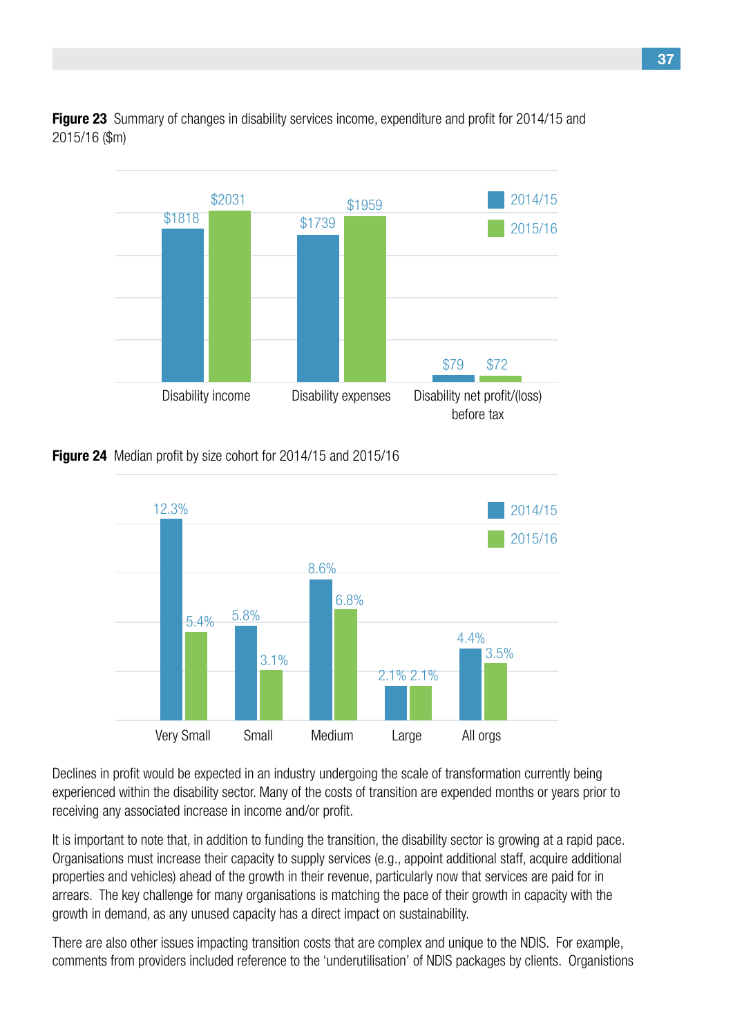**Figure 23** Summary of changes in disability services income, expenditure and profit for 2014/15 and 2015/16 ($m)

| | 2014/15 | 2015/16 |
|---|---|---|
| Disability income | $1818 | $2031 |
| Disability expenses | $1739 | $1959 |
| Disability net profit/(loss) before tax | $79 | $72 |

**Figure 24** Median profit by size cohort for 2014/15 and 2015/16

| | 2014/15 | 2015/16 |
|---|---|---|
| Very Small | 12.3% | 5.4% |
| Small | 5.8% | 3.1% |
| Medium | 8.6% | 6.8% |
| Large | 2.1% | 2.1% |
| All orgs | 4.4% | 3.5% |

Declines in profit would be expected in an industry undergoing the scale of transformation currently being experienced within the disability sector. Many of the costs of transition are expended months or years prior to receiving any associated increase in income and/or profit.

It is important to note that, in addition to funding the transition, the disability sector is growing at a rapid pace. Organisations must increase their capacity to supply services (e.g., appoint additional staff, acquire additional properties and vehicles) ahead of the growth in their revenue, particularly now that services are paid for in arrears. The key challenge for many organisations is matching the pace of their growth in capacity with the growth in demand, as any unused capacity has a direct impact on sustainability.

There are also other issues impacting transition costs that are complex and unique to the NDIS. For example, comments from providers included reference to the 'underutilisation' of NDIS packages by clients. Organistions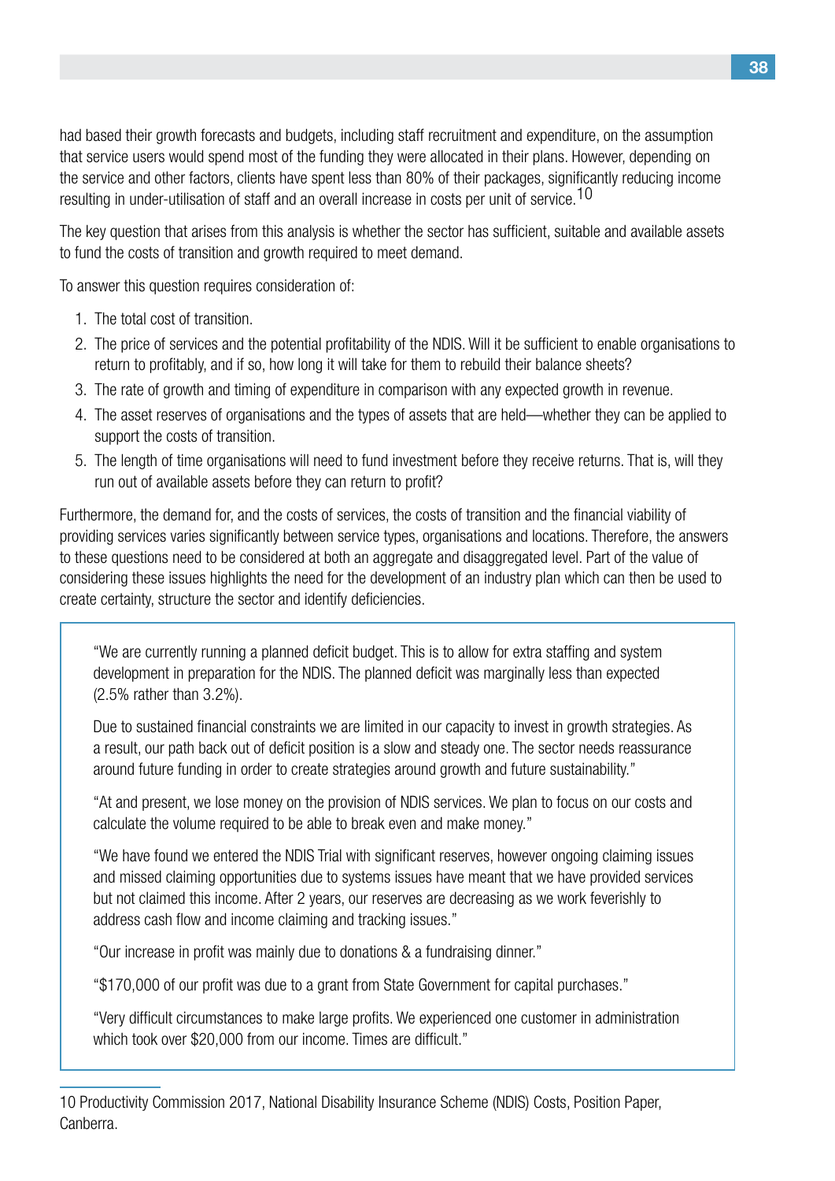had based their growth forecasts and budgets, including staff recruitment and expenditure, on the assumption that service users would spend most of the funding they were allocated in their plans. However, depending on the service and other factors, clients have spent less than 80% of their packages, significantly reducing income resulting in under-utilisation of staff and an overall increase in costs per unit of service.[10]

The key question that arises from this analysis is whether the sector has sufficient, suitable and available assets to fund the costs of transition and growth required to meet demand.

To answer this question requires consideration of:

1. The total cost of transition.
2. The price of services and the potential profitability of the NDIS. Will it be sufficient to enable organisations to return to profitably, and if so, how long it will take for them to rebuild their balance sheets?
3. The rate of growth and timing of expenditure in comparison with any expected growth in revenue.
4. The asset reserves of organisations and the types of assets that are held—whether they can be applied to support the costs of transition.
5. The length of time organisations will need to fund investment before they receive returns. That is, will they run out of available assets before they can return to profit?

Furthermore, the demand for, and the costs of services, the costs of transition and the financial viability of providing services varies significantly between service types, organisations and locations. Therefore, the answers to these questions need to be considered at both an aggregate and disaggregated level. Part of the value of considering these issues highlights the need for the development of an industry plan which can then be used to create certainty, structure the sector and identify deficiencies.

> "We are currently running a planned deficit budget. This is to allow for extra staffing and system development in preparation for the NDIS. The planned deficit was marginally less than expected (2.5% rather than 3.2%).
>
> Due to sustained financial constraints we are limited in our capacity to invest in growth strategies. As a result, our path back out of deficit position is a slow and steady one. The sector needs reassurance around future funding in order to create strategies around growth and future sustainability."
>
> "At and present, we lose money on the provision of NDIS services. We plan to focus on our costs and calculate the volume required to be able to break even and make money."
>
> "We have found we entered the NDIS Trial with significant reserves, however ongoing claiming issues and missed claiming opportunities due to systems issues have meant that we have provided services but not claimed this income. After 2 years, our reserves are decreasing as we work feverishly to address cash flow and income claiming and tracking issues."
>
> "Our increase in profit was mainly due to donations & a fundraising dinner."
>
> "$170,000 of our profit was due to a grant from State Government for capital purchases."
>
> "Very difficult circumstances to make large profits. We experienced one customer in administration which took over $20,000 from our income. Times are difficult."

10 Productivity Commission 2017, National Disability Insurance Scheme (NDIS) Costs, Position Paper, Canberra.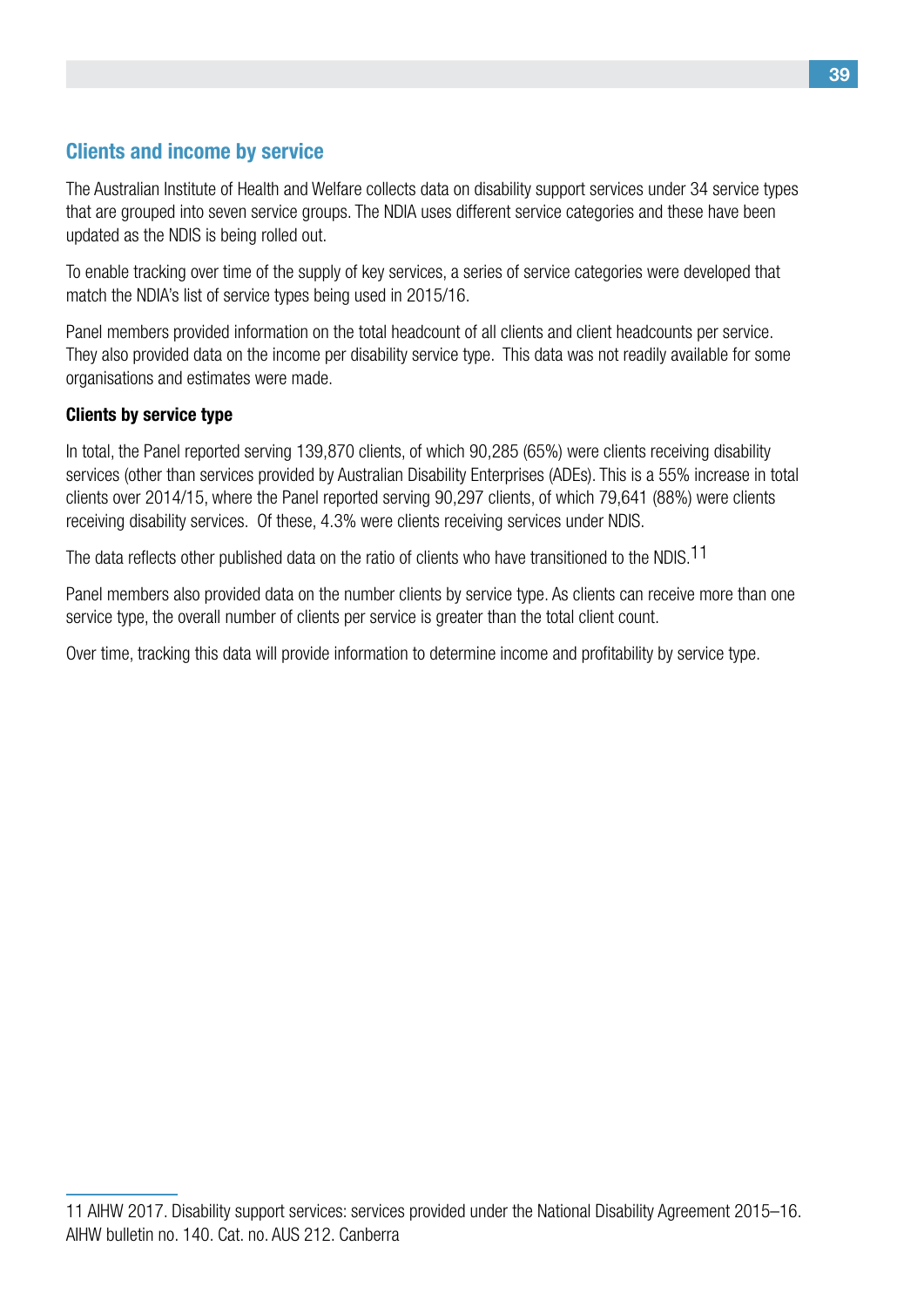## Clients and income by service

The Australian Institute of Health and Welfare collects data on disability support services under 34 service types that are grouped into seven service groups. The NDIA uses different service categories and these have been updated as the NDIS is being rolled out.

To enable tracking over time of the supply of key services, a series of service categories were developed that match the NDIA's list of service types being used in 2015/16.

Panel members provided information on the total headcount of all clients and client headcounts per service. They also provided data on the income per disability service type. This data was not readily available for some organisations and estimates were made.

### Clients by service type

In total, the Panel reported serving 139,870 clients, of which 90,285 (65%) were clients receiving disability services (other than services provided by Australian Disability Enterprises (ADEs). This is a 55% increase in total clients over 2014/15, where the Panel reported serving 90,297 clients, of which 79,641 (88%) were clients receiving disability services. Of these, 4.3% were clients receiving services under NDIS.

The data reflects other published data on the ratio of clients who have transitioned to the NDIS.[11]

Panel members also provided data on the number clients by service type. As clients can receive more than one service type, the overall number of clients per service is greater than the total client count.

Over time, tracking this data will provide information to determine income and profitability by service type.

---

11 AIHW 2017. Disability support services: services provided under the National Disability Agreement 2015–16. AIHW bulletin no. 140. Cat. no. AUS 212. Canberra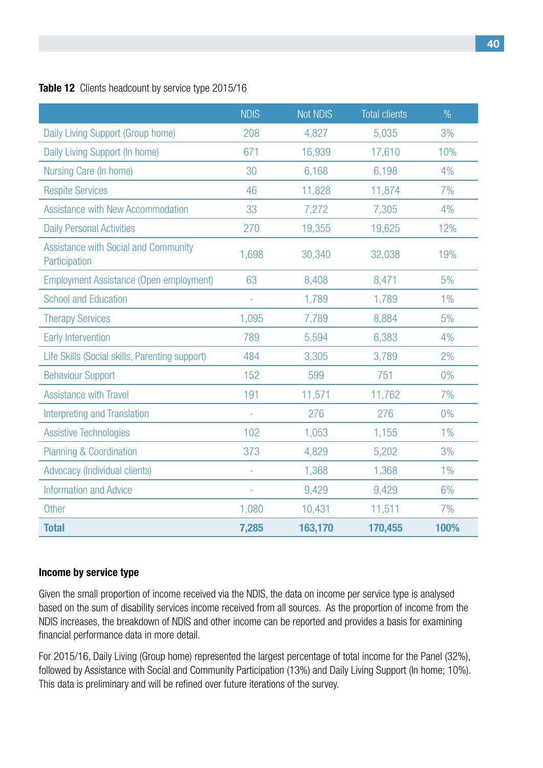**Table 12** Clients headcount by service type 2015/16

| | NDIS | Not NDIS | Total clients | % |
|---|---|---|---|---|
| Daily Living Support (Group home) | 208 | 4,827 | 5,035 | 3% |
| Daily Living Support (In home) | 671 | 16,939 | 17,610 | 10% |
| Nursing Care (In home) | 30 | 6,168 | 6,198 | 4% |
| Respite Services | 46 | 11,828 | 11,874 | 7% |
| Assistance with New Accommodation | 33 | 7,272 | 7,305 | 4% |
| Daily Personal Activities | 270 | 19,355 | 19,625 | 12% |
| Assistance with Social and Community Participation | 1,698 | 30,340 | 32,038 | 19% |
| Employment Assistance (Open employment) | 63 | 8,408 | 8,471 | 5% |
| School and Education | - | 1,789 | 1,789 | 1% |
| Therapy Services | 1,095 | 7,789 | 8,884 | 5% |
| Early Intervention | 789 | 5,594 | 6,383 | 4% |
| Life Skills (Social skills, Parenting support) | 484 | 3,305 | 3,789 | 2% |
| Behaviour Support | 152 | 599 | 751 | 0% |
| Assistance with Travel | 191 | 11,571 | 11,762 | 7% |
| Interpreting and Translation | - | 276 | 276 | 0% |
| Assistive Technologies | 102 | 1,053 | 1,155 | 1% |
| Planning & Coordination | 373 | 4,829 | 5,202 | 3% |
| Advocacy (Individual clients) | - | 1,368 | 1,368 | 1% |
| Information and Advice | - | 9,429 | 9,429 | 6% |
| Other | 1,080 | 10,431 | 11,511 | 7% |
| **Total** | **7,285** | **163,170** | **170,455** | **100%** |

### Income by service type

Given the small proportion of income received via the NDIS, the data on income per service type is analysed based on the sum of disability services income received from all sources. As the proportion of income from the NDIS increases, the breakdown of NDIS and other income can be reported and provides a basis for examining financial performance data in more detail.

For 2015/16, Daily Living (Group home) represented the largest percentage of total income for the Panel (32%), followed by Assistance with Social and Community Participation (13%) and Daily Living Support (In home; 10%). This data is preliminary and will be refined over future iterations of the survey.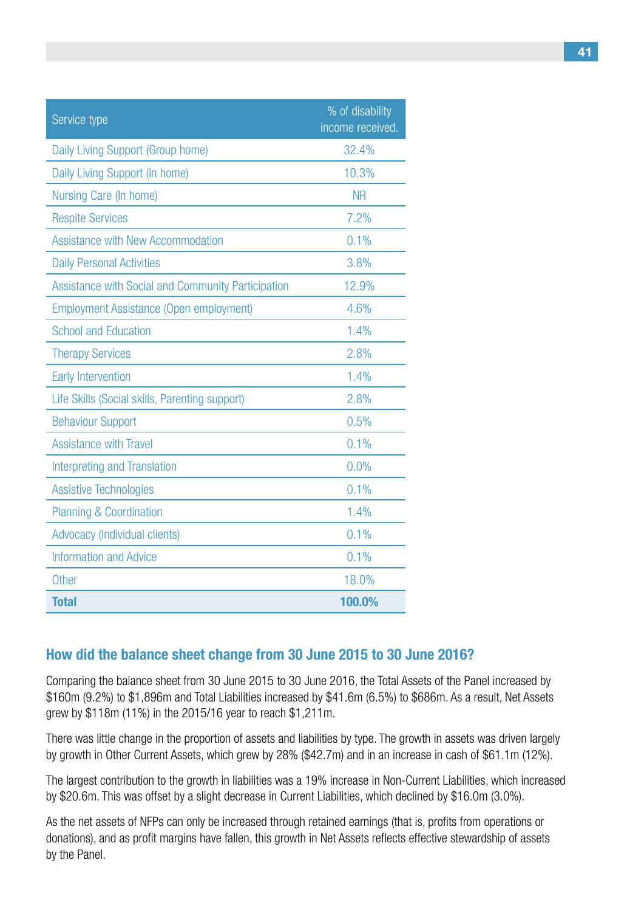| Service type | % of disability income received. |
|---|---|
| Daily Living Support (Group home) | 32.4% |
| Daily Living Support (In home) | 10.3% |
| Nursing Care (In home) | NR |
| Respite Services | 7.2% |
| Assistance with New Accommodation | 0.1% |
| Daily Personal Activities | 3.8% |
| Assistance with Social and Community Participation | 12.9% |
| Employment Assistance (Open employment) | 4.6% |
| School and Education | 1.4% |
| Therapy Services | 2.8% |
| Early Intervention | 1.4% |
| Life Skills (Social skills, Parenting support) | 2.8% |
| Behaviour Support | 0.5% |
| Assistance with Travel | 0.1% |
| Interpreting and Translation | 0.0% |
| Assistive Technologies | 0.1% |
| Planning & Coordination | 1.4% |
| Advocacy (Individual clients) | 0.1% |
| Information and Advice | 0.1% |
| Other | 18.0% |
| **Total** | **100.0%** |

## How did the balance sheet change from 30 June 2015 to 30 June 2016?

Comparing the balance sheet from 30 June 2015 to 30 June 2016, the Total Assets of the Panel increased by $160m (9.2%) to $1,896m and Total Liabilities increased by $41.6m (6.5%) to $686m. As a result, Net Assets grew by $118m (11%) in the 2015/16 year to reach $1,211m.

There was little change in the proportion of assets and liabilities by type. The growth in assets was driven largely by growth in Other Current Assets, which grew by 28% ($42.7m) and in an increase in cash of $61.1m (12%).

The largest contribution to the growth in liabilities was a 19% increase in Non-Current Liabilities, which increased by $20.6m. This was offset by a slight decrease in Current Liabilities, which declined by $16.0m (3.0%).

As the net assets of NFPs can only be increased through retained earnings (that is, profits from operations or donations), and as profit margins have fallen, this growth in Net Assets reflects effective stewardship of assets by the Panel.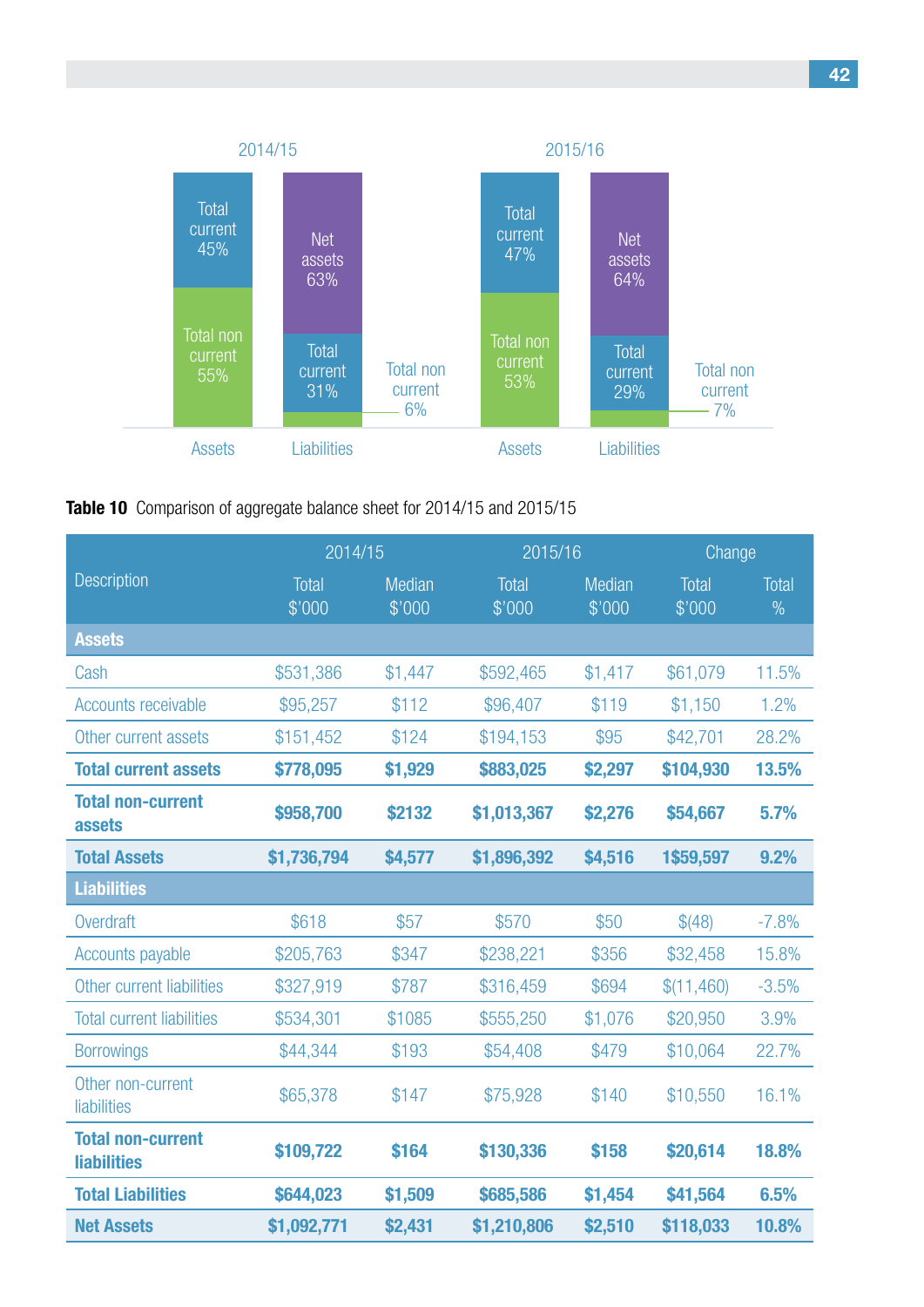2014/15

| | Assets | Liabilities |
|---|---|---|
| | Total current 45% | Net assets 63% |
| | Total non current 55% | Total current 31% |
| | | Total non current 6% |

2015/16

| | Assets | Liabilities |
|---|---|---|
| | Total current 47% | Net assets 64% |
| | Total non current 53% | Total current 29% |
| | | Total non current 7% |

**Table 10** Comparison of aggregate balance sheet for 2014/15 and 2015/15

| Description | 2014/15 | | 2015/16 | | Change | |
|---|---|---|---|---|---|---|
| | Total $'000 | Median $'000 | Total $'000 | Median $'000 | Total $'000 | Total % |
| **Assets** | | | | | | |
| Cash | $531,386 | $1,447 | $592,465 | $1,417 | $61,079 | 11.5% |
| Accounts receivable | $95,257 | $112 | $96,407 | $119 | $1,150 | 1.2% |
| Other current assets | $151,452 | $124 | $194,153 | $95 | $42,701 | 28.2% |
| **Total current assets** | **$778,095** | **$1,929** | **$883,025** | **$2,297** | **$104,930** | **13.5%** |
| **Total non-current assets** | **$958,700** | **$2132** | **$1,013,367** | **$2,276** | **$54,667** | **5.7%** |
| **Total Assets** | **$1,736,794** | **$4,577** | **$1,896,392** | **$4,516** | **1$59,597** | **9.2%** |
| **Liabilities** | | | | | | |
| Overdraft | $618 | $57 | $570 | $50 | $(48) | -7.8% |
| Accounts payable | $205,763 | $347 | $238,221 | $356 | $32,458 | 15.8% |
| Other current liabilities | $327,919 | $787 | $316,459 | $694 | $(11,460) | -3.5% |
| Total current liabilities | $534,301 | $1085 | $555,250 | $1,076 | $20,950 | 3.9% |
| Borrowings | $44,344 | $193 | $54,408 | $479 | $10,064 | 22.7% |
| Other non-current liabilities | $65,378 | $147 | $75,928 | $140 | $10,550 | 16.1% |
| **Total non-current liabilities** | **$109,722** | **$164** | **$130,336** | **$158** | **$20,614** | **18.8%** |
| **Total Liabilities** | **$644,023** | **$1,509** | **$685,586** | **$1,454** | **$41,564** | **6.5%** |
| **Net Assets** | **$1,092,771** | **$2,431** | **$1,210,806** | **$2,510** | **$118,033** | **10.8%** |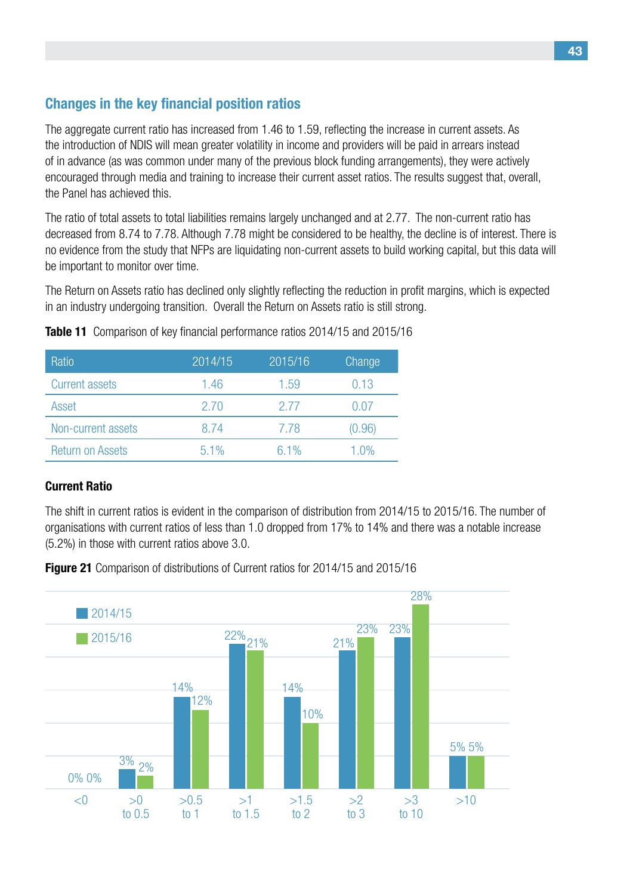## Changes in the key financial position ratios

The aggregate current ratio has increased from 1.46 to 1.59, reflecting the increase in current assets. As the introduction of NDIS will mean greater volatility in income and providers will be paid in arrears instead of in advance (as was common under many of the previous block funding arrangements), they were actively encouraged through media and training to increase their current asset ratios. The results suggest that, overall, the Panel has achieved this.

The ratio of total assets to total liabilities remains largely unchanged and at 2.77. The non-current ratio has decreased from 8.74 to 7.78. Although 7.78 might be considered to be healthy, the decline is of interest. There is no evidence from the study that NFPs are liquidating non-current assets to build working capital, but this data will be important to monitor over time.

The Return on Assets ratio has declined only slightly reflecting the reduction in profit margins, which is expected in an industry undergoing transition. Overall the Return on Assets ratio is still strong.

**Table 11** Comparison of key financial performance ratios 2014/15 and 2015/16

| Ratio | 2014/15 | 2015/16 | Change |
|---|---|---|---|
| Current assets | 1.46 | 1.59 | 0.13 |
| Asset | 2.70 | 2.77 | 0.07 |
| Non-current assets | 8.74 | 7.78 | (0.96) |
| Return on Assets | 5.1% | 6.1% | 1.0% |

### Current Ratio

The shift in current ratios is evident in the comparison of distribution from 2014/15 to 2015/16. The number of organisations with current ratios of less than 1.0 dropped from 17% to 14% and there was a notable increase (5.2%) in those with current ratios above 3.0.

**Figure 21** Comparison of distributions of Current ratios for 2014/15 and 2015/16

| Current ratio | 2014/15 | 2015/16 |
|---|---|---|
| <0 | 0% | 0% |
| >0 to 0.5 | 3% | 2% |
| >0.5 to 1 | 14% | 12% |
| >1 to 1.5 | 22% | 21% |
| >1.5 to 2 | 14% | 10% |
| >2 to 3 | 21% | 23% |
| >3 to 10 | 23% | 28% |
| >10 | 5% | 5% |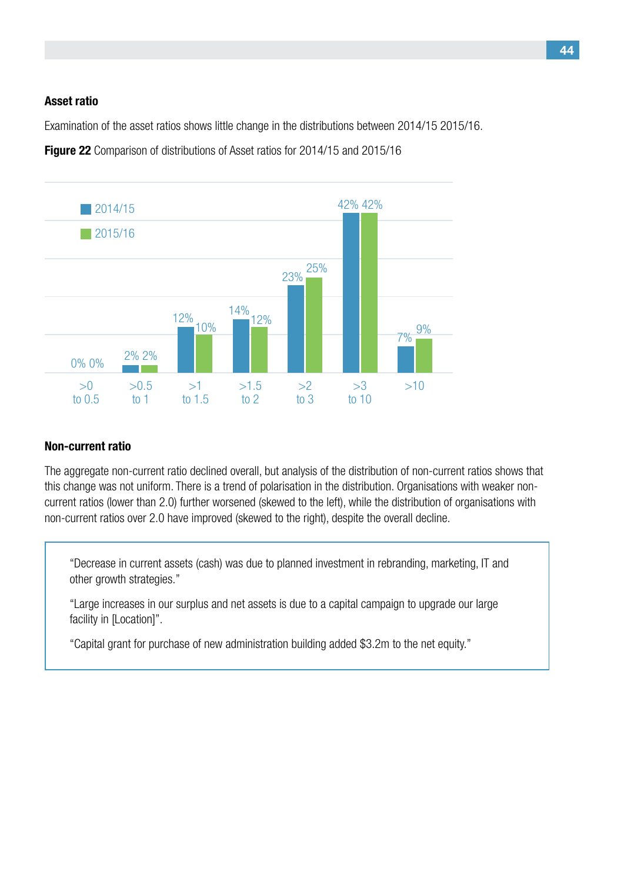### Asset ratio

Examination of the asset ratios shows little change in the distributions between 2014/15 2015/16.

**Figure 22** Comparison of distributions of Asset ratios for 2014/15 and 2015/16

| Asset ratio | 2014/15 | 2015/16 |
|---|---|---|
| >0 to 0.5 | 0% | 0% |
| >0.5 to 1 | 2% | 2% |
| >1 to 1.5 | 12% | 10% |
| >1.5 to 2 | 14% | 12% |
| >2 to 3 | 23% | 25% |
| >3 to 10 | 42% | 42% |
| >10 | 7% | 9% |

### Non-current ratio

The aggregate non-current ratio declined overall, but analysis of the distribution of non-current ratios shows that this change was not uniform. There is a trend of polarisation in the distribution. Organisations with weaker non-current ratios (lower than 2.0) further worsened (skewed to the left), while the distribution of organisations with non-current ratios over 2.0 have improved (skewed to the right), despite the overall decline.

> "Decrease in current assets (cash) was due to planned investment in rebranding, marketing, IT and other growth strategies."
>
> "Large increases in our surplus and net assets is due to a capital campaign to upgrade our large facility in [Location]".
>
> "Capital grant for purchase of new administration building added $3.2m to the net equity."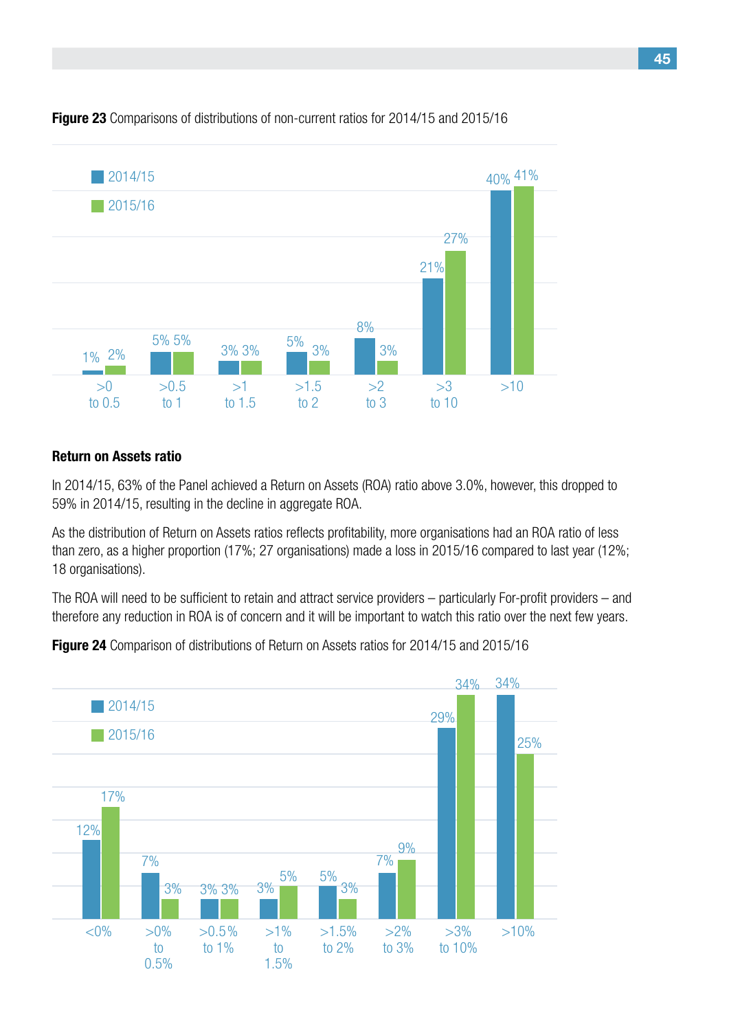**Figure 23** Comparisons of distributions of non-current ratios for 2014/15 and 2015/16

| | >0 to 0.5 | >0.5 to 1 | >1 to 1.5 | >1.5 to 2 | >2 to 3 | >3 to 10 | >10 |
|---|---|---|---|---|---|---|---|
| 2014/15 | 1% | 5% | 3% | 5% | 8% | 21% | 40% |
| 2015/16 | 2% | 5% | 3% | 3% | 3% | 27% | 41% |

### Return on Assets ratio

In 2014/15, 63% of the Panel achieved a Return on Assets (ROA) ratio above 3.0%, however, this dropped to 59% in 2014/15, resulting in the decline in aggregate ROA.

As the distribution of Return on Assets ratios reflects profitability, more organisations had an ROA ratio of less than zero, as a higher proportion (17%; 27 organisations) made a loss in 2015/16 compared to last year (12%; 18 organisations).

The ROA will need to be sufficient to retain and attract service providers – particularly For-profit providers – and therefore any reduction in ROA is of concern and it will be important to watch this ratio over the next few years.

**Figure 24** Comparison of distributions of Return on Assets ratios for 2014/15 and 2015/16

| | <0% | >0% to 0.5% | >0.5% to 1% | >1% to 1.5% | >1.5% to 2% | >2% to 3% | >3% to 10% | >10% |
|---|---|---|---|---|---|---|---|---|
| 2014/15 | 12% | 7% | 3% | 3% | 5% | 7% | 29% | 34% |
| 2015/16 | 17% | 3% | 3% | 5% | 3% | 9% | 34% | 25% |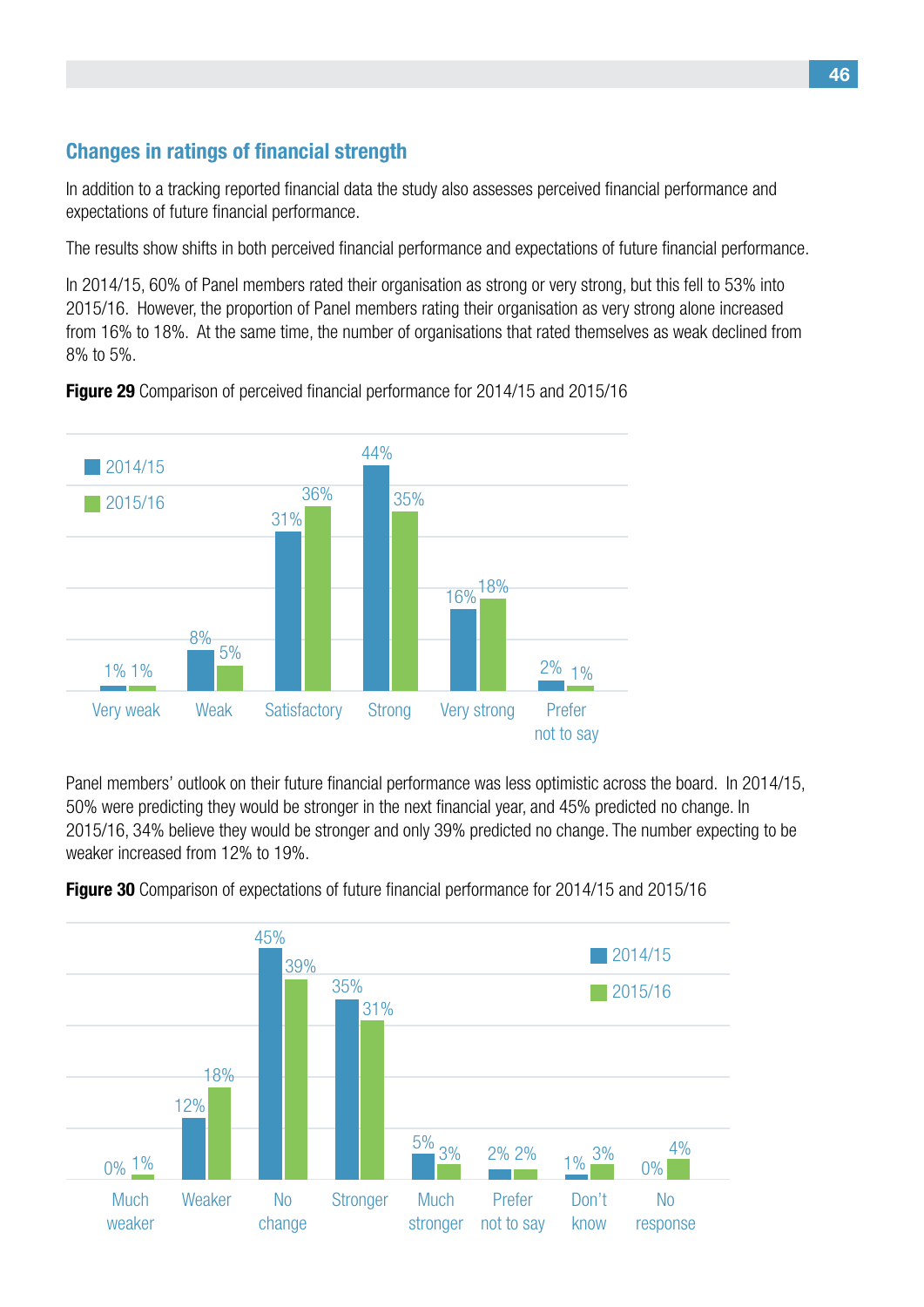## Changes in ratings of financial strength

In addition to a tracking reported financial data the study also assesses perceived financial performance and expectations of future financial performance.

The results show shifts in both perceived financial performance and expectations of future financial performance.

In 2014/15, 60% of Panel members rated their organisation as strong or very strong, but this fell to 53% into 2015/16. However, the proportion of Panel members rating their organisation as very strong alone increased from 16% to 18%. At the same time, the number of organisations that rated themselves as weak declined from 8% to 5%.

**Figure 29** Comparison of perceived financial performance for 2014/15 and 2015/16

| | Very weak | Weak | Satisfactory | Strong | Very strong | Prefer not to say |
|---|---|---|---|---|---|---|
| 2014/15 | 1% | 8% | 31% | 44% | 16% | 2% |
| 2015/16 | 1% | 5% | 36% | 35% | 18% | 1% |

Panel members' outlook on their future financial performance was less optimistic across the board. In 2014/15, 50% were predicting they would be stronger in the next financial year, and 45% predicted no change. In 2015/16, 34% believe they would be stronger and only 39% predicted no change. The number expecting to be weaker increased from 12% to 19%.

**Figure 30** Comparison of expectations of future financial performance for 2014/15 and 2015/16

| | Much weaker | Weaker | No change | Stronger | Much stronger | Prefer not to say | Don't know | No response |
|---|---|---|---|---|---|---|---|---|
| 2014/15 | 0% | 12% | 45% | 35% | 5% | 2% | 1% | 0% |
| 2015/16 | 1% | 18% | 39% | 31% | 3% | 2% | 3% | 4% |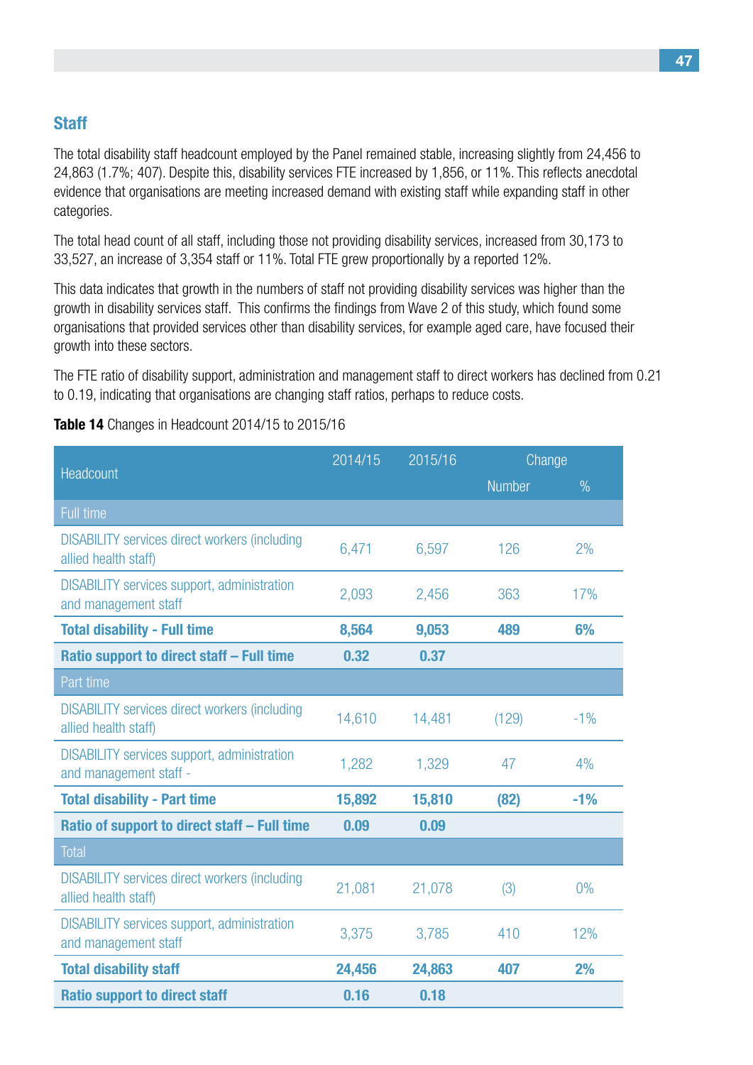## Staff

The total disability staff headcount employed by the Panel remained stable, increasing slightly from 24,456 to 24,863 (1.7%; 407). Despite this, disability services FTE increased by 1,856, or 11%. This reflects anecdotal evidence that organisations are meeting increased demand with existing staff while expanding staff in other categories.

The total head count of all staff, including those not providing disability services, increased from 30,173 to 33,527, an increase of 3,354 staff or 11%. Total FTE grew proportionally by a reported 12%.

This data indicates that growth in the numbers of staff not providing disability services was higher than the growth in disability services staff. This confirms the findings from Wave 2 of this study, which found some organisations that provided services other than disability services, for example aged care, have focused their growth into these sectors.

The FTE ratio of disability support, administration and management staff to direct workers has declined from 0.21 to 0.19, indicating that organisations are changing staff ratios, perhaps to reduce costs.

**Table 14** Changes in Headcount 2014/15 to 2015/16

| Headcount | 2014/15 | 2015/16 | Change | |
|---|---|---|---|---|
| | | | Number | % |
| Full time | | | | |
| DISABILITY services direct workers (including allied health staff) | 6,471 | 6,597 | 126 | 2% |
| DISABILITY services support, administration and management staff | 2,093 | 2,456 | 363 | 17% |
| **Total disability - Full time** | **8,564** | **9,053** | **489** | **6%** |
| **Ratio support to direct staff – Full time** | **0.32** | **0.37** | | |
| Part time | | | | |
| DISABILITY services direct workers (including allied health staff) | 14,610 | 14,481 | (129) | -1% |
| DISABILITY services support, administration and management staff - | 1,282 | 1,329 | 47 | 4% |
| **Total disability - Part time** | **15,892** | **15,810** | **(82)** | **-1%** |
| **Ratio of support to direct staff – Full time** | **0.09** | **0.09** | | |
| Total | | | | |
| DISABILITY services direct workers (including allied health staff) | 21,081 | 21,078 | (3) | 0% |
| DISABILITY services support, administration and management staff | 3,375 | 3,785 | 410 | 12% |
| **Total disability staff** | **24,456** | **24,863** | **407** | **2%** |
| **Ratio support to direct staff** | **0.16** | **0.18** | | |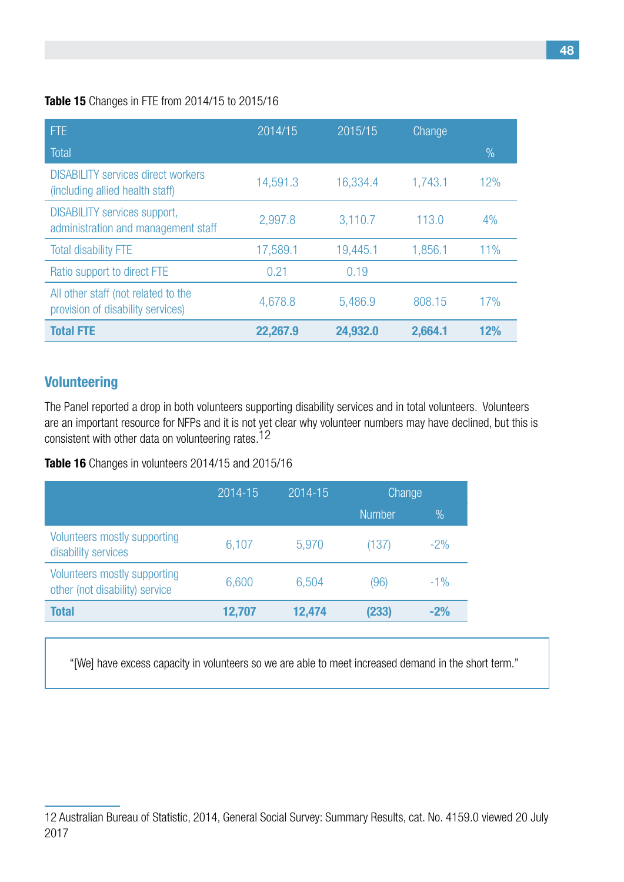**Table 15** Changes in FTE from 2014/15 to 2015/16

| FTE | 2014/15 | 2015/15 | Change | |
|---|---|---|---|---|
| Total | | | | % |
| DISABILITY services direct workers (including allied health staff) | 14,591.3 | 16,334.4 | 1,743.1 | 12% |
| DISABILITY services support, administration and management staff | 2,997.8 | 3,110.7 | 113.0 | 4% |
| Total disability FTE | 17,589.1 | 19,445.1 | 1,856.1 | 11% |
| Ratio support to direct FTE | 0.21 | 0.19 | | |
| All other staff (not related to the provision of disability services) | 4,678.8 | 5,486.9 | 808.15 | 17% |
| **Total FTE** | **22,267.9** | **24,932.0** | **2,664.1** | **12%** |

## Volunteering

The Panel reported a drop in both volunteers supporting disability services and in total volunteers. Volunteers are an important resource for NFPs and it is not yet clear why volunteer numbers may have declined, but this is consistent with other data on volunteering rates.[12]

**Table 16** Changes in volunteers 2014/15 and 2015/16

| | 2014-15 | 2014-15 | Change | |
|---|---|---|---|---|
| | | | Number | % |
| Volunteers mostly supporting disability services | 6,107 | 5,970 | (137) | -2% |
| Volunteers mostly supporting other (not disability) service | 6,600 | 6,504 | (96) | -1% |
| **Total** | **12,707** | **12,474** | **(233)** | **-2%** |

> "[We] have excess capacity in volunteers so we are able to meet increased demand in the short term."

12 Australian Bureau of Statistic, 2014, General Social Survey: Summary Results, cat. No. 4159.0 viewed 20 July 2017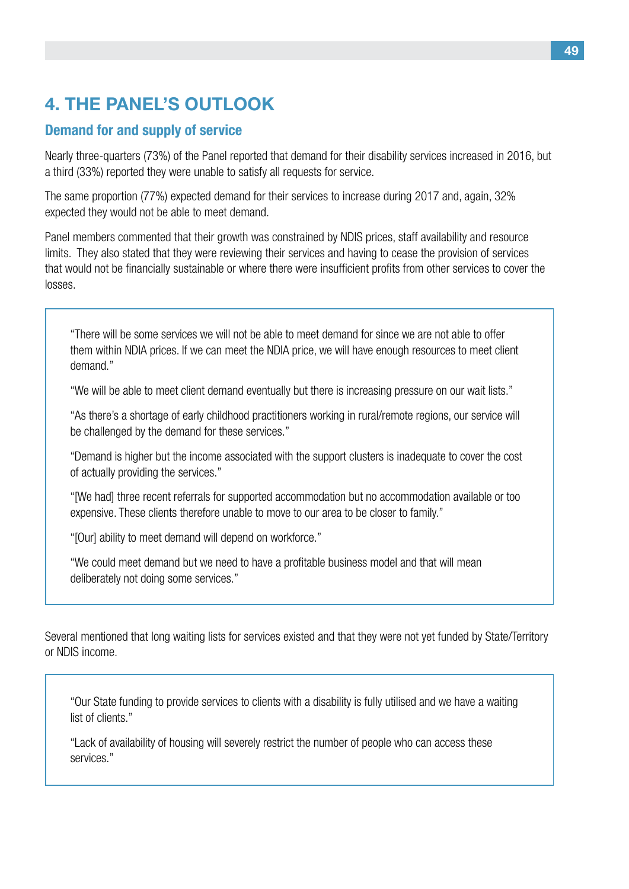# 4. THE PANEL'S OUTLOOK

## Demand for and supply of service

Nearly three-quarters (73%) of the Panel reported that demand for their disability services increased in 2016, but a third (33%) reported they were unable to satisfy all requests for service.

The same proportion (77%) expected demand for their services to increase during 2017 and, again, 32% expected they would not be able to meet demand.

Panel members commented that their growth was constrained by NDIS prices, staff availability and resource limits. They also stated that they were reviewing their services and having to cease the provision of services that would not be financially sustainable or where there were insufficient profits from other services to cover the losses.

> "There will be some services we will not be able to meet demand for since we are not able to offer them within NDIA prices. If we can meet the NDIA price, we will have enough resources to meet client demand."
>
> "We will be able to meet client demand eventually but there is increasing pressure on our wait lists."
>
> "As there's a shortage of early childhood practitioners working in rural/remote regions, our service will be challenged by the demand for these services."
>
> "Demand is higher but the income associated with the support clusters is inadequate to cover the cost of actually providing the services."
>
> "[We had] three recent referrals for supported accommodation but no accommodation available or too expensive. These clients therefore unable to move to our area to be closer to family."
>
> "[Our] ability to meet demand will depend on workforce."
>
> "We could meet demand but we need to have a profitable business model and that will mean deliberately not doing some services."

Several mentioned that long waiting lists for services existed and that they were not yet funded by State/Territory or NDIS income.

> "Our State funding to provide services to clients with a disability is fully utilised and we have a waiting list of clients."
>
> "Lack of availability of housing will severely restrict the number of people who can access these services."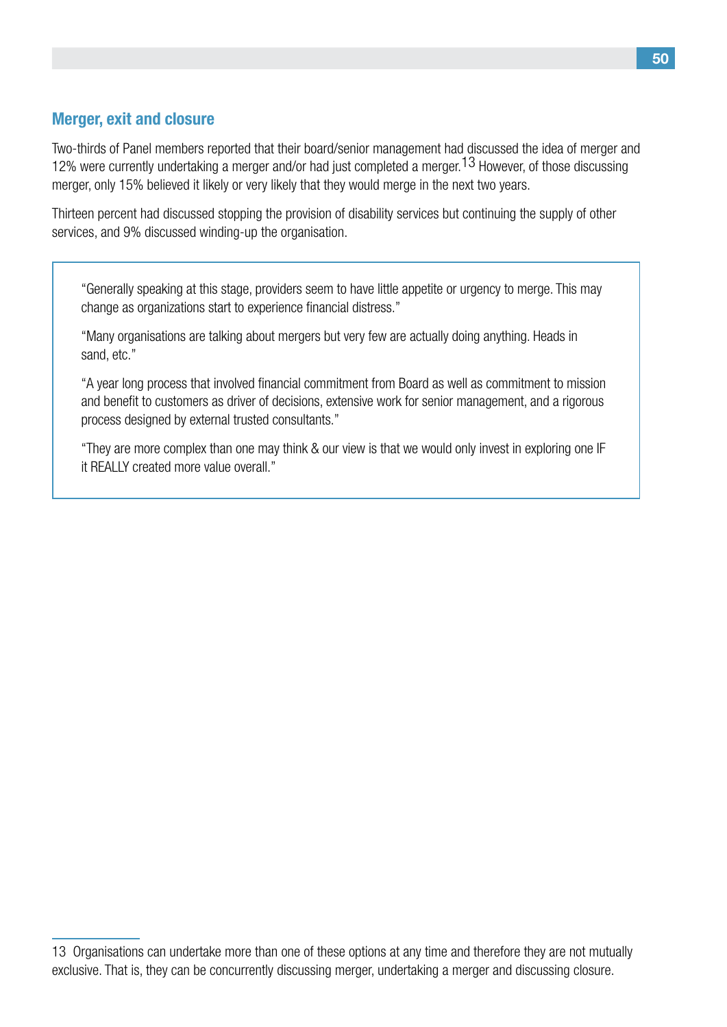## Merger, exit and closure

Two-thirds of Panel members reported that their board/senior management had discussed the idea of merger and 12% were currently undertaking a merger and/or had just completed a merger.[13] However, of those discussing merger, only 15% believed it likely or very likely that they would merge in the next two years.

Thirteen percent had discussed stopping the provision of disability services but continuing the supply of other services, and 9% discussed winding-up the organisation.

> "Generally speaking at this stage, providers seem to have little appetite or urgency to merge. This may change as organizations start to experience financial distress."
>
> "Many organisations are talking about mergers but very few are actually doing anything. Heads in sand, etc."
>
> "A year long process that involved financial commitment from Board as well as commitment to mission and benefit to customers as driver of decisions, extensive work for senior management, and a rigorous process designed by external trusted consultants."
>
> "They are more complex than one may think & our view is that we would only invest in exploring one IF it REALLY created more value overall."

---

13 Organisations can undertake more than one of these options at any time and therefore they are not mutually exclusive. That is, they can be concurrently discussing merger, undertaking a merger and discussing closure.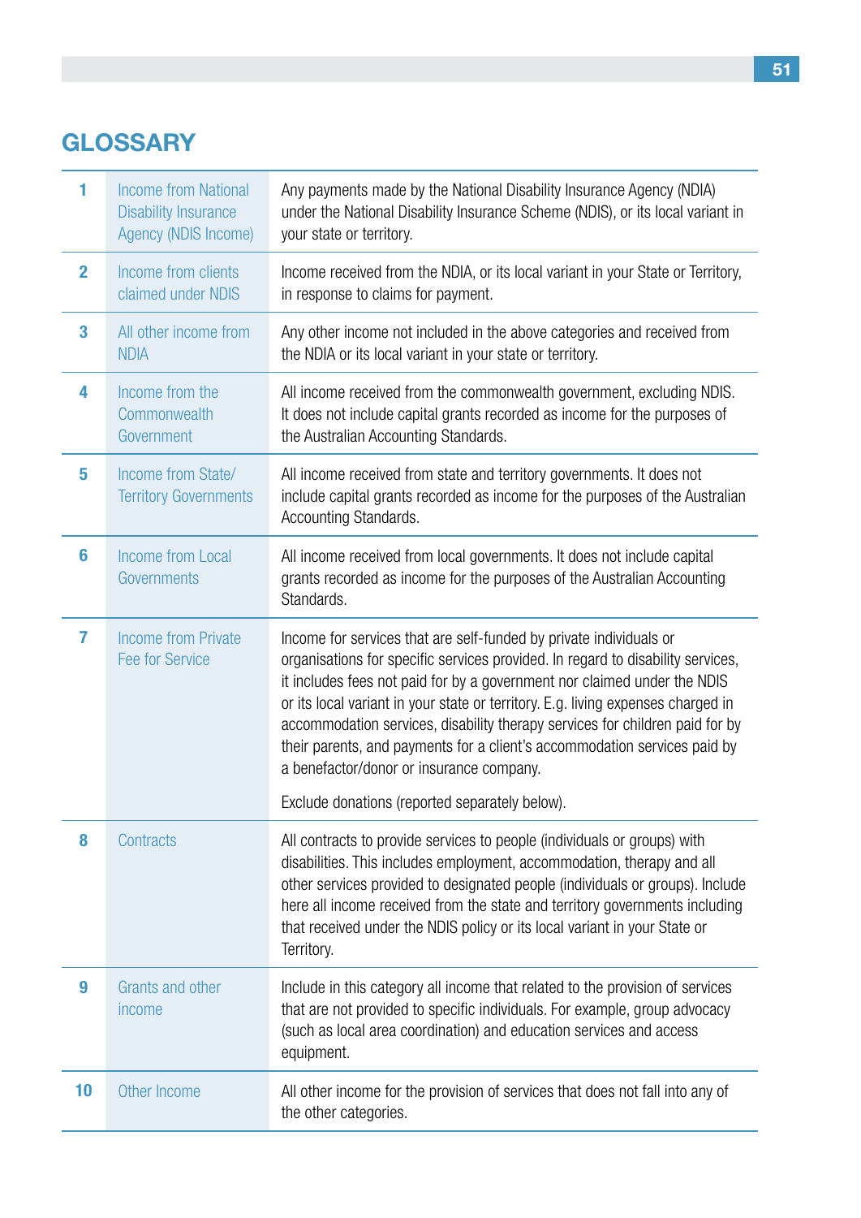# GLOSSARY

| | | |
|---|---|---|
| 1 | Income from National Disability Insurance Agency (NDIS Income) | Any payments made by the National Disability Insurance Agency (NDIA) under the National Disability Insurance Scheme (NDIS), or its local variant in your state or territory. |
| 2 | Income from clients claimed under NDIS | Income received from the NDIA, or its local variant in your State or Territory, in response to claims for payment. |
| 3 | All other income from NDIA | Any other income not included in the above categories and received from the NDIA or its local variant in your state or territory. |
| 4 | Income from the Commonwealth Government | All income received from the commonwealth government, excluding NDIS. It does not include capital grants recorded as income for the purposes of the Australian Accounting Standards. |
| 5 | Income from State/ Territory Governments | All income received from state and territory governments. It does not include capital grants recorded as income for the purposes of the Australian Accounting Standards. |
| 6 | Income from Local Governments | All income received from local governments. It does not include capital grants recorded as income for the purposes of the Australian Accounting Standards. |
| 7 | Income from Private Fee for Service | Income for services that are self-funded by private individuals or organisations for specific services provided. In regard to disability services, it includes fees not paid for by a government nor claimed under the NDIS or its local variant in your state or territory. E.g. living expenses charged in accommodation services, disability therapy services for children paid for by their parents, and payments for a client's accommodation services paid by a benefactor/donor or insurance company.<br><br>Exclude donations (reported separately below). |
| 8 | Contracts | All contracts to provide services to people (individuals or groups) with disabilities. This includes employment, accommodation, therapy and all other services provided to designated people (individuals or groups). Include here all income received from the state and territory governments including that received under the NDIS policy or its local variant in your State or Territory. |
| 9 | Grants and other income | Include in this category all income that related to the provision of services that are not provided to specific individuals. For example, group advocacy (such as local area coordination) and education services and access equipment. |
| 10 | Other Income | All other income for the provision of services that does not fall into any of the other categories. |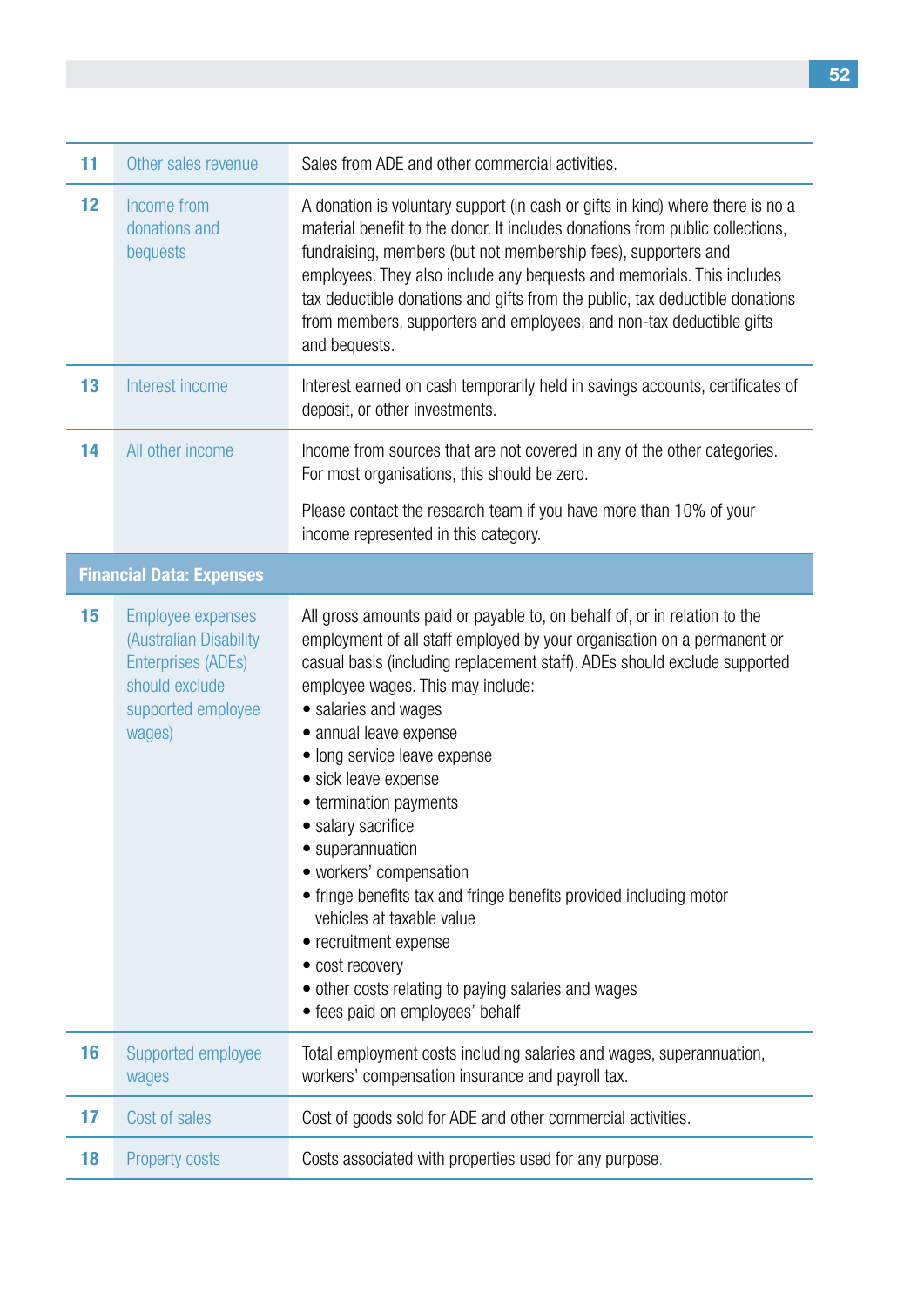| | | |
|---|---|---|
| **11** | Other sales revenue | Sales from ADE and other commercial activities. |
| **12** | Income from donations and bequests | A donation is voluntary support (in cash or gifts in kind) where there is no a material benefit to the donor. It includes donations from public collections, fundraising, members (but not membership fees), supporters and employees. They also include any bequests and memorials. This includes tax deductible donations and gifts from the public, tax deductible donations from members, supporters and employees, and non-tax deductible gifts and bequests. |
| **13** | Interest income | Interest earned on cash temporarily held in savings accounts, certificates of deposit, or other investments. |
| **14** | All other income | Income from sources that are not covered in any of the other categories. For most organisations, this should be zero.<br><br>Please contact the research team if you have more than 10% of your income represented in this category. |
| **Financial Data: Expenses** | | |
| **15** | Employee expenses (Australian Disability Enterprises (ADEs) should exclude supported employee wages) | All gross amounts paid or payable to, on behalf of, or in relation to the employment of all staff employed by your organisation on a permanent or casual basis (including replacement staff). ADEs should exclude supported employee wages. This may include:<br>• salaries and wages<br>• annual leave expense<br>• long service leave expense<br>• sick leave expense<br>• termination payments<br>• salary sacrifice<br>• superannuation<br>• workers' compensation<br>• fringe benefits tax and fringe benefits provided including motor vehicles at taxable value<br>• recruitment expense<br>• cost recovery<br>• other costs relating to paying salaries and wages<br>• fees paid on employees' behalf |
| **16** | Supported employee wages | Total employment costs including salaries and wages, superannuation, workers' compensation insurance and payroll tax. |
| **17** | Cost of sales | Cost of goods sold for ADE and other commercial activities. |
| **18** | Property costs | Costs associated with properties used for any purpose. |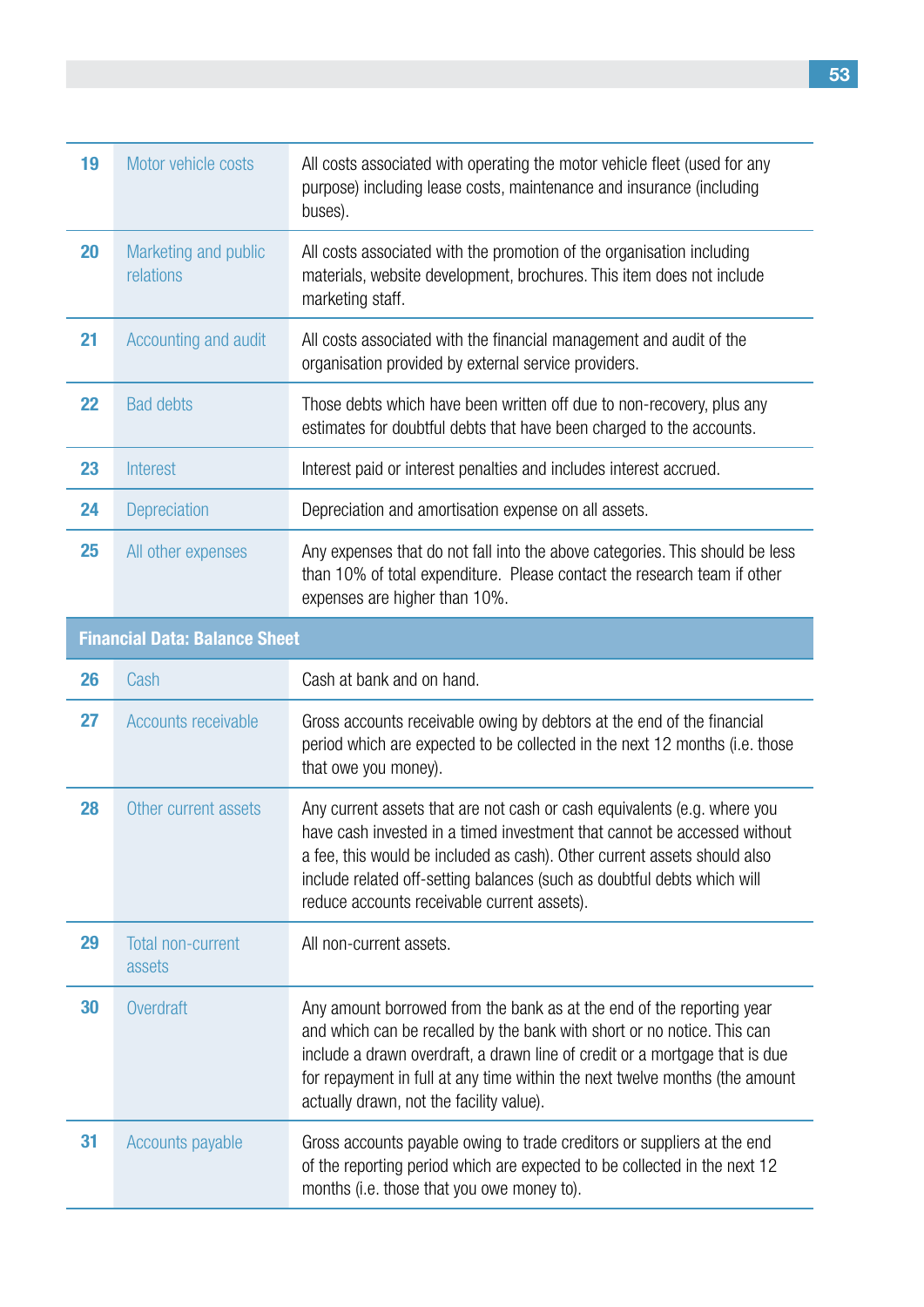| | | |
|---|---|---|
| 19 | Motor vehicle costs | All costs associated with operating the motor vehicle fleet (used for any purpose) including lease costs, maintenance and insurance (including buses). |
| 20 | Marketing and public relations | All costs associated with the promotion of the organisation including materials, website development, brochures. This item does not include marketing staff. |
| 21 | Accounting and audit | All costs associated with the financial management and audit of the organisation provided by external service providers. |
| 22 | Bad debts | Those debts which have been written off due to non-recovery, plus any estimates for doubtful debts that have been charged to the accounts. |
| 23 | Interest | Interest paid or interest penalties and includes interest accrued. |
| 24 | Depreciation | Depreciation and amortisation expense on all assets. |
| 25 | All other expenses | Any expenses that do not fall into the above categories. This should be less than 10% of total expenditure. Please contact the research team if other expenses are higher than 10%. |
| **Financial Data: Balance Sheet** | | |
| 26 | Cash | Cash at bank and on hand. |
| 27 | Accounts receivable | Gross accounts receivable owing by debtors at the end of the financial period which are expected to be collected in the next 12 months (i.e. those that owe you money). |
| 28 | Other current assets | Any current assets that are not cash or cash equivalents (e.g. where you have cash invested in a timed investment that cannot be accessed without a fee, this would be included as cash). Other current assets should also include related off-setting balances (such as doubtful debts which will reduce accounts receivable current assets). |
| 29 | Total non-current assets | All non-current assets. |
| 30 | Overdraft | Any amount borrowed from the bank as at the end of the reporting year and which can be recalled by the bank with short or no notice. This can include a drawn overdraft, a drawn line of credit or a mortgage that is due for repayment in full at any time within the next twelve months (the amount actually drawn, not the facility value). |
| 31 | Accounts payable | Gross accounts payable owing to trade creditors or suppliers at the end of the reporting period which are expected to be collected in the next 12 months (i.e. those that you owe money to). |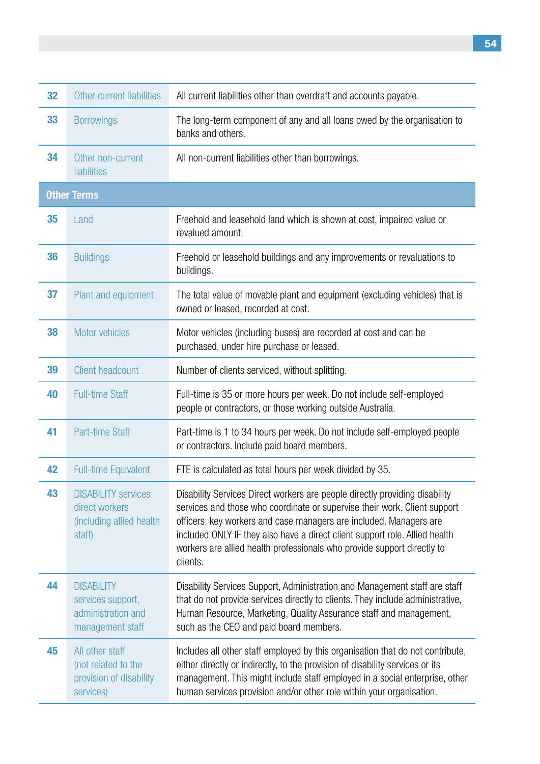| | | |
|---|---|---|
| **32** | Other current liabilities | All current liabilities other than overdraft and accounts payable. |
| **33** | Borrowings | The long-term component of any and all loans owed by the organisation to banks and others. |
| **34** | Other non-current liabilities | All non-current liabilities other than borrowings. |
| **Other Terms** | | |
| **35** | Land | Freehold and leasehold land which is shown at cost, impaired value or revalued amount. |
| **36** | Buildings | Freehold or leasehold buildings and any improvements or revaluations to buildings. |
| **37** | Plant and equipment | The total value of movable plant and equipment (excluding vehicles) that is owned or leased, recorded at cost. |
| **38** | Motor vehicles | Motor vehicles (including buses) are recorded at cost and can be purchased, under hire purchase or leased. |
| **39** | Client headcount | Number of clients serviced, without splitting. |
| **40** | Full-time Staff | Full-time is 35 or more hours per week. Do not include self-employed people or contractors, or those working outside Australia. |
| **41** | Part-time Staff | Part-time is 1 to 34 hours per week. Do not include self-employed people or contractors. Include paid board members. |
| **42** | Full-time Equivalent | FTE is calculated as total hours per week divided by 35. |
| **43** | DISABILITY services direct workers (including allied health staff) | Disability Services Direct workers are people directly providing disability services and those who coordinate or supervise their work. Client support officers, key workers and case managers are included. Managers are included ONLY IF they also have a direct client support role. Allied health workers are allied health professionals who provide support directly to clients. |
| **44** | DISABILITY services support, administration and management staff | Disability Services Support, Administration and Management staff are staff that do not provide services directly to clients. They include administrative, Human Resource, Marketing, Quality Assurance staff and management, such as the CEO and paid board members. |
| **45** | All other staff (not related to the provision of disability services) | Includes all other staff employed by this organisation that do not contribute, either directly or indirectly, to the provision of disability services or its management. This might include staff employed in a social enterprise, other human services provision and/or other role within your organisation. |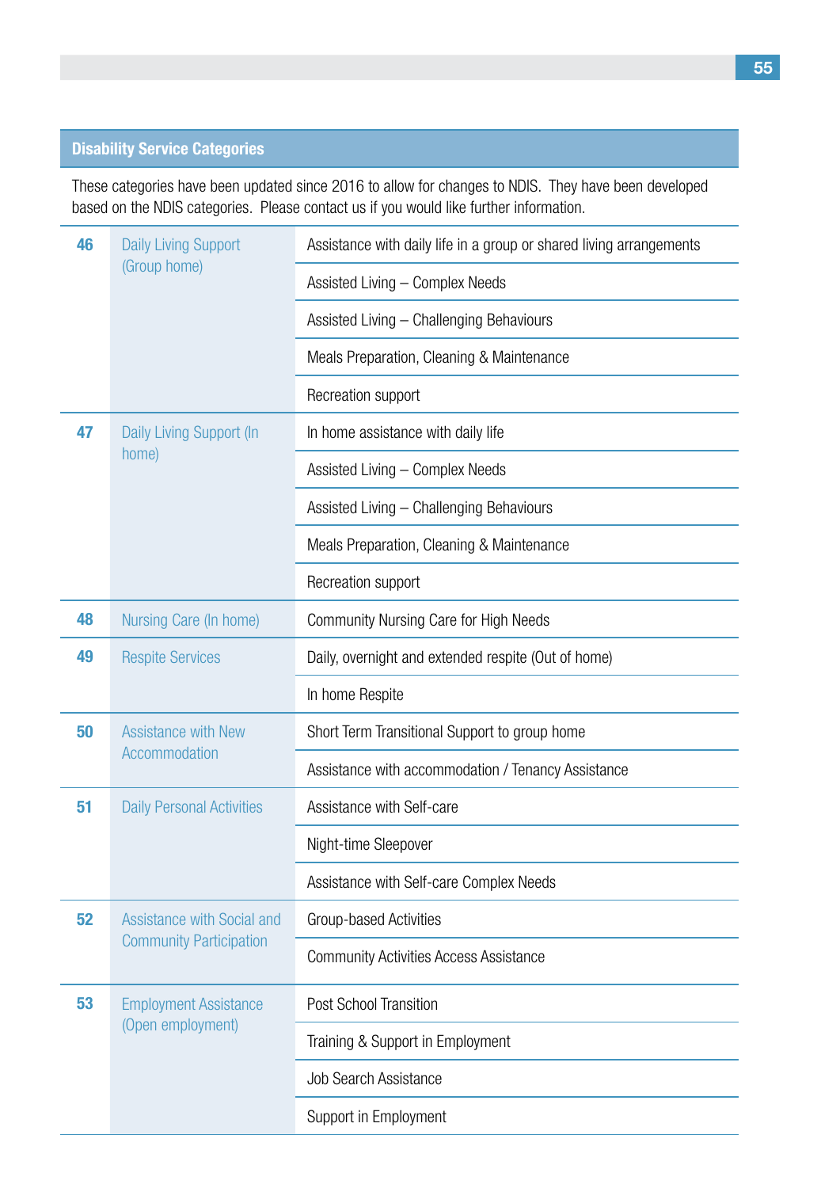## Disability Service Categories

These categories have been updated since 2016 to allow for changes to NDIS. They have been developed based on the NDIS categories. Please contact us if you would like further information.

| | | |
|---|---|---|
| 46 | Daily Living Support (Group home) | Assistance with daily life in a group or shared living arrangements |
| | | Assisted Living – Complex Needs |
| | | Assisted Living – Challenging Behaviours |
| | | Meals Preparation, Cleaning & Maintenance |
| | | Recreation support |
| 47 | Daily Living Support (In home) | In home assistance with daily life |
| | | Assisted Living – Complex Needs |
| | | Assisted Living – Challenging Behaviours |
| | | Meals Preparation, Cleaning & Maintenance |
| | | Recreation support |
| 48 | Nursing Care (In home) | Community Nursing Care for High Needs |
| 49 | Respite Services | Daily, overnight and extended respite (Out of home) |
| | | In home Respite |
| 50 | Assistance with New Accommodation | Short Term Transitional Support to group home |
| | | Assistance with accommodation / Tenancy Assistance |
| 51 | Daily Personal Activities | Assistance with Self-care |
| | | Night-time Sleepover |
| | | Assistance with Self-care Complex Needs |
| 52 | Assistance with Social and Community Participation | Group-based Activities |
| | | Community Activities Access Assistance |
| 53 | Employment Assistance (Open employment) | Post School Transition |
| | | Training & Support in Employment |
| | | Job Search Assistance |
| | | Support in Employment |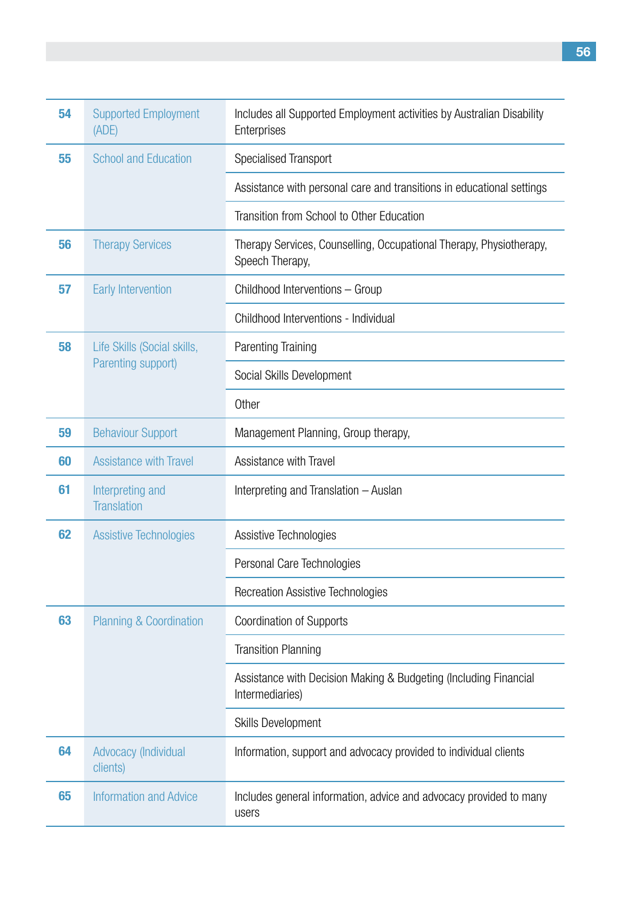| | | |
|---|---|---|
| **54** | Supported Employment (ADE) | Includes all Supported Employment activities by Australian Disability Enterprises |
| **55** | School and Education | Specialised Transport |
| | | Assistance with personal care and transitions in educational settings |
| | | Transition from School to Other Education |
| **56** | Therapy Services | Therapy Services, Counselling, Occupational Therapy, Physiotherapy, Speech Therapy, |
| **57** | Early Intervention | Childhood Interventions – Group |
| | | Childhood Interventions - Individual |
| **58** | Life Skills (Social skills, Parenting support) | Parenting Training |
| | | Social Skills Development |
| | | Other |
| **59** | Behaviour Support | Management Planning, Group therapy, |
| **60** | Assistance with Travel | Assistance with Travel |
| **61** | Interpreting and Translation | Interpreting and Translation – Auslan |
| **62** | Assistive Technologies | Assistive Technologies |
| | | Personal Care Technologies |
| | | Recreation Assistive Technologies |
| **63** | Planning & Coordination | Coordination of Supports |
| | | Transition Planning |
| | | Assistance with Decision Making & Budgeting (Including Financial Intermediaries) |
| | | Skills Development |
| **64** | Advocacy (Individual clients) | Information, support and advocacy provided to individual clients |
| **65** | Information and Advice | Includes general information, advice and advocacy provided to many users |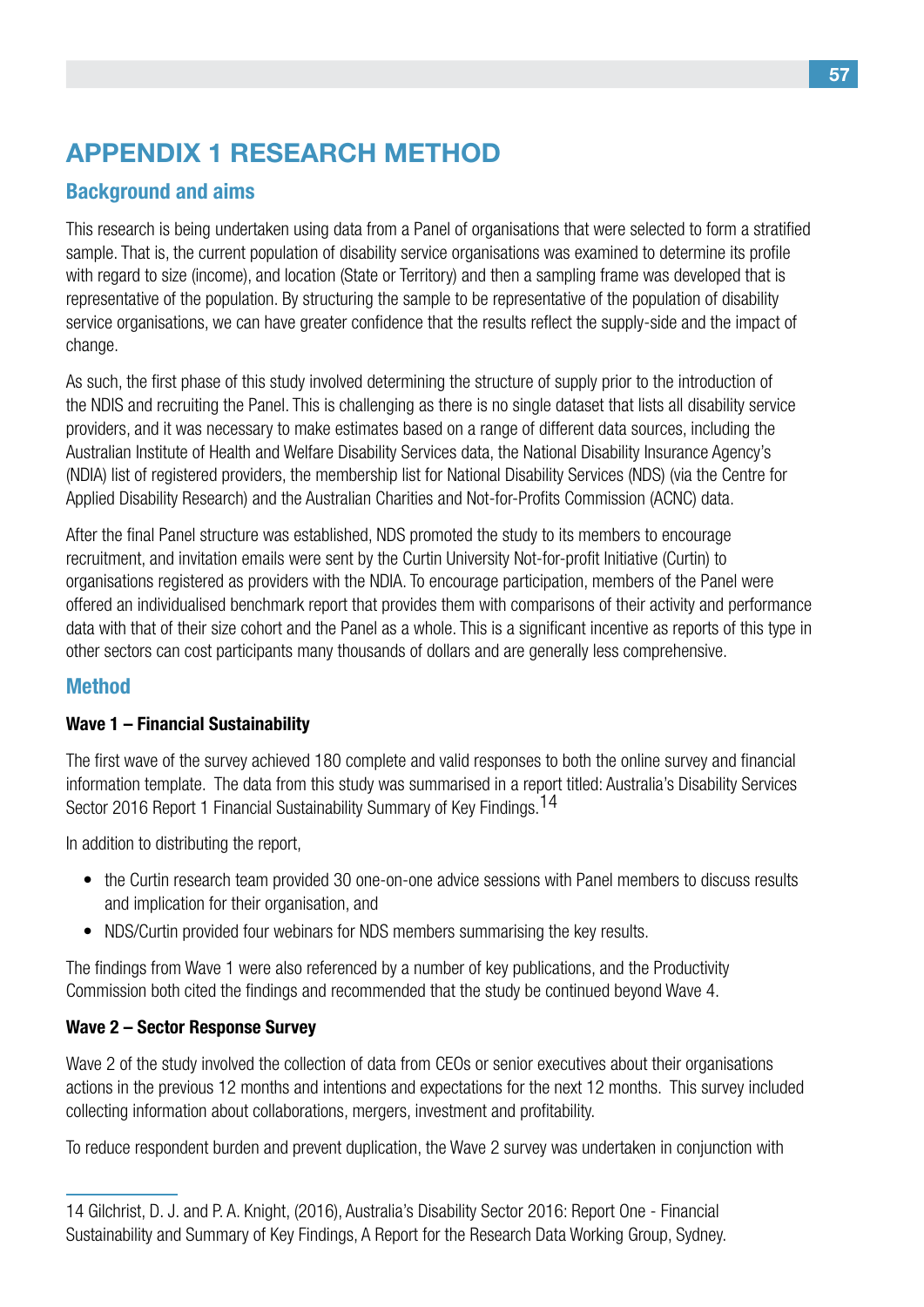# APPENDIX 1 RESEARCH METHOD

## Background and aims

This research is being undertaken using data from a Panel of organisations that were selected to form a stratified sample. That is, the current population of disability service organisations was examined to determine its profile with regard to size (income), and location (State or Territory) and then a sampling frame was developed that is representative of the population. By structuring the sample to be representative of the population of disability service organisations, we can have greater confidence that the results reflect the supply-side and the impact of change.

As such, the first phase of this study involved determining the structure of supply prior to the introduction of the NDIS and recruiting the Panel. This is challenging as there is no single dataset that lists all disability service providers, and it was necessary to make estimates based on a range of different data sources, including the Australian Institute of Health and Welfare Disability Services data, the National Disability Insurance Agency's (NDIA) list of registered providers, the membership list for National Disability Services (NDS) (via the Centre for Applied Disability Research) and the Australian Charities and Not-for-Profits Commission (ACNC) data.

After the final Panel structure was established, NDS promoted the study to its members to encourage recruitment, and invitation emails were sent by the Curtin University Not-for-profit Initiative (Curtin) to organisations registered as providers with the NDIA. To encourage participation, members of the Panel were offered an individualised benchmark report that provides them with comparisons of their activity and performance data with that of their size cohort and the Panel as a whole. This is a significant incentive as reports of this type in other sectors can cost participants many thousands of dollars and are generally less comprehensive.

## Method

### Wave 1 – Financial Sustainability

The first wave of the survey achieved 180 complete and valid responses to both the online survey and financial information template. The data from this study was summarised in a report titled: Australia's Disability Services Sector 2016 Report 1 Financial Sustainability Summary of Key Findings.[14]

In addition to distributing the report,

- the Curtin research team provided 30 one-on-one advice sessions with Panel members to discuss results and implication for their organisation, and
- NDS/Curtin provided four webinars for NDS members summarising the key results.

The findings from Wave 1 were also referenced by a number of key publications, and the Productivity Commission both cited the findings and recommended that the study be continued beyond Wave 4.

### Wave 2 – Sector Response Survey

Wave 2 of the study involved the collection of data from CEOs or senior executives about their organisations actions in the previous 12 months and intentions and expectations for the next 12 months. This survey included collecting information about collaborations, mergers, investment and profitability.

To reduce respondent burden and prevent duplication, the Wave 2 survey was undertaken in conjunction with

---

14 Gilchrist, D. J. and P. A. Knight, (2016), Australia's Disability Sector 2016: Report One - Financial Sustainability and Summary of Key Findings, A Report for the Research Data Working Group, Sydney.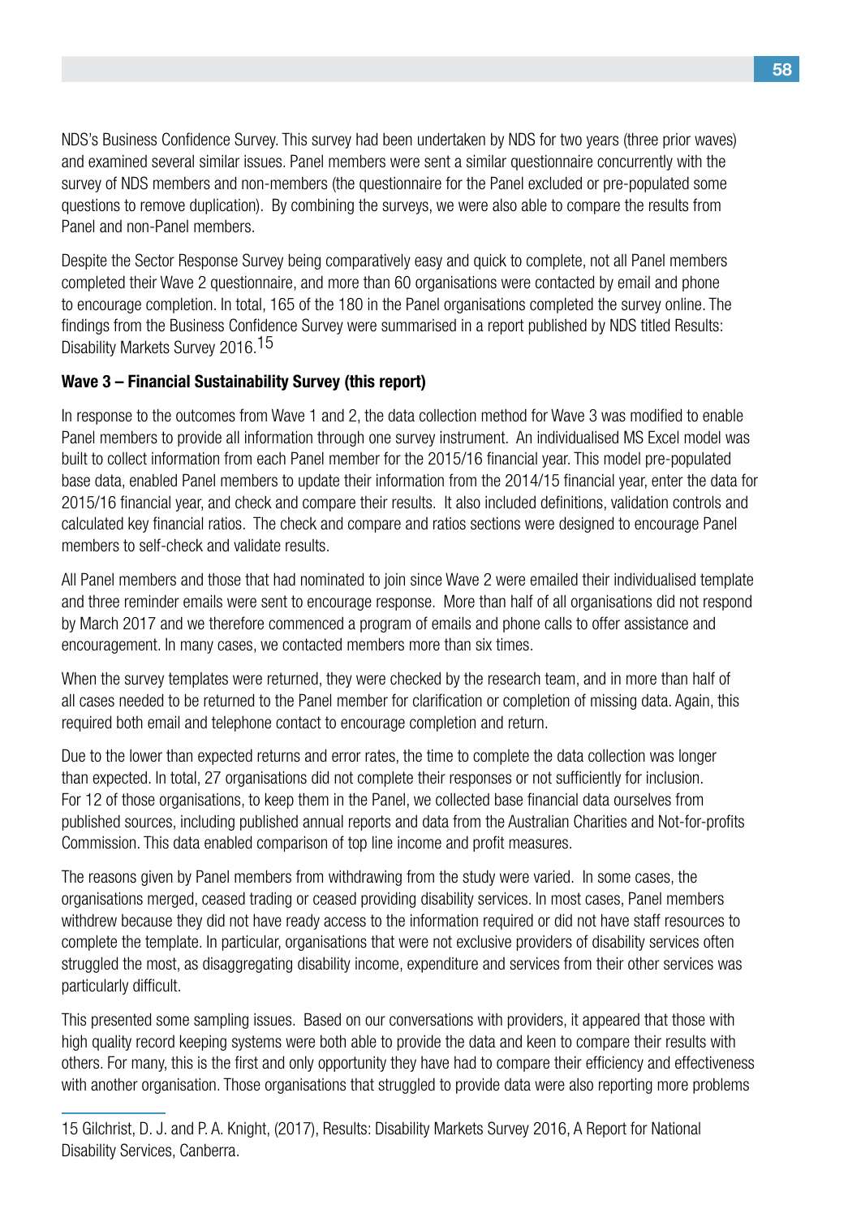NDS's Business Confidence Survey. This survey had been undertaken by NDS for two years (three prior waves) and examined several similar issues. Panel members were sent a similar questionnaire concurrently with the survey of NDS members and non-members (the questionnaire for the Panel excluded or pre-populated some questions to remove duplication). By combining the surveys, we were also able to compare the results from Panel and non-Panel members.

Despite the Sector Response Survey being comparatively easy and quick to complete, not all Panel members completed their Wave 2 questionnaire, and more than 60 organisations were contacted by email and phone to encourage completion. In total, 165 of the 180 in the Panel organisations completed the survey online. The findings from the Business Confidence Survey were summarised in a report published by NDS titled Results: Disability Markets Survey 2016.[15]

**Wave 3 – Financial Sustainability Survey (this report)**

In response to the outcomes from Wave 1 and 2, the data collection method for Wave 3 was modified to enable Panel members to provide all information through one survey instrument. An individualised MS Excel model was built to collect information from each Panel member for the 2015/16 financial year. This model pre-populated base data, enabled Panel members to update their information from the 2014/15 financial year, enter the data for 2015/16 financial year, and check and compare their results. It also included definitions, validation controls and calculated key financial ratios. The check and compare and ratios sections were designed to encourage Panel members to self-check and validate results.

All Panel members and those that had nominated to join since Wave 2 were emailed their individualised template and three reminder emails were sent to encourage response. More than half of all organisations did not respond by March 2017 and we therefore commenced a program of emails and phone calls to offer assistance and encouragement. In many cases, we contacted members more than six times.

When the survey templates were returned, they were checked by the research team, and in more than half of all cases needed to be returned to the Panel member for clarification or completion of missing data. Again, this required both email and telephone contact to encourage completion and return.

Due to the lower than expected returns and error rates, the time to complete the data collection was longer than expected. In total, 27 organisations did not complete their responses or not sufficiently for inclusion. For 12 of those organisations, to keep them in the Panel, we collected base financial data ourselves from published sources, including published annual reports and data from the Australian Charities and Not-for-profits Commission. This data enabled comparison of top line income and profit measures.

The reasons given by Panel members from withdrawing from the study were varied. In some cases, the organisations merged, ceased trading or ceased providing disability services. In most cases, Panel members withdrew because they did not have ready access to the information required or did not have staff resources to complete the template. In particular, organisations that were not exclusive providers of disability services often struggled the most, as disaggregating disability income, expenditure and services from their other services was particularly difficult.

This presented some sampling issues. Based on our conversations with providers, it appeared that those with high quality record keeping systems were both able to provide the data and keen to compare their results with others. For many, this is the first and only opportunity they have had to compare their efficiency and effectiveness with another organisation. Those organisations that struggled to provide data were also reporting more problems

15 Gilchrist, D. J. and P. A. Knight, (2017), Results: Disability Markets Survey 2016, A Report for National Disability Services, Canberra.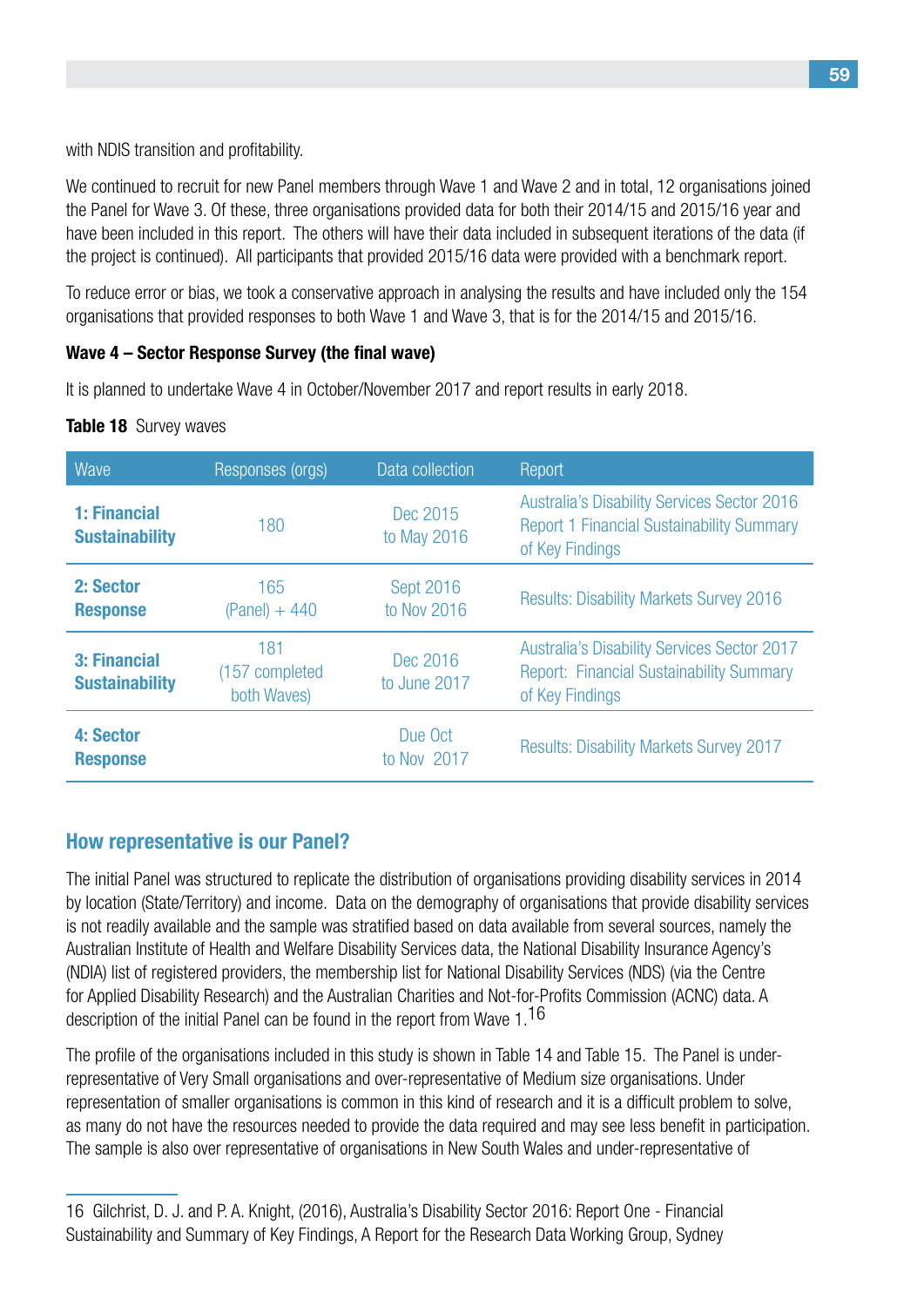with NDIS transition and profitability.

We continued to recruit for new Panel members through Wave 1 and Wave 2 and in total, 12 organisations joined the Panel for Wave 3. Of these, three organisations provided data for both their 2014/15 and 2015/16 year and have been included in this report. The others will have their data included in subsequent iterations of the data (if the project is continued). All participants that provided 2015/16 data were provided with a benchmark report.

To reduce error or bias, we took a conservative approach in analysing the results and have included only the 154 organisations that provided responses to both Wave 1 and Wave 3, that is for the 2014/15 and 2015/16.

**Wave 4 – Sector Response Survey (the final wave)**

It is planned to undertake Wave 4 in October/November 2017 and report results in early 2018.

**Table 18** Survey waves

| Wave | Responses (orgs) | Data collection | Report |
|---|---|---|---|
| **1: Financial Sustainability** | 180 | Dec 2015 to May 2016 | Australia's Disability Services Sector 2016 Report 1 Financial Sustainability Summary of Key Findings |
| **2: Sector Response** | 165 (Panel) + 440 | Sept 2016 to Nov 2016 | Results: Disability Markets Survey 2016 |
| **3: Financial Sustainability** | 181 (157 completed both Waves) | Dec 2016 to June 2017 | Australia's Disability Services Sector 2017 Report: Financial Sustainability Summary of Key Findings |
| **4: Sector Response** | | Due Oct to Nov 2017 | Results: Disability Markets Survey 2017 |

## How representative is our Panel?

The initial Panel was structured to replicate the distribution of organisations providing disability services in 2014 by location (State/Territory) and income. Data on the demography of organisations that provide disability services is not readily available and the sample was stratified based on data available from several sources, namely the Australian Institute of Health and Welfare Disability Services data, the National Disability Insurance Agency's (NDIA) list of registered providers, the membership list for National Disability Services (NDS) (via the Centre for Applied Disability Research) and the Australian Charities and Not-for-Profits Commission (ACNC) data. A description of the initial Panel can be found in the report from Wave 1.[16]

The profile of the organisations included in this study is shown in Table 14 and Table 15. The Panel is under-representative of Very Small organisations and over-representative of Medium size organisations. Under representation of smaller organisations is common in this kind of research and it is a difficult problem to solve, as many do not have the resources needed to provide the data required and may see less benefit in participation. The sample is also over representative of organisations in New South Wales and under-representative of

16 Gilchrist, D. J. and P. A. Knight, (2016), Australia's Disability Sector 2016: Report One - Financial Sustainability and Summary of Key Findings, A Report for the Research Data Working Group, Sydney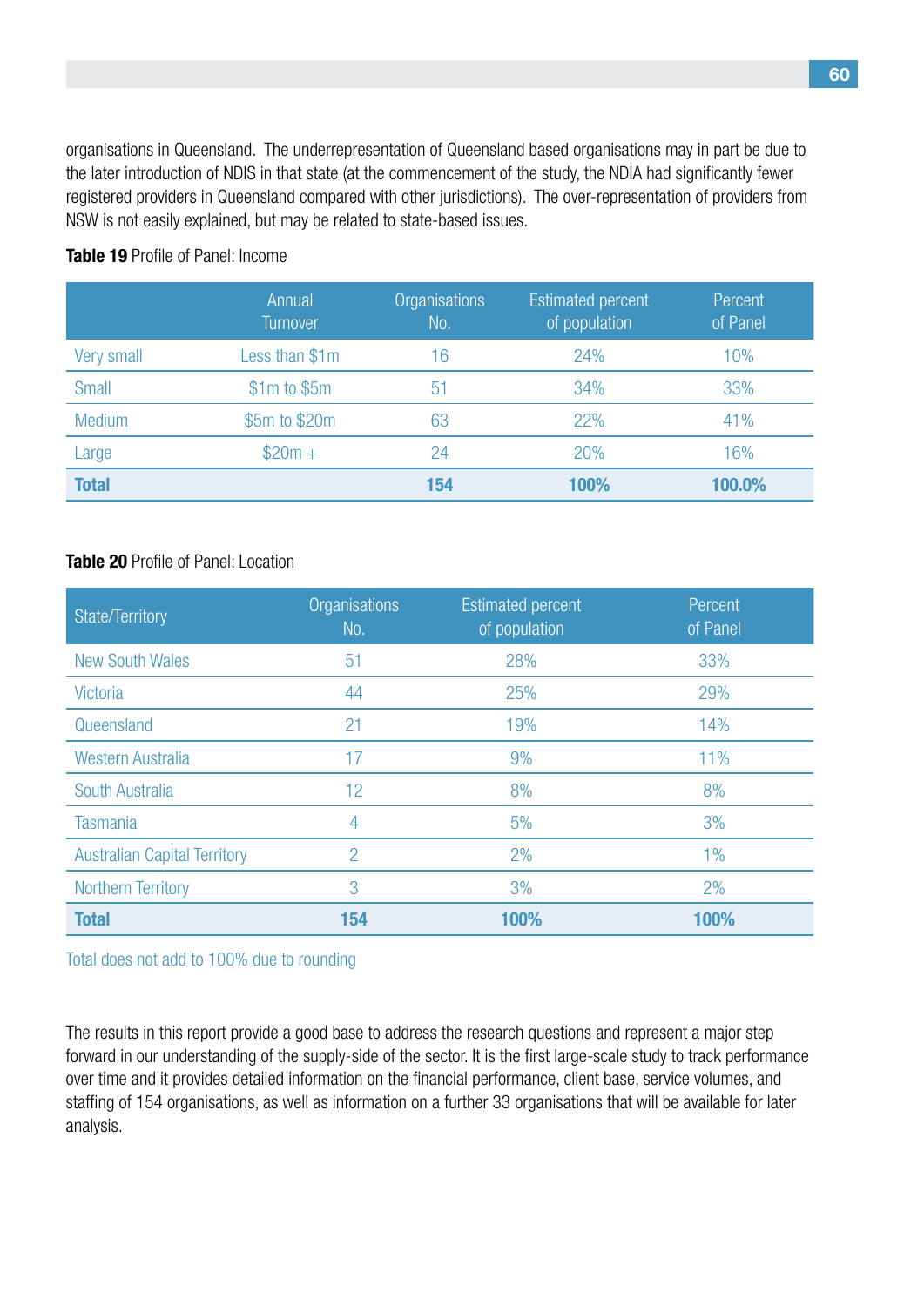organisations in Queensland. The underrepresentation of Queensland based organisations may in part be due to the later introduction of NDIS in that state (at the commencement of the study, the NDIA had significantly fewer registered providers in Queensland compared with other jurisdictions). The over-representation of providers from NSW is not easily explained, but may be related to state-based issues.

**Table 19** Profile of Panel: Income

| | Annual Turnover | Organisations No. | Estimated percent of population | Percent of Panel |
|---|---|---|---|---|
| Very small | Less than $1m | 16 | 24% | 10% |
| Small | $1m to $5m | 51 | 34% | 33% |
| Medium | $5m to $20m | 63 | 22% | 41% |
| Large | $20m + | 24 | 20% | 16% |
| **Total** | | **154** | **100%** | **100.0%** |

**Table 20** Profile of Panel: Location

| State/Territory | Organisations No. | Estimated percent of population | Percent of Panel |
|---|---|---|---|
| New South Wales | 51 | 28% | 33% |
| Victoria | 44 | 25% | 29% |
| Queensland | 21 | 19% | 14% |
| Western Australia | 17 | 9% | 11% |
| South Australia | 12 | 8% | 8% |
| Tasmania | 4 | 5% | 3% |
| Australian Capital Territory | 2 | 2% | 1% |
| Northern Territory | 3 | 3% | 2% |
| **Total** | **154** | **100%** | **100%** |

Total does not add to 100% due to rounding

The results in this report provide a good base to address the research questions and represent a major step forward in our understanding of the supply-side of the sector. It is the first large-scale study to track performance over time and it provides detailed information on the financial performance, client base, service volumes, and staffing of 154 organisations, as well as information on a further 33 organisations that will be available for later analysis.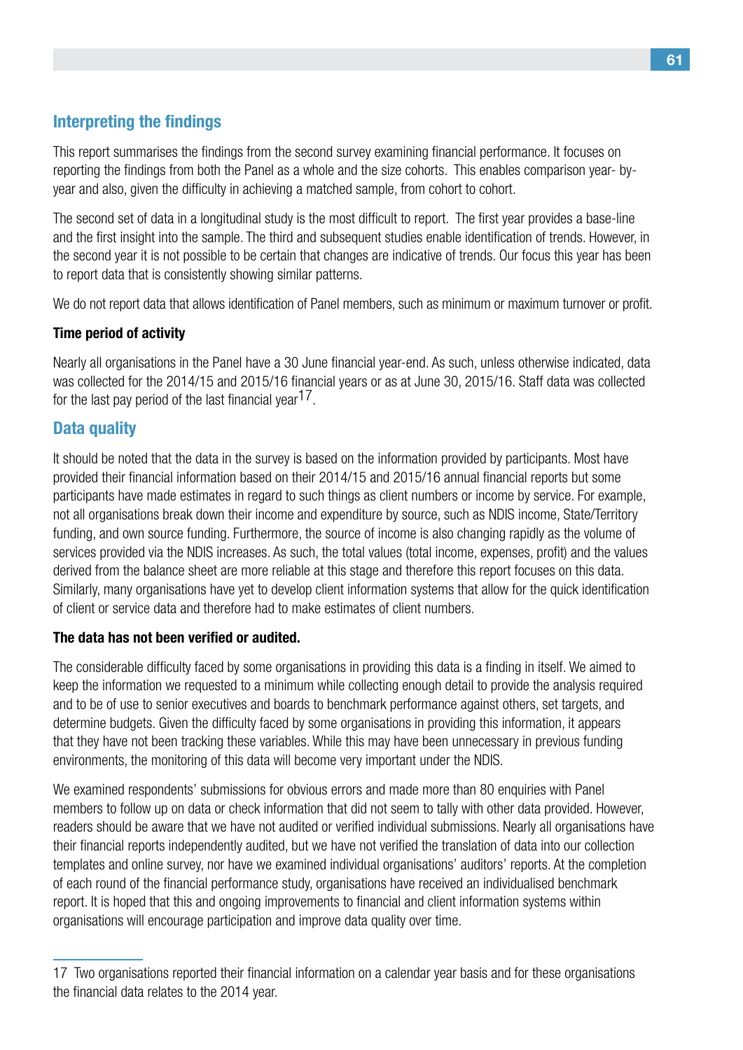## Interpreting the findings

This report summarises the findings from the second survey examining financial performance. It focuses on reporting the findings from both the Panel as a whole and the size cohorts. This enables comparison year- by-year and also, given the difficulty in achieving a matched sample, from cohort to cohort.

The second set of data in a longitudinal study is the most difficult to report. The first year provides a base-line and the first insight into the sample. The third and subsequent studies enable identification of trends. However, in the second year it is not possible to be certain that changes are indicative of trends. Our focus this year has been to report data that is consistently showing similar patterns.

We do not report data that allows identification of Panel members, such as minimum or maximum turnover or profit.

**Time period of activity**

Nearly all organisations in the Panel have a 30 June financial year-end. As such, unless otherwise indicated, data was collected for the 2014/15 and 2015/16 financial years or as at June 30, 2015/16. Staff data was collected for the last pay period of the last financial year[17].

## Data quality

It should be noted that the data in the survey is based on the information provided by participants. Most have provided their financial information based on their 2014/15 and 2015/16 annual financial reports but some participants have made estimates in regard to such things as client numbers or income by service. For example, not all organisations break down their income and expenditure by source, such as NDIS income, State/Territory funding, and own source funding. Furthermore, the source of income is also changing rapidly as the volume of services provided via the NDIS increases. As such, the total values (total income, expenses, profit) and the values derived from the balance sheet are more reliable at this stage and therefore this report focuses on this data. Similarly, many organisations have yet to develop client information systems that allow for the quick identification of client or service data and therefore had to make estimates of client numbers.

**The data has not been verified or audited.**

The considerable difficulty faced by some organisations in providing this data is a finding in itself. We aimed to keep the information we requested to a minimum while collecting enough detail to provide the analysis required and to be of use to senior executives and boards to benchmark performance against others, set targets, and determine budgets. Given the difficulty faced by some organisations in providing this information, it appears that they have not been tracking these variables. While this may have been unnecessary in previous funding environments, the monitoring of this data will become very important under the NDIS.

We examined respondents' submissions for obvious errors and made more than 80 enquiries with Panel members to follow up on data or check information that did not seem to tally with other data provided. However, readers should be aware that we have not audited or verified individual submissions. Nearly all organisations have their financial reports independently audited, but we have not verified the translation of data into our collection templates and online survey, nor have we examined individual organisations' auditors' reports. At the completion of each round of the financial performance study, organisations have received an individualised benchmark report. It is hoped that this and ongoing improvements to financial and client information systems within organisations will encourage participation and improve data quality over time.

---

17 Two organisations reported their financial information on a calendar year basis and for these organisations the financial data relates to the 2014 year.